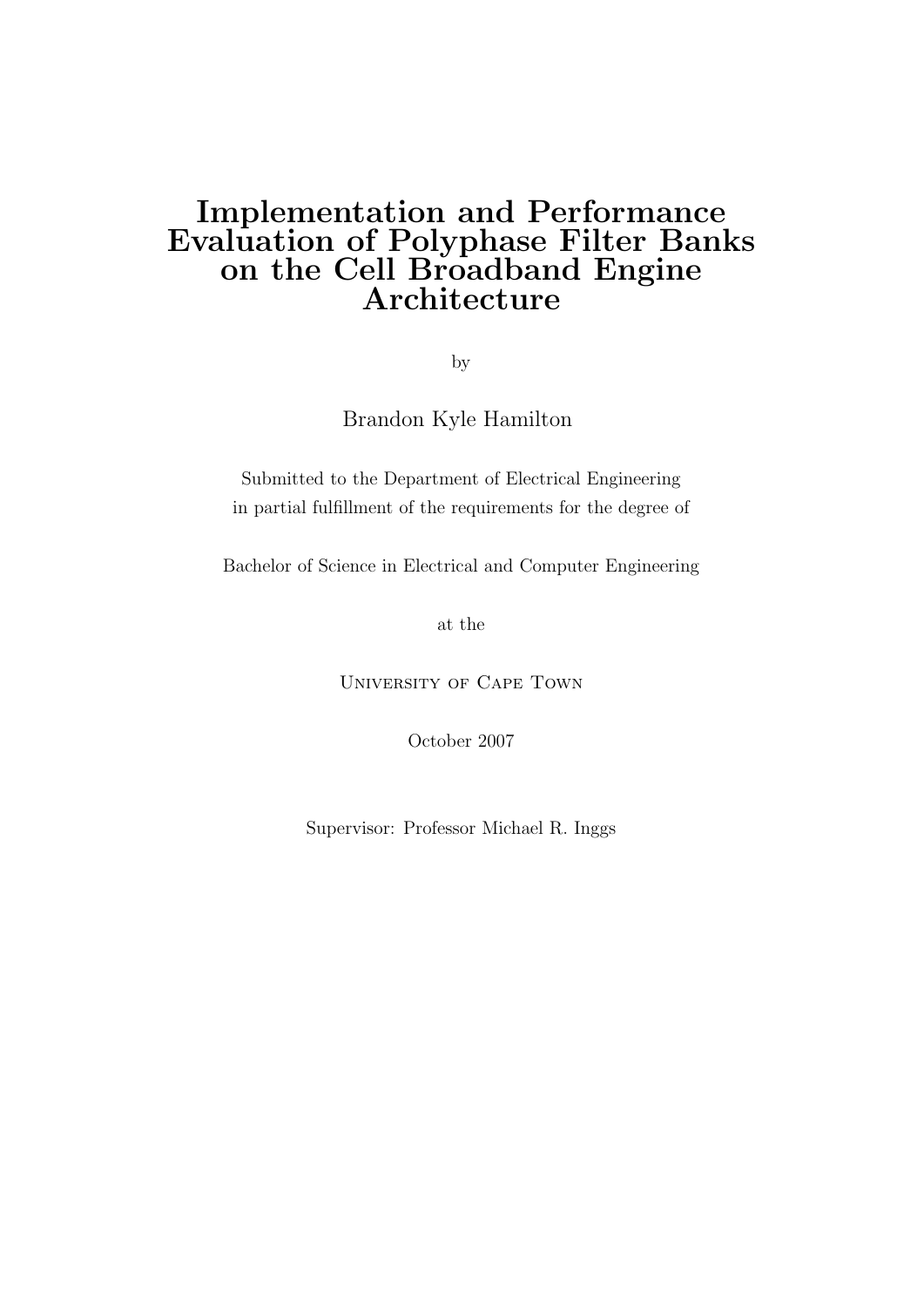# Implementation and Performance Evaluation of Polyphase Filter Banks on the Cell Broadband Engine Architecture

by

Brandon Kyle Hamilton

Submitted to the Department of Electrical Engineering
in partial fulfillment of the requirements for the degree of

Bachelor of Science in Electrical and Computer Engineering

at the

University of Cape Town

October 2007

Supervisor: Professor Michael R. Inggs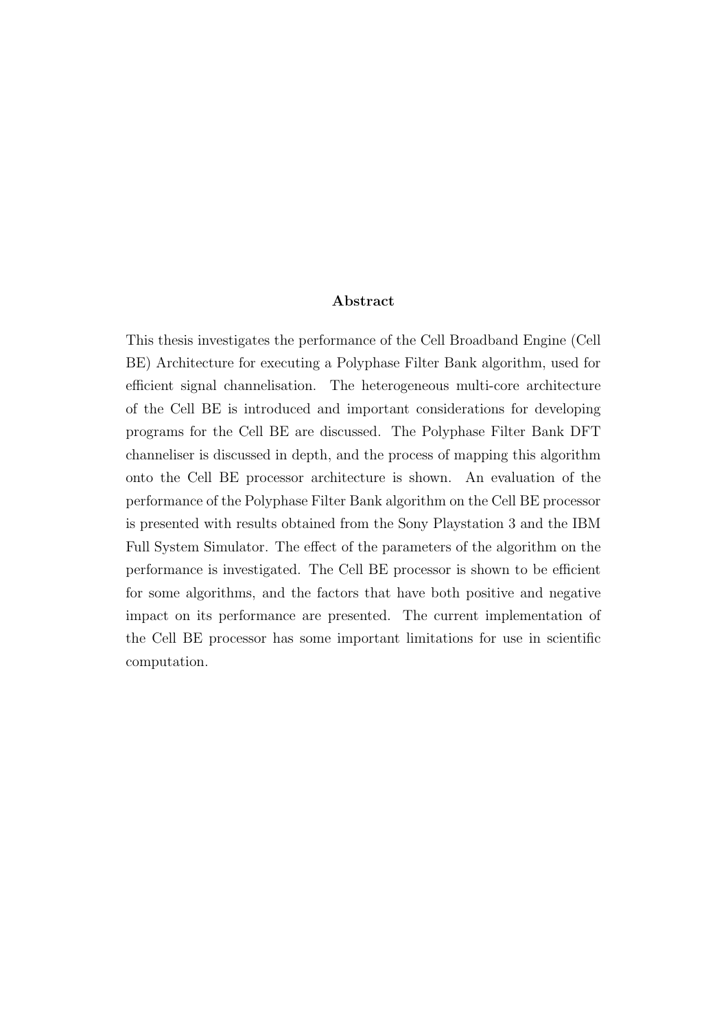## Abstract

This thesis investigates the performance of the Cell Broadband Engine (Cell BE) Architecture for executing a Polyphase Filter Bank algorithm, used for efficient signal channelisation. The heterogeneous multi-core architecture of the Cell BE is introduced and important considerations for developing programs for the Cell BE are discussed. The Polyphase Filter Bank DFT channeliser is discussed in depth, and the process of mapping this algorithm onto the Cell BE processor architecture is shown. An evaluation of the performance of the Polyphase Filter Bank algorithm on the Cell BE processor is presented with results obtained from the Sony Playstation 3 and the IBM Full System Simulator. The effect of the parameters of the algorithm on the performance is investigated. The Cell BE processor is shown to be efficient for some algorithms, and the factors that have both positive and negative impact on its performance are presented. The current implementation of the Cell BE processor has some important limitations for use in scientific computation.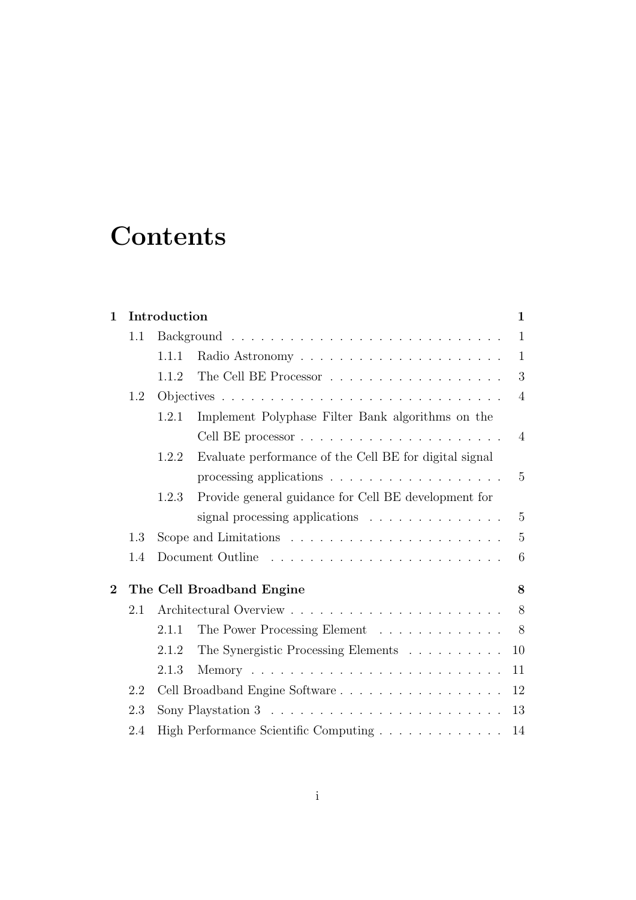# Contents

**1 Introduction** **1**

- 1.1 Background . . . . . . . . . . . . . . . . . . . . . . . . . . . . 1
  - 1.1.1 Radio Astronomy . . . . . . . . . . . . . . . . . . . . . 1
  - 1.1.2 The Cell BE Processor . . . . . . . . . . . . . . . . . . 3
- 1.2 Objectives . . . . . . . . . . . . . . . . . . . . . . . . . . . . 4
  - 1.2.1 Implement Polyphase Filter Bank algorithms on the Cell BE processor . . . . . . . . . . . . . . . . . . . . . 4
  - 1.2.2 Evaluate performance of the Cell BE for digital signal processing applications . . . . . . . . . . . . . . . . . . 5
  - 1.2.3 Provide general guidance for Cell BE development for signal processing applications . . . . . . . . . . . . . . 5
- 1.3 Scope and Limitations . . . . . . . . . . . . . . . . . . . . . . 5
- 1.4 Document Outline . . . . . . . . . . . . . . . . . . . . . . . . 6

**2 The Cell Broadband Engine** **8**

- 2.1 Architectural Overview . . . . . . . . . . . . . . . . . . . . . . 8
  - 2.1.1 The Power Processing Element . . . . . . . . . . . . . 8
  - 2.1.2 The Synergistic Processing Elements . . . . . . . . . . 10
  - 2.1.3 Memory . . . . . . . . . . . . . . . . . . . . . . . . . . 11
- 2.2 Cell Broadband Engine Software . . . . . . . . . . . . . . . . . 12
- 2.3 Sony Playstation 3 . . . . . . . . . . . . . . . . . . . . . . . . 13
- 2.4 High Performance Scientific Computing . . . . . . . . . . . . . 14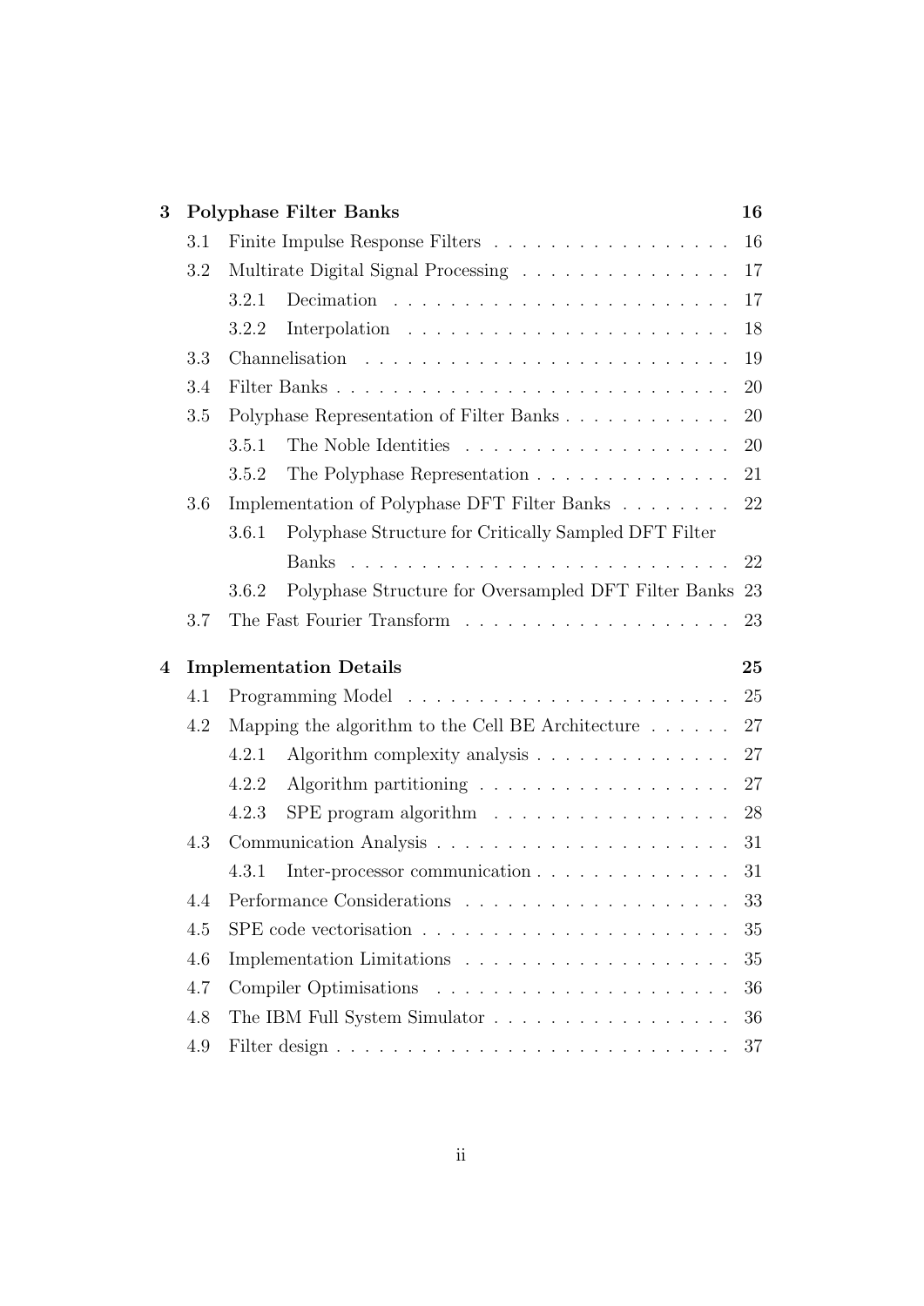| | | | |
|---|---|---|---|
| **3** | **Polyphase Filter Banks** | | **16** |
| | 3.1 | Finite Impulse Response Filters | 16 |
| | 3.2 | Multirate Digital Signal Processing | 17 |
| | | 3.2.1 Decimation | 17 |
| | | 3.2.2 Interpolation | 18 |
| | 3.3 | Channelisation | 19 |
| | 3.4 | Filter Banks | 20 |
| | 3.5 | Polyphase Representation of Filter Banks | 20 |
| | | 3.5.1 The Noble Identities | 20 |
| | | 3.5.2 The Polyphase Representation | 21 |
| | 3.6 | Implementation of Polyphase DFT Filter Banks | 22 |
| | | 3.6.1 Polyphase Structure for Critically Sampled DFT Filter Banks | 22 |
| | | 3.6.2 Polyphase Structure for Oversampled DFT Filter Banks | 23 |
| | 3.7 | The Fast Fourier Transform | 23 |
| **4** | **Implementation Details** | | **25** |
| | 4.1 | Programming Model | 25 |
| | 4.2 | Mapping the algorithm to the Cell BE Architecture | 27 |
| | | 4.2.1 Algorithm complexity analysis | 27 |
| | | 4.2.2 Algorithm partitioning | 27 |
| | | 4.2.3 SPE program algorithm | 28 |
| | 4.3 | Communication Analysis | 31 |
| | | 4.3.1 Inter-processor communication | 31 |
| | 4.4 | Performance Considerations | 33 |
| | 4.5 | SPE code vectorisation | 35 |
| | 4.6 | Implementation Limitations | 35 |
| | 4.7 | Compiler Optimisations | 36 |
| | 4.8 | The IBM Full System Simulator | 36 |
| | 4.9 | Filter design | 37 |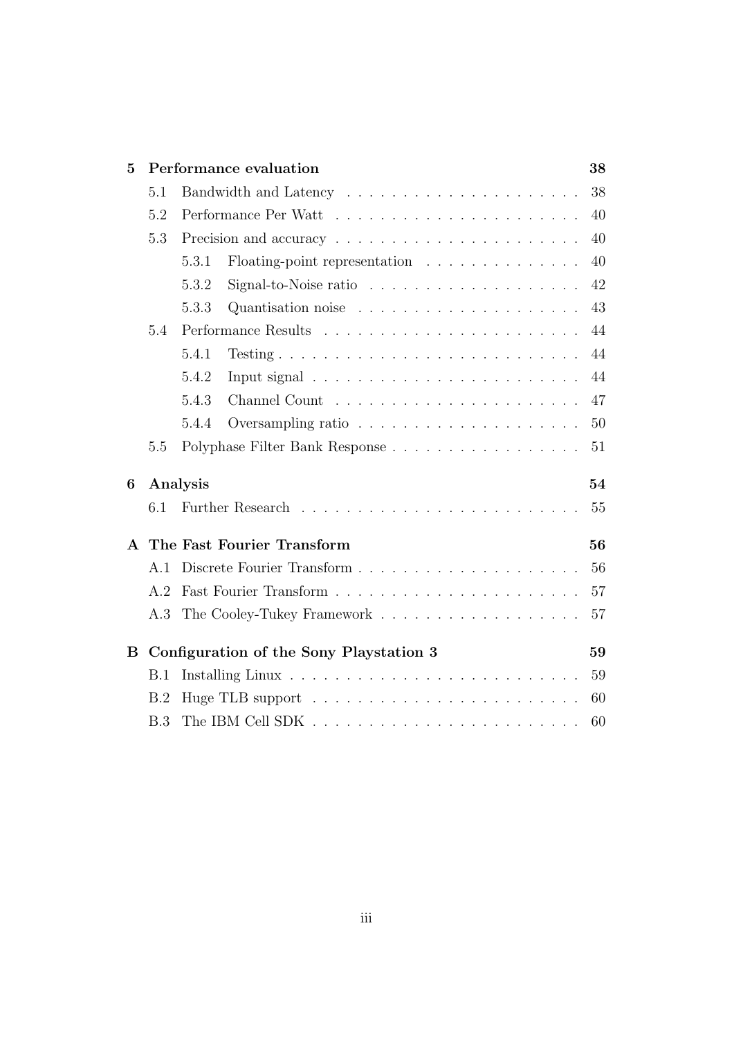| | | |
|---|---|---|
| **5** | **Performance evaluation** | **38** |
| 5.1 | Bandwidth and Latency | 38 |
| 5.2 | Performance Per Watt | 40 |
| 5.3 | Precision and accuracy | 40 |
| 5.3.1 | Floating-point representation | 40 |
| 5.3.2 | Signal-to-Noise ratio | 42 |
| 5.3.3 | Quantisation noise | 43 |
| 5.4 | Performance Results | 44 |
| 5.4.1 | Testing | 44 |
| 5.4.2 | Input signal | 44 |
| 5.4.3 | Channel Count | 47 |
| 5.4.4 | Oversampling ratio | 50 |
| 5.5 | Polyphase Filter Bank Response | 51 |
| **6** | **Analysis** | **54** |
| 6.1 | Further Research | 55 |
| **A** | **The Fast Fourier Transform** | **56** |
| A.1 | Discrete Fourier Transform | 56 |
| A.2 | Fast Fourier Transform | 57 |
| A.3 | The Cooley-Tukey Framework | 57 |
| **B** | **Configuration of the Sony Playstation 3** | **59** |
| B.1 | Installing Linux | 59 |
| B.2 | Huge TLB support | 60 |
| B.3 | The IBM Cell SDK | 60 |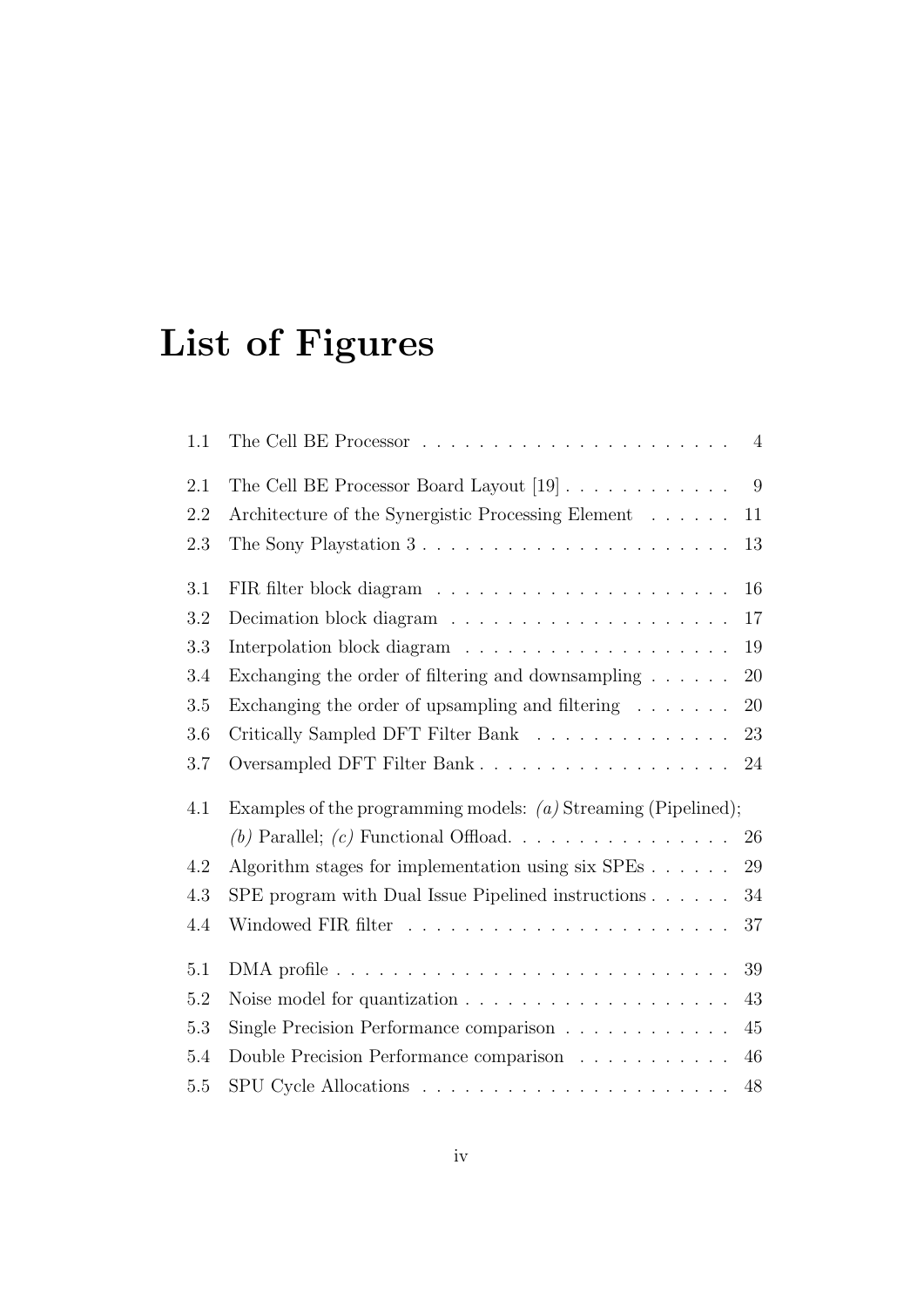# List of Figures

| | | |
|---|---|---|
| 1.1 | The Cell BE Processor | 4 |
| 2.1 | The Cell BE Processor Board Layout [19] | 9 |
| 2.2 | Architecture of the Synergistic Processing Element | 11 |
| 2.3 | The Sony Playstation 3 | 13 |
| 3.1 | FIR filter block diagram | 16 |
| 3.2 | Decimation block diagram | 17 |
| 3.3 | Interpolation block diagram | 19 |
| 3.4 | Exchanging the order of filtering and downsampling | 20 |
| 3.5 | Exchanging the order of upsampling and filtering | 20 |
| 3.6 | Critically Sampled DFT Filter Bank | 23 |
| 3.7 | Oversampled DFT Filter Bank | 24 |
| 4.1 | Examples of the programming models: *(a)* Streaming (Pipelined); *(b)* Parallel; *(c)* Functional Offload. | 26 |
| 4.2 | Algorithm stages for implementation using six SPEs | 29 |
| 4.3 | SPE program with Dual Issue Pipelined instructions | 34 |
| 4.4 | Windowed FIR filter | 37 |
| 5.1 | DMA profile | 39 |
| 5.2 | Noise model for quantization | 43 |
| 5.3 | Single Precision Performance comparison | 45 |
| 5.4 | Double Precision Performance comparison | 46 |
| 5.5 | SPU Cycle Allocations | 48 |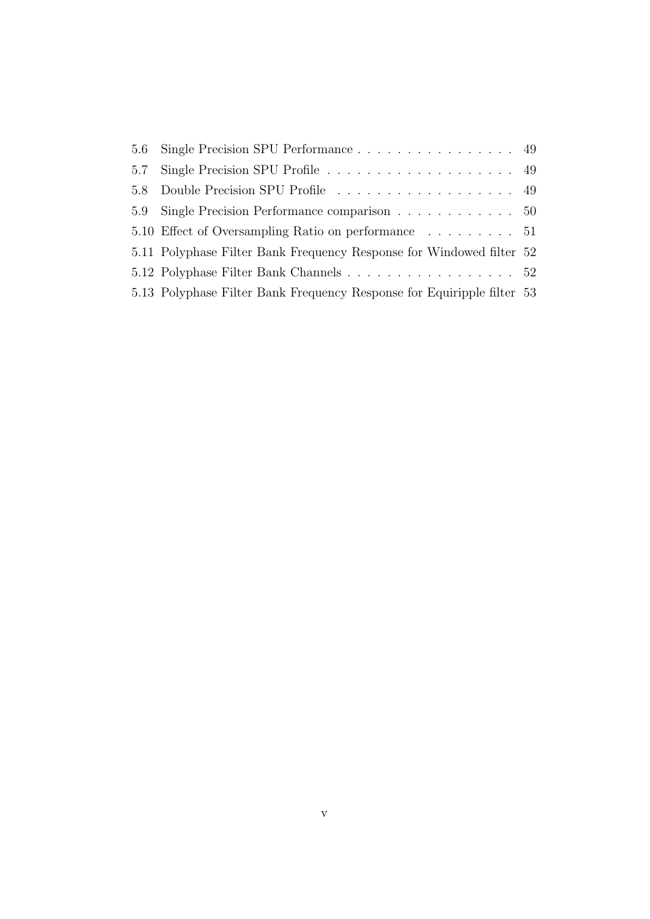5.6 Single Precision SPU Performance . . . . . . . . . . . . . . . . 49

5.7 Single Precision SPU Profile . . . . . . . . . . . . . . . . . . . . 49

5.8 Double Precision SPU Profile . . . . . . . . . . . . . . . . . . . 49

5.9 Single Precision Performance comparison . . . . . . . . . . . . 50

5.10 Effect of Oversampling Ratio on performance . . . . . . . . . 51

5.11 Polyphase Filter Bank Frequency Response for Windowed filter 52

5.12 Polyphase Filter Bank Channels . . . . . . . . . . . . . . . . . 52

5.13 Polyphase Filter Bank Frequency Response for Equiripple filter 53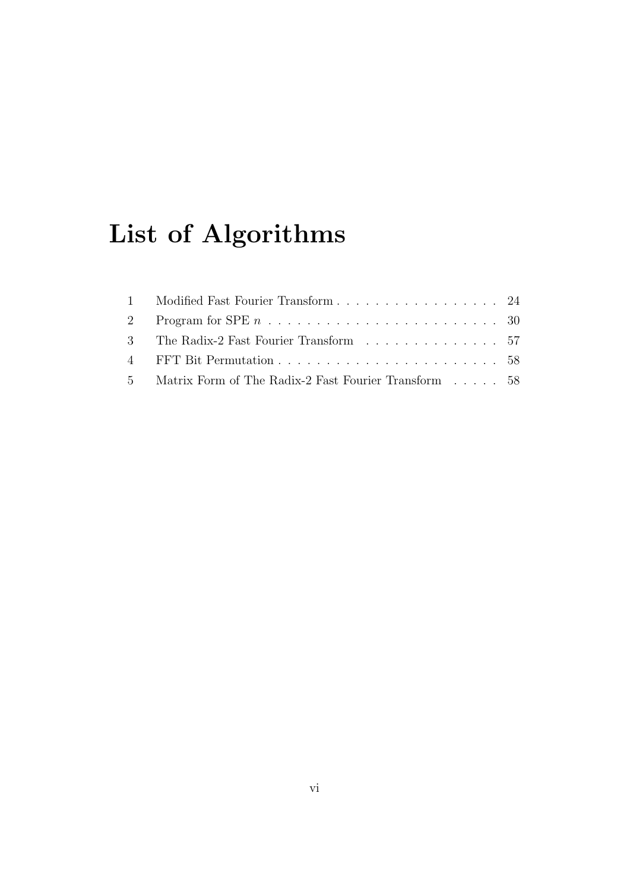# List of Algorithms

| | | |
|---|---|---|
| 1 | Modified Fast Fourier Transform | 24 |
| 2 | Program for SPE $n$ | 30 |
| 3 | The Radix-2 Fast Fourier Transform | 57 |
| 4 | FFT Bit Permutation | 58 |
| 5 | Matrix Form of The Radix-2 Fast Fourier Transform | 58 |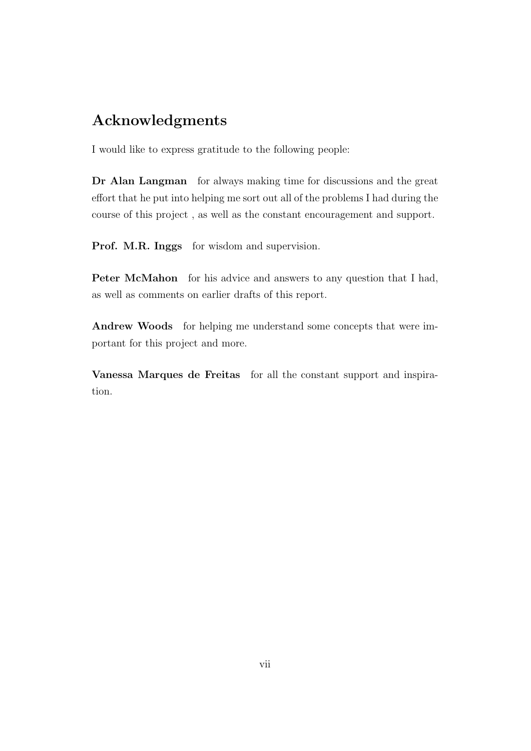## Acknowledgments

I would like to express gratitude to the following people:

**Dr Alan Langman** for always making time for discussions and the great effort that he put into helping me sort out all of the problems I had during the course of this project , as well as the constant encouragement and support.

**Prof. M.R. Inggs** for wisdom and supervision.

**Peter McMahon** for his advice and answers to any question that I had, as well as comments on earlier drafts of this report.

**Andrew Woods** for helping me understand some concepts that were important for this project and more.

**Vanessa Marques de Freitas** for all the constant support and inspiration.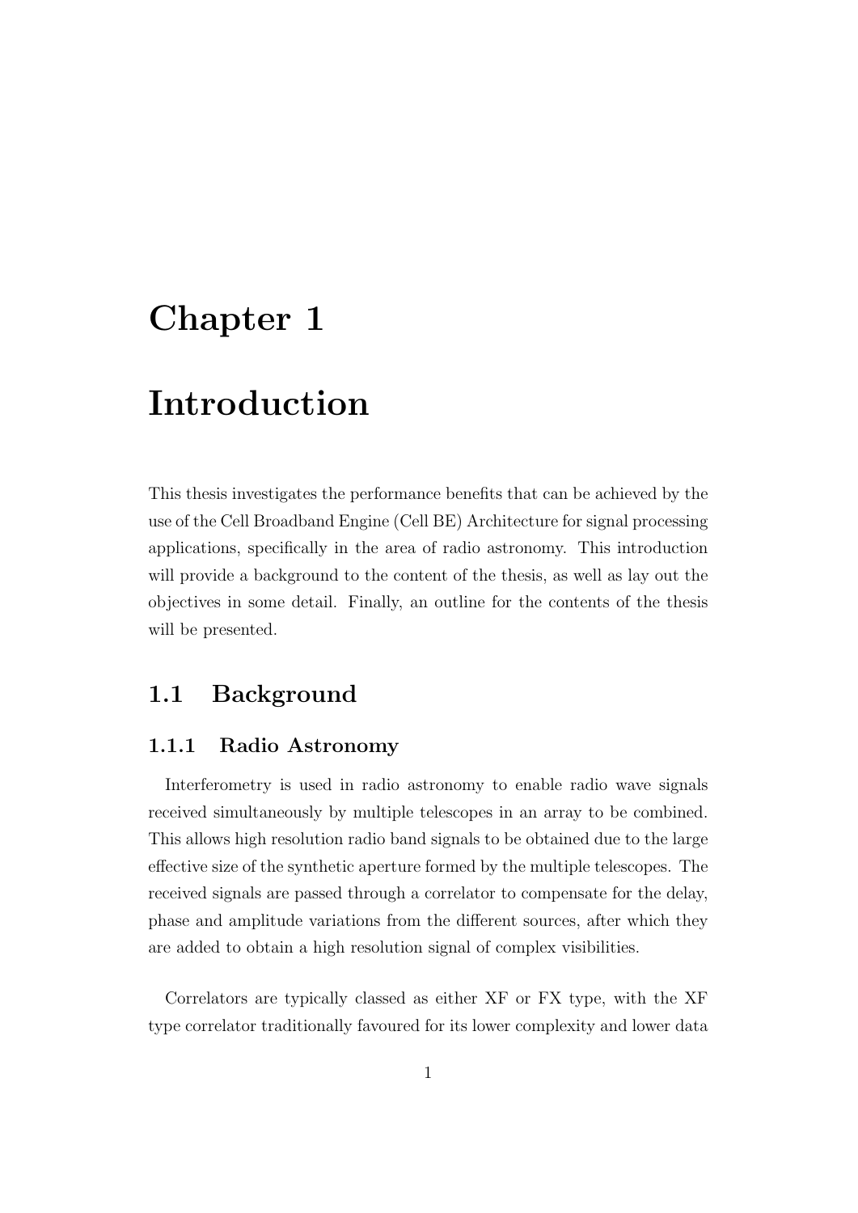# Chapter 1

# Introduction

This thesis investigates the performance benefits that can be achieved by the use of the Cell Broadband Engine (Cell BE) Architecture for signal processing applications, specifically in the area of radio astronomy. This introduction will provide a background to the content of the thesis, as well as lay out the objectives in some detail. Finally, an outline for the contents of the thesis will be presented.

## 1.1 Background

### 1.1.1 Radio Astronomy

Interferometry is used in radio astronomy to enable radio wave signals received simultaneously by multiple telescopes in an array to be combined. This allows high resolution radio band signals to be obtained due to the large effective size of the synthetic aperture formed by the multiple telescopes. The received signals are passed through a correlator to compensate for the delay, phase and amplitude variations from the different sources, after which they are added to obtain a high resolution signal of complex visibilities.

Correlators are typically classed as either XF or FX type, with the XF type correlator traditionally favoured for its lower complexity and lower data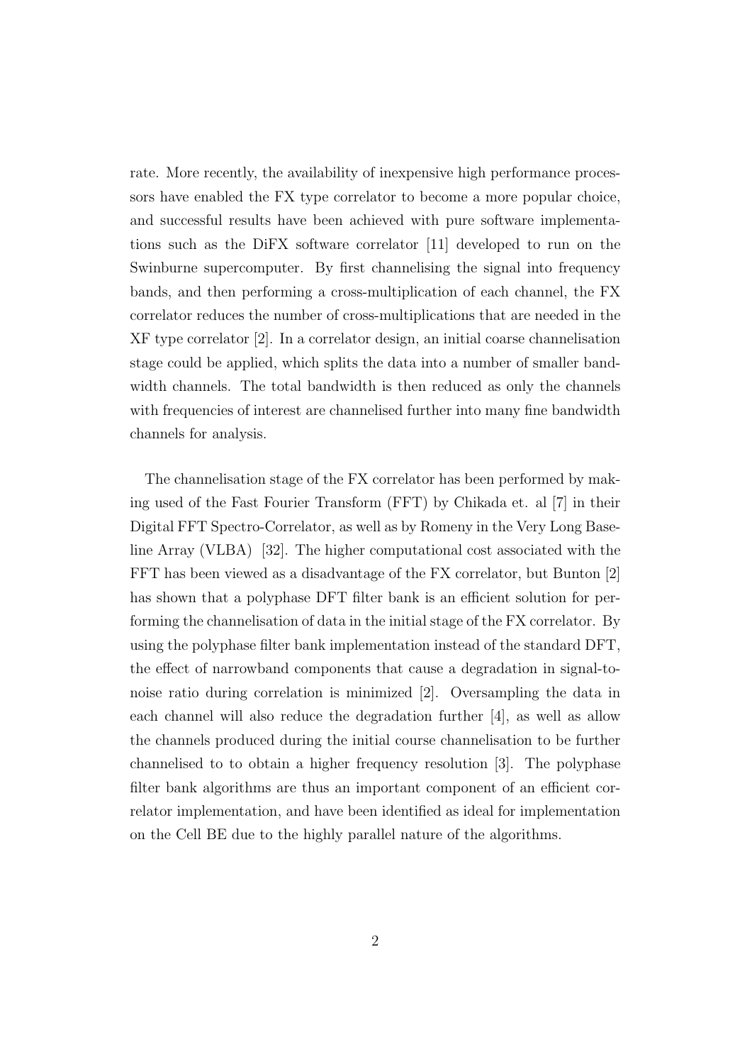rate. More recently, the availability of inexpensive high performance processors have enabled the FX type correlator to become a more popular choice, and successful results have been achieved with pure software implementations such as the DiFX software correlator [11] developed to run on the Swinburne supercomputer. By first channelising the signal into frequency bands, and then performing a cross-multiplication of each channel, the FX correlator reduces the number of cross-multiplications that are needed in the XF type correlator [2]. In a correlator design, an initial coarse channelisation stage could be applied, which splits the data into a number of smaller bandwidth channels. The total bandwidth is then reduced as only the channels with frequencies of interest are channelised further into many fine bandwidth channels for analysis.

The channelisation stage of the FX correlator has been performed by making used of the Fast Fourier Transform (FFT) by Chikada et. al [7] in their Digital FFT Spectro-Correlator, as well as by Romeny in the Very Long Baseline Array (VLBA) [32]. The higher computational cost associated with the FFT has been viewed as a disadvantage of the FX correlator, but Bunton [2] has shown that a polyphase DFT filter bank is an efficient solution for performing the channelisation of data in the initial stage of the FX correlator. By using the polyphase filter bank implementation instead of the standard DFT, the effect of narrowband components that cause a degradation in signal-to-noise ratio during correlation is minimized [2]. Oversampling the data in each channel will also reduce the degradation further [4], as well as allow the channels produced during the initial course channelisation to be further channelised to to obtain a higher frequency resolution [3]. The polyphase filter bank algorithms are thus an important component of an efficient correlator implementation, and have been identified as ideal for implementation on the Cell BE due to the highly parallel nature of the algorithms.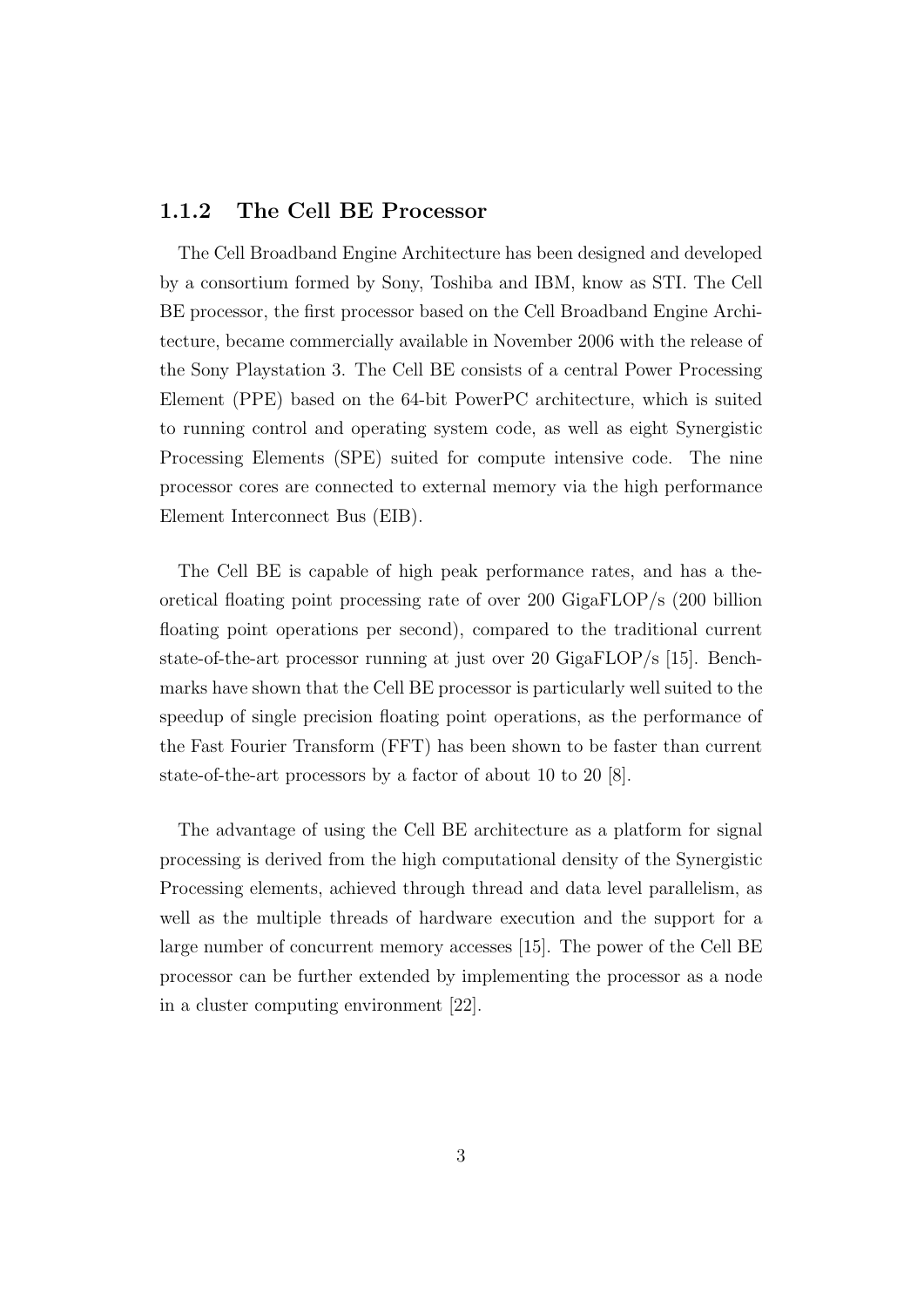### 1.1.2 The Cell BE Processor

The Cell Broadband Engine Architecture has been designed and developed by a consortium formed by Sony, Toshiba and IBM, know as STI. The Cell BE processor, the first processor based on the Cell Broadband Engine Architecture, became commercially available in November 2006 with the release of the Sony Playstation 3. The Cell BE consists of a central Power Processing Element (PPE) based on the 64-bit PowerPC architecture, which is suited to running control and operating system code, as well as eight Synergistic Processing Elements (SPE) suited for compute intensive code. The nine processor cores are connected to external memory via the high performance Element Interconnect Bus (EIB).

The Cell BE is capable of high peak performance rates, and has a theoretical floating point processing rate of over 200 GigaFLOP/s (200 billion floating point operations per second), compared to the traditional current state-of-the-art processor running at just over 20 GigaFLOP/s [15]. Benchmarks have shown that the Cell BE processor is particularly well suited to the speedup of single precision floating point operations, as the performance of the Fast Fourier Transform (FFT) has been shown to be faster than current state-of-the-art processors by a factor of about 10 to 20 [8].

The advantage of using the Cell BE architecture as a platform for signal processing is derived from the high computational density of the Synergistic Processing elements, achieved through thread and data level parallelism, as well as the multiple threads of hardware execution and the support for a large number of concurrent memory accesses [15]. The power of the Cell BE processor can be further extended by implementing the processor as a node in a cluster computing environment [22].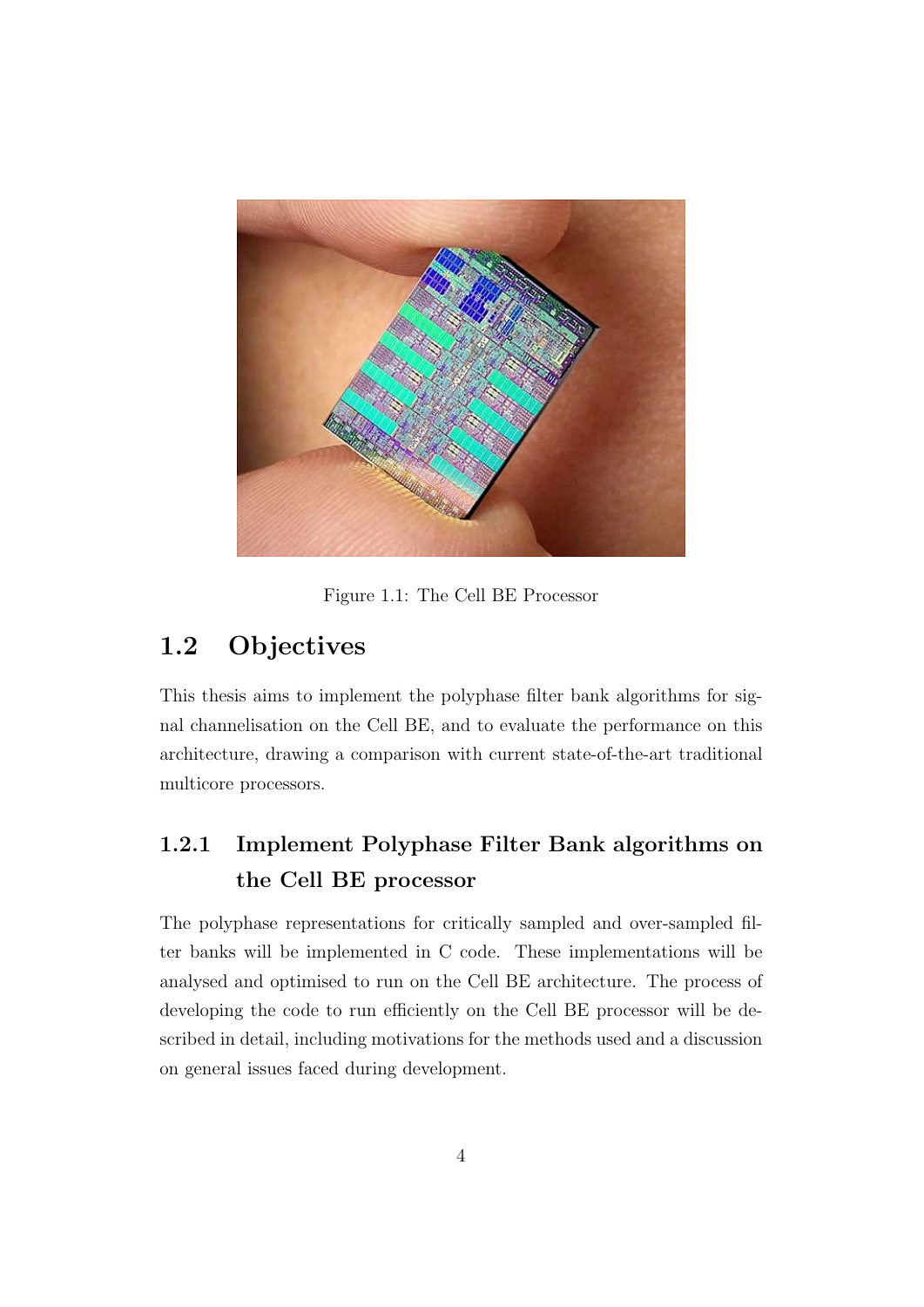Figure 1.1: The Cell BE Processor

## 1.2 Objectives

This thesis aims to implement the polyphase filter bank algorithms for signal channelisation on the Cell BE, and to evaluate the performance on this architecture, drawing a comparison with current state-of-the-art traditional multicore processors.

### 1.2.1 Implement Polyphase Filter Bank algorithms on the Cell BE processor

The polyphase representations for critically sampled and over-sampled filter banks will be implemented in C code. These implementations will be analysed and optimised to run on the Cell BE architecture. The process of developing the code to run efficiently on the Cell BE processor will be described in detail, including motivations for the methods used and a discussion on general issues faced during development.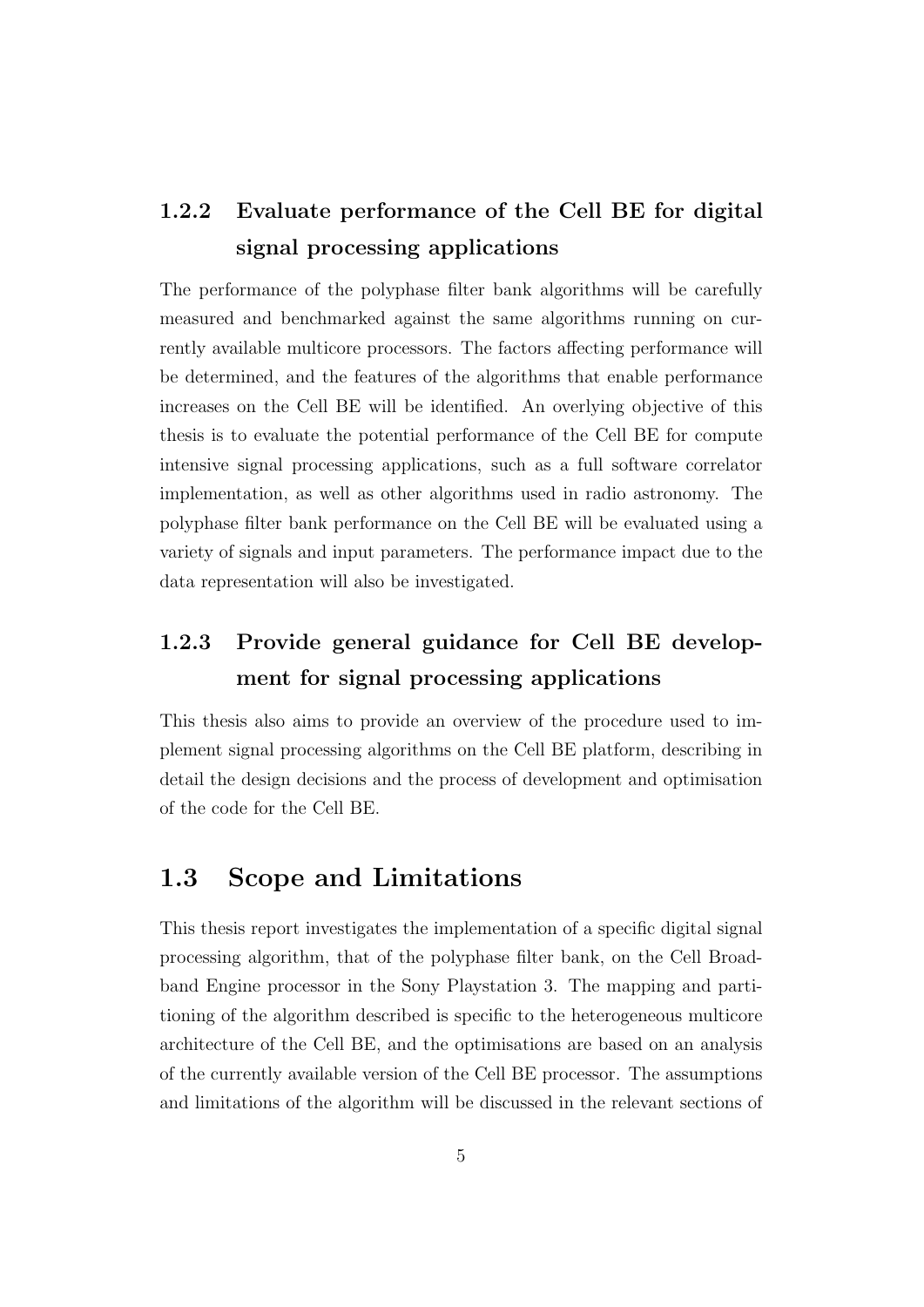### 1.2.2 Evaluate performance of the Cell BE for digital signal processing applications

The performance of the polyphase filter bank algorithms will be carefully measured and benchmarked against the same algorithms running on currently available multicore processors. The factors affecting performance will be determined, and the features of the algorithms that enable performance increases on the Cell BE will be identified. An overlying objective of this thesis is to evaluate the potential performance of the Cell BE for compute intensive signal processing applications, such as a full software correlator implementation, as well as other algorithms used in radio astronomy. The polyphase filter bank performance on the Cell BE will be evaluated using a variety of signals and input parameters. The performance impact due to the data representation will also be investigated.

### 1.2.3 Provide general guidance for Cell BE development for signal processing applications

This thesis also aims to provide an overview of the procedure used to implement signal processing algorithms on the Cell BE platform, describing in detail the design decisions and the process of development and optimisation of the code for the Cell BE.

## 1.3 Scope and Limitations

This thesis report investigates the implementation of a specific digital signal processing algorithm, that of the polyphase filter bank, on the Cell Broadband Engine processor in the Sony Playstation 3. The mapping and partitioning of the algorithm described is specific to the heterogeneous multicore architecture of the Cell BE, and the optimisations are based on an analysis of the currently available version of the Cell BE processor. The assumptions and limitations of the algorithm will be discussed in the relevant sections of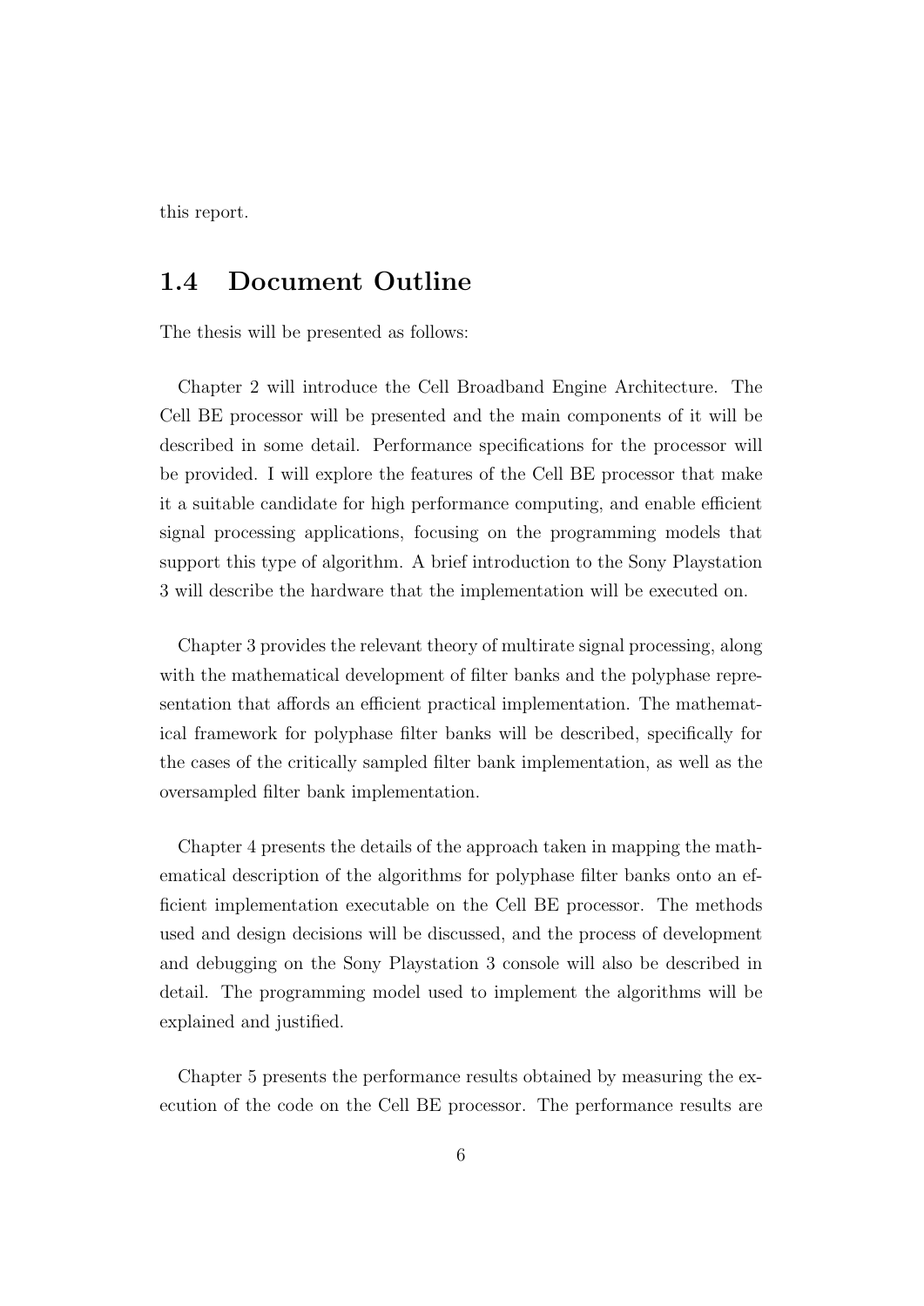this report.

## 1.4 Document Outline

The thesis will be presented as follows:

Chapter 2 will introduce the Cell Broadband Engine Architecture. The Cell BE processor will be presented and the main components of it will be described in some detail. Performance specifications for the processor will be provided. I will explore the features of the Cell BE processor that make it a suitable candidate for high performance computing, and enable efficient signal processing applications, focusing on the programming models that support this type of algorithm. A brief introduction to the Sony Playstation 3 will describe the hardware that the implementation will be executed on.

Chapter 3 provides the relevant theory of multirate signal processing, along with the mathematical development of filter banks and the polyphase representation that affords an efficient practical implementation. The mathematical framework for polyphase filter banks will be described, specifically for the cases of the critically sampled filter bank implementation, as well as the oversampled filter bank implementation.

Chapter 4 presents the details of the approach taken in mapping the mathematical description of the algorithms for polyphase filter banks onto an efficient implementation executable on the Cell BE processor. The methods used and design decisions will be discussed, and the process of development and debugging on the Sony Playstation 3 console will also be described in detail. The programming model used to implement the algorithms will be explained and justified.

Chapter 5 presents the performance results obtained by measuring the execution of the code on the Cell BE processor. The performance results are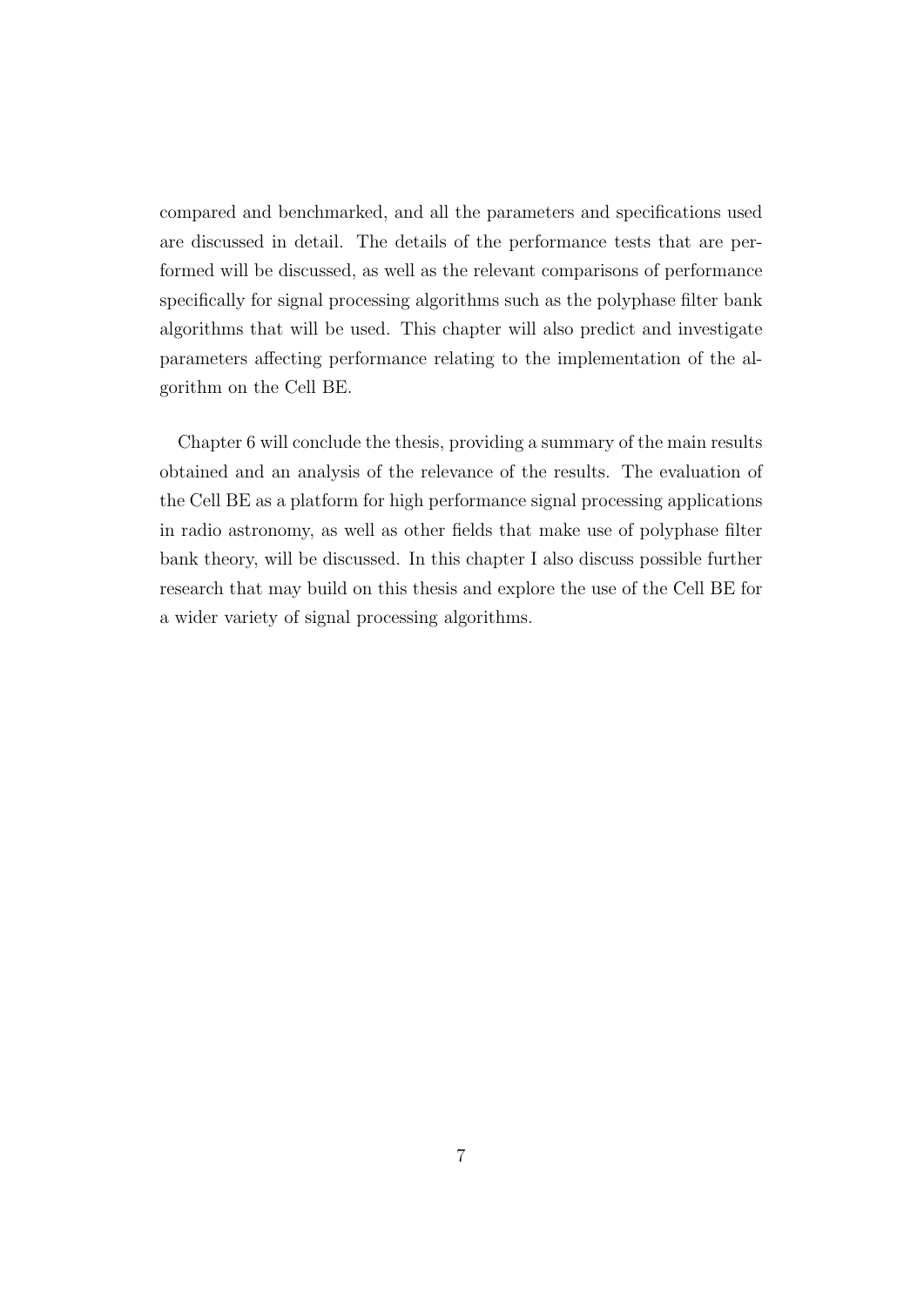compared and benchmarked, and all the parameters and specifications used are discussed in detail. The details of the performance tests that are performed will be discussed, as well as the relevant comparisons of performance specifically for signal processing algorithms such as the polyphase filter bank algorithms that will be used. This chapter will also predict and investigate parameters affecting performance relating to the implementation of the algorithm on the Cell BE.

Chapter 6 will conclude the thesis, providing a summary of the main results obtained and an analysis of the relevance of the results. The evaluation of the Cell BE as a platform for high performance signal processing applications in radio astronomy, as well as other fields that make use of polyphase filter bank theory, will be discussed. In this chapter I also discuss possible further research that may build on this thesis and explore the use of the Cell BE for a wider variety of signal processing algorithms.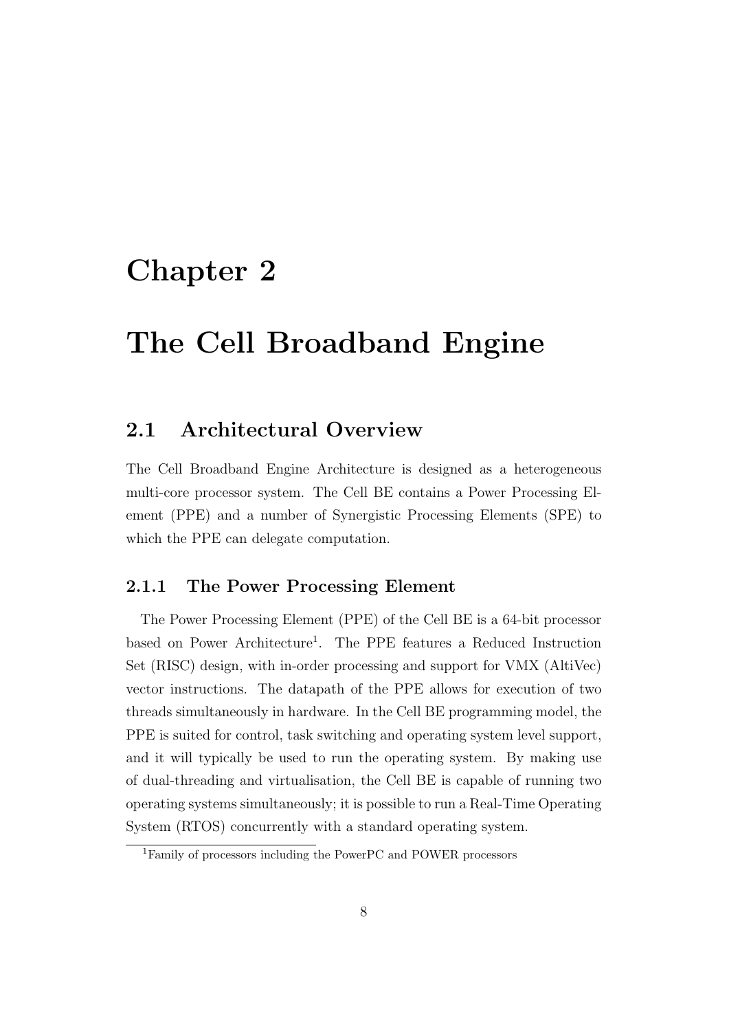# Chapter 2

# The Cell Broadband Engine

## 2.1 Architectural Overview

The Cell Broadband Engine Architecture is designed as a heterogeneous multi-core processor system. The Cell BE contains a Power Processing Element (PPE) and a number of Synergistic Processing Elements (SPE) to which the PPE can delegate computation.

### 2.1.1 The Power Processing Element

The Power Processing Element (PPE) of the Cell BE is a 64-bit processor based on Power Architecture[1]. The PPE features a Reduced Instruction Set (RISC) design, with in-order processing and support for VMX (AltiVec) vector instructions. The datapath of the PPE allows for execution of two threads simultaneously in hardware. In the Cell BE programming model, the PPE is suited for control, task switching and operating system level support, and it will typically be used to run the operating system. By making use of dual-threading and virtualisation, the Cell BE is capable of running two operating systems simultaneously; it is possible to run a Real-Time Operating System (RTOS) concurrently with a standard operating system.

[1] Family of processors including the PowerPC and POWER processors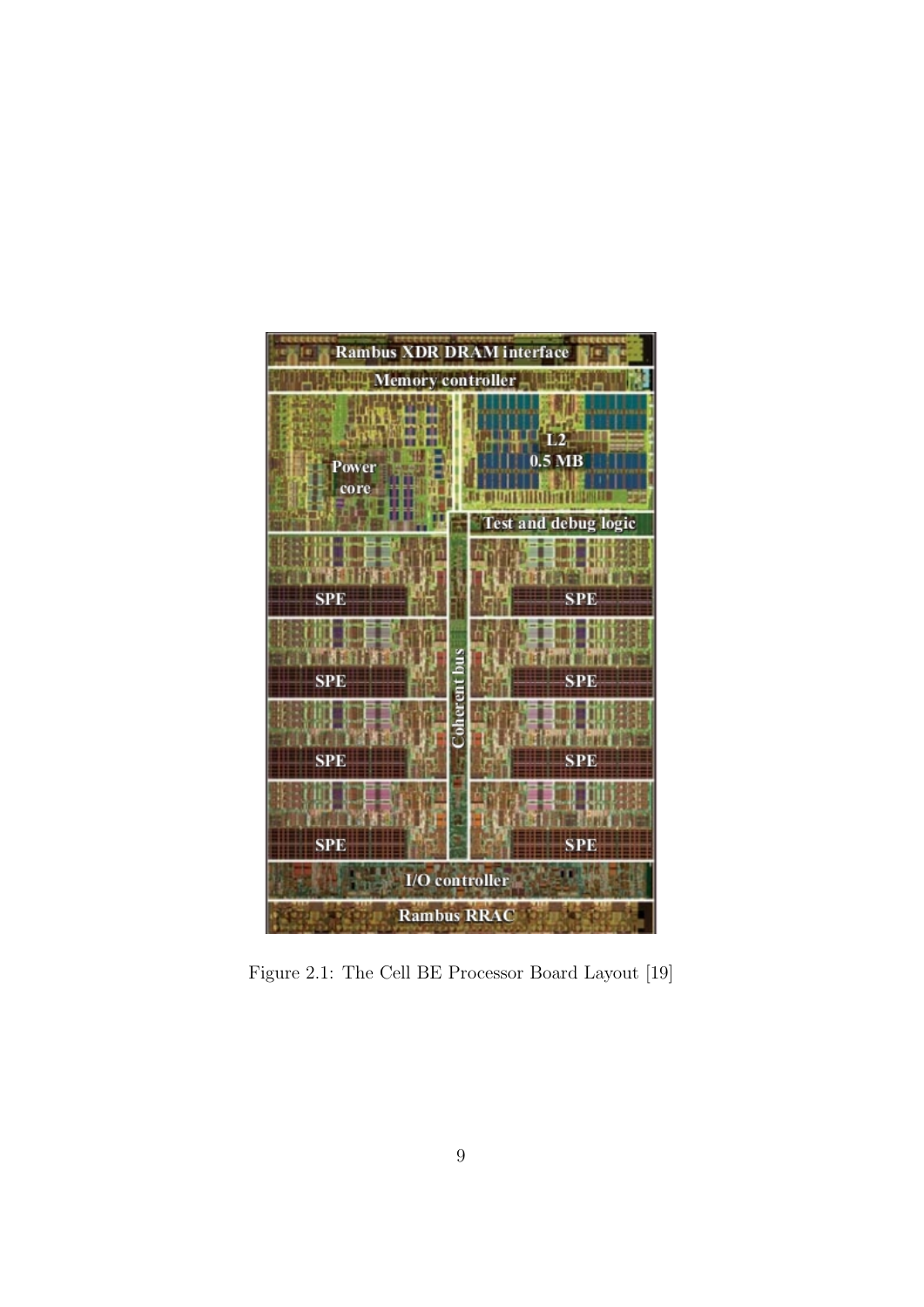Figure 2.1: The Cell BE Processor Board Layout [19]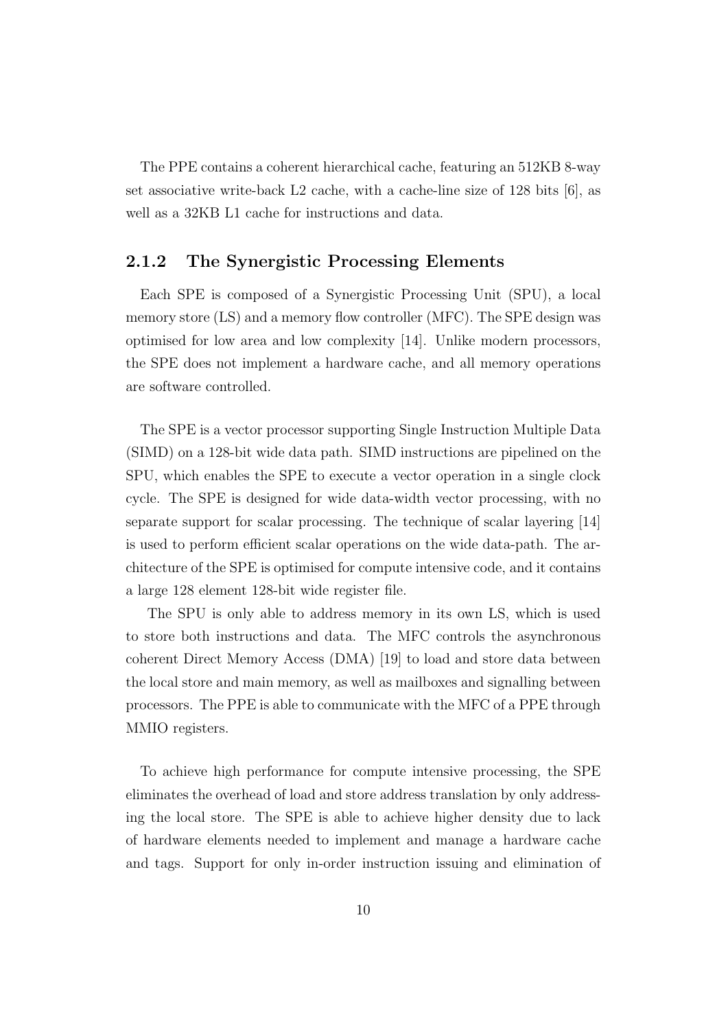The PPE contains a coherent hierarchical cache, featuring an 512KB 8-way set associative write-back L2 cache, with a cache-line size of 128 bits [6], as well as a 32KB L1 cache for instructions and data.

### 2.1.2 The Synergistic Processing Elements

Each SPE is composed of a Synergistic Processing Unit (SPU), a local memory store (LS) and a memory flow controller (MFC). The SPE design was optimised for low area and low complexity [14]. Unlike modern processors, the SPE does not implement a hardware cache, and all memory operations are software controlled.

The SPE is a vector processor supporting Single Instruction Multiple Data (SIMD) on a 128-bit wide data path. SIMD instructions are pipelined on the SPU, which enables the SPE to execute a vector operation in a single clock cycle. The SPE is designed for wide data-width vector processing, with no separate support for scalar processing. The technique of scalar layering [14] is used to perform efficient scalar operations on the wide data-path. The architecture of the SPE is optimised for compute intensive code, and it contains a large 128 element 128-bit wide register file.

The SPU is only able to address memory in its own LS, which is used to store both instructions and data. The MFC controls the asynchronous coherent Direct Memory Access (DMA) [19] to load and store data between the local store and main memory, as well as mailboxes and signalling between processors. The PPE is able to communicate with the MFC of a PPE through MMIO registers.

To achieve high performance for compute intensive processing, the SPE eliminates the overhead of load and store address translation by only addressing the local store. The SPE is able to achieve higher density due to lack of hardware elements needed to implement and manage a hardware cache and tags. Support for only in-order instruction issuing and elimination of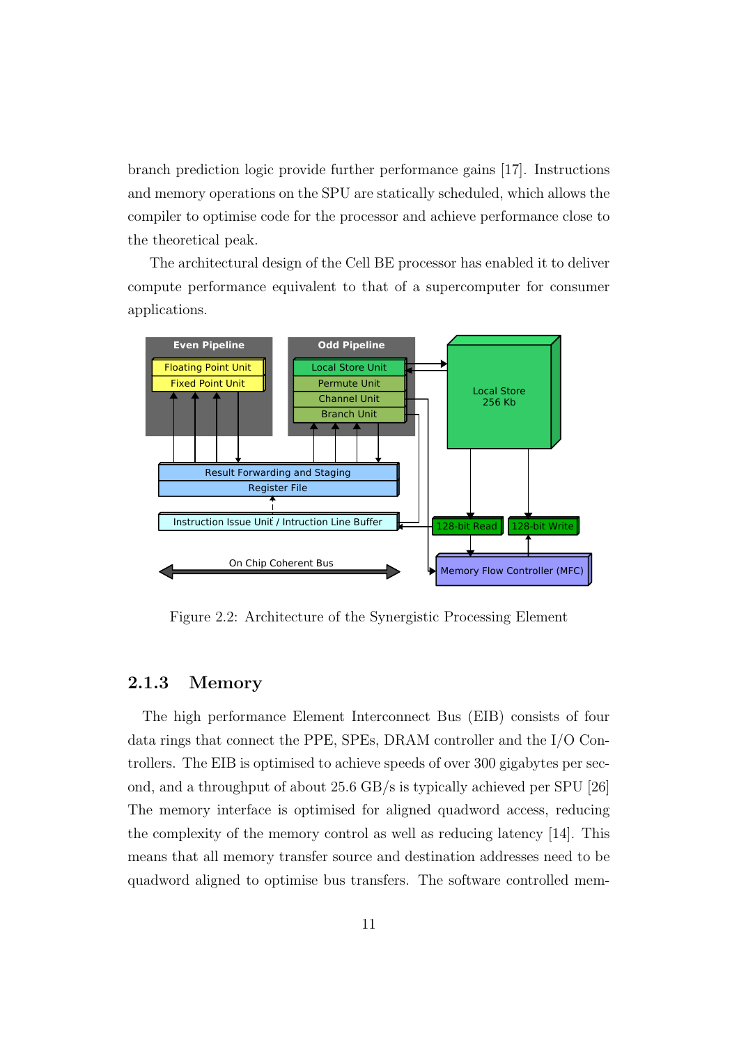branch prediction logic provide further performance gains [17]. Instructions and memory operations on the SPU are statically scheduled, which allows the compiler to optimise code for the processor and achieve performance close to the theoretical peak.

The architectural design of the Cell BE processor has enabled it to deliver compute performance equivalent to that of a supercomputer for consumer applications.

Figure 2.2: Architecture of the Synergistic Processing Element

### 2.1.3 Memory

The high performance Element Interconnect Bus (EIB) consists of four data rings that connect the PPE, SPEs, DRAM controller and the I/O Controllers. The EIB is optimised to achieve speeds of over 300 gigabytes per second, and a throughput of about 25.6 GB/s is typically achieved per SPU [26] The memory interface is optimised for aligned quadword access, reducing the complexity of the memory control as well as reducing latency [14]. This means that all memory transfer source and destination addresses need to be quadword aligned to optimise bus transfers. The software controlled mem-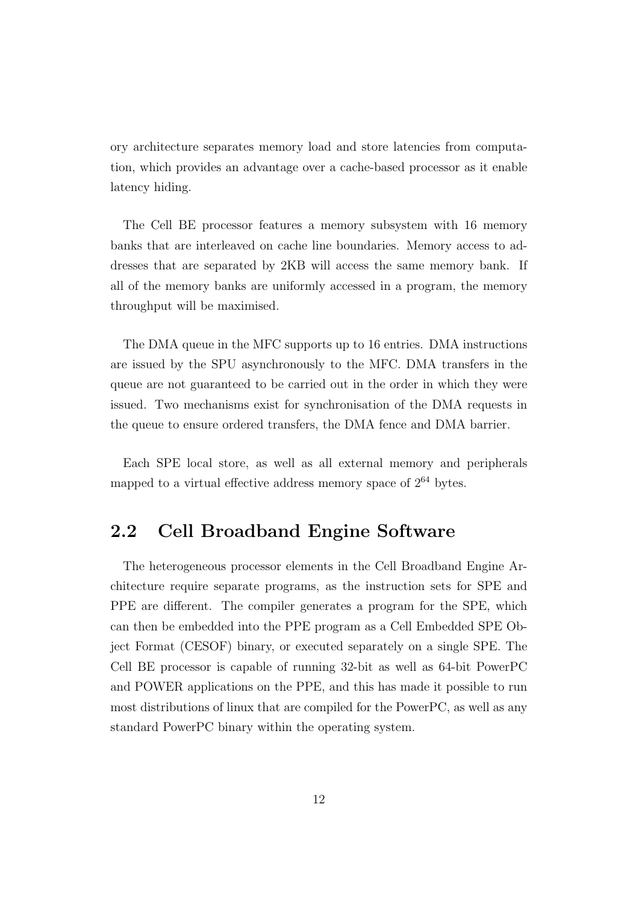ory architecture separates memory load and store latencies from computation, which provides an advantage over a cache-based processor as it enable latency hiding.

The Cell BE processor features a memory subsystem with 16 memory banks that are interleaved on cache line boundaries. Memory access to addresses that are separated by 2KB will access the same memory bank. If all of the memory banks are uniformly accessed in a program, the memory throughput will be maximised.

The DMA queue in the MFC supports up to 16 entries. DMA instructions are issued by the SPU asynchronously to the MFC. DMA transfers in the queue are not guaranteed to be carried out in the order in which they were issued. Two mechanisms exist for synchronisation of the DMA requests in the queue to ensure ordered transfers, the DMA fence and DMA barrier.

Each SPE local store, as well as all external memory and peripherals mapped to a virtual effective address memory space of $2^{64}$ bytes.

## 2.2 Cell Broadband Engine Software

The heterogeneous processor elements in the Cell Broadband Engine Architecture require separate programs, as the instruction sets for SPE and PPE are different. The compiler generates a program for the SPE, which can then be embedded into the PPE program as a Cell Embedded SPE Object Format (CESOF) binary, or executed separately on a single SPE. The Cell BE processor is capable of running 32-bit as well as 64-bit PowerPC and POWER applications on the PPE, and this has made it possible to run most distributions of linux that are compiled for the PowerPC, as well as any standard PowerPC binary within the operating system.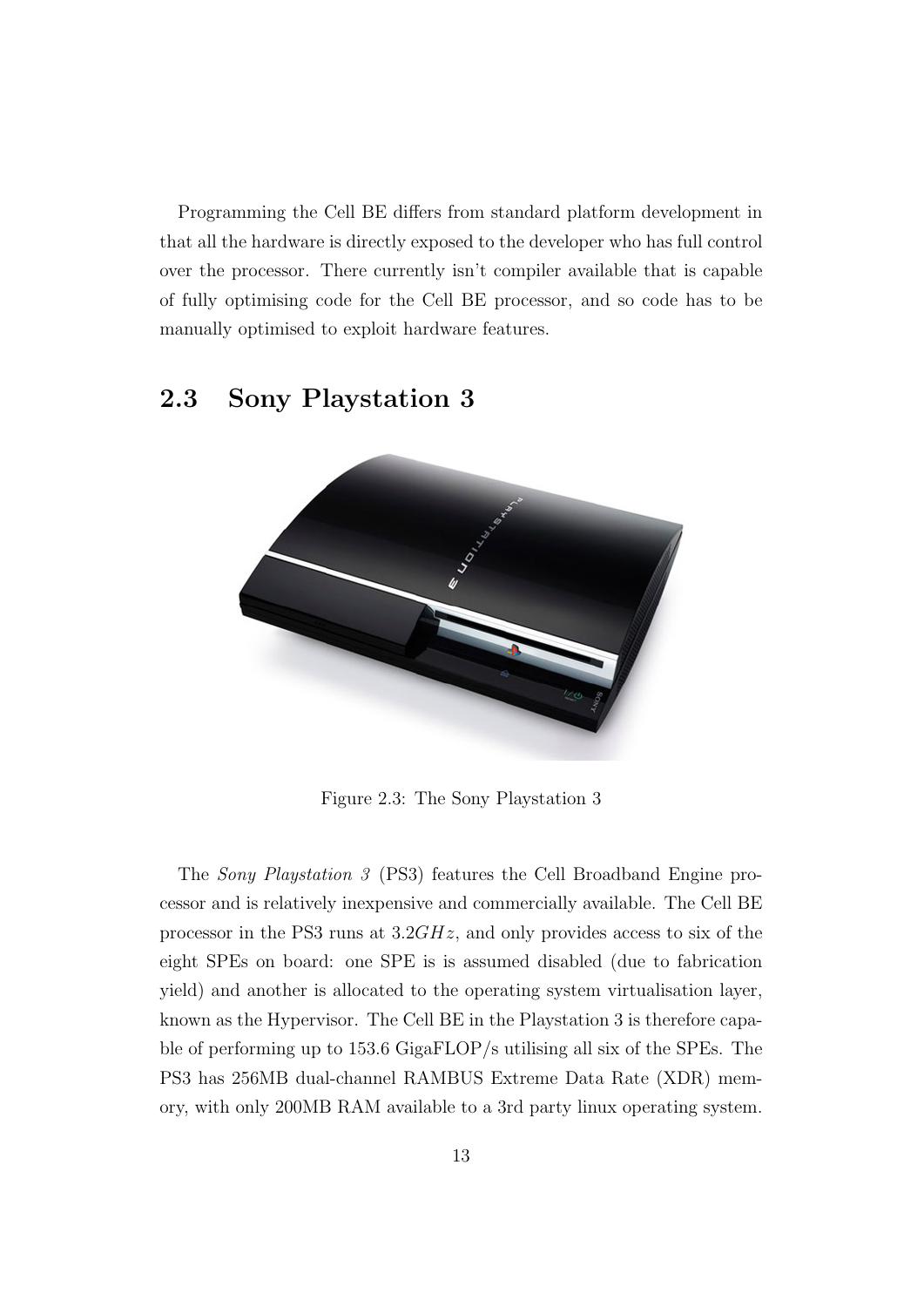Programming the Cell BE differs from standard platform development in that all the hardware is directly exposed to the developer who has full control over the processor. There currently isn't compiler available that is capable of fully optimising code for the Cell BE processor, and so code has to be manually optimised to exploit hardware features.

## 2.3 Sony Playstation 3

Figure 2.3: The Sony Playstation 3

The *Sony Playstation 3* (PS3) features the Cell Broadband Engine processor and is relatively inexpensive and commercially available. The Cell BE processor in the PS3 runs at $3.2GHz$, and only provides access to six of the eight SPEs on board: one SPE is is assumed disabled (due to fabrication yield) and another is allocated to the operating system virtualisation layer, known as the Hypervisor. The Cell BE in the Playstation 3 is therefore capable of performing up to 153.6 GigaFLOP/s utilising all six of the SPEs. The PS3 has 256MB dual-channel RAMBUS Extreme Data Rate (XDR) memory, with only 200MB RAM available to a 3rd party linux operating system.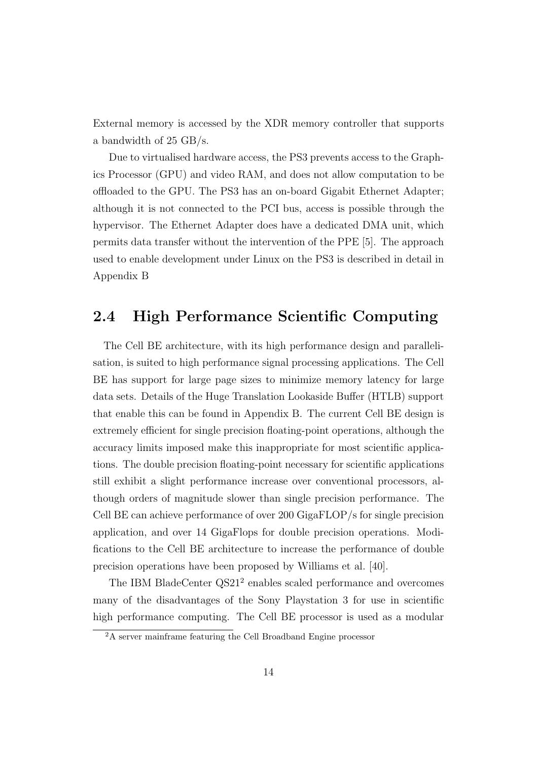External memory is accessed by the XDR memory controller that supports a bandwidth of 25 GB/s.

Due to virtualised hardware access, the PS3 prevents access to the Graphics Processor (GPU) and video RAM, and does not allow computation to be offloaded to the GPU. The PS3 has an on-board Gigabit Ethernet Adapter; although it is not connected to the PCI bus, access is possible through the hypervisor. The Ethernet Adapter does have a dedicated DMA unit, which permits data transfer without the intervention of the PPE [5]. The approach used to enable development under Linux on the PS3 is described in detail in Appendix B

## 2.4 High Performance Scientific Computing

The Cell BE architecture, with its high performance design and parallelisation, is suited to high performance signal processing applications. The Cell BE has support for large page sizes to minimize memory latency for large data sets. Details of the Huge Translation Lookaside Buffer (HTLB) support that enable this can be found in Appendix B. The current Cell BE design is extremely efficient for single precision floating-point operations, although the accuracy limits imposed make this inappropriate for most scientific applications. The double precision floating-point necessary for scientific applications still exhibit a slight performance increase over conventional processors, although orders of magnitude slower than single precision performance. The Cell BE can achieve performance of over 200 GigaFLOP/s for single precision application, and over 14 GigaFlops for double precision operations. Modifications to the Cell BE architecture to increase the performance of double precision operations have been proposed by Williams et al. [40].

The IBM BladeCenter QS21[2] enables scaled performance and overcomes many of the disadvantages of the Sony Playstation 3 for use in scientific high performance computing. The Cell BE processor is used as a modular

[2] A server mainframe featuring the Cell Broadband Engine processor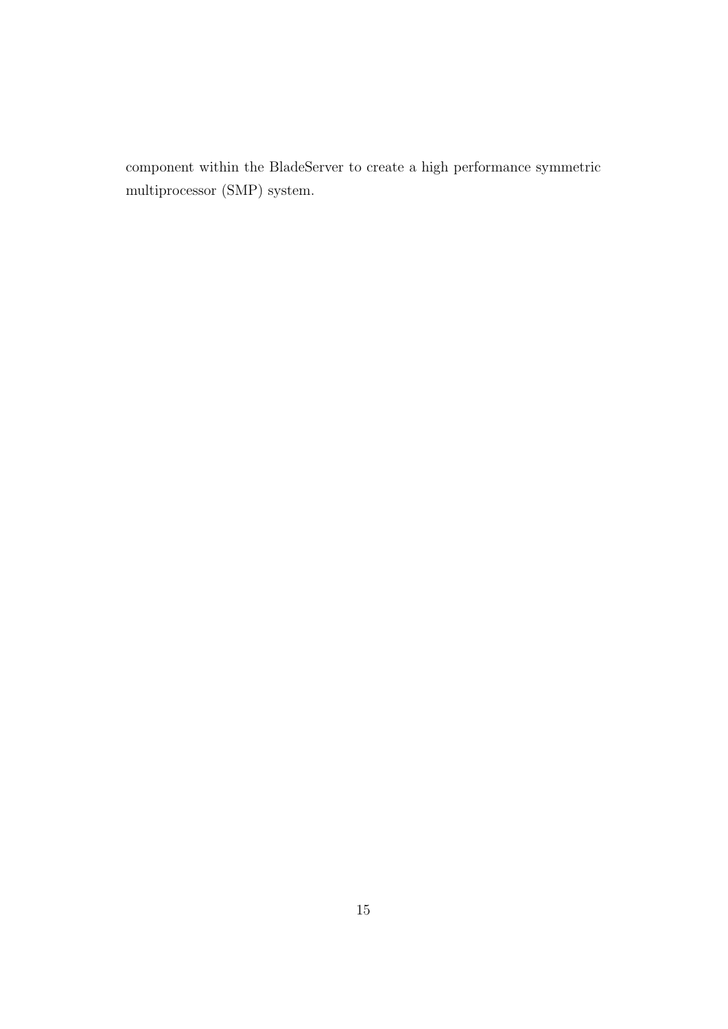component within the BladeServer to create a high performance symmetric multiprocessor (SMP) system.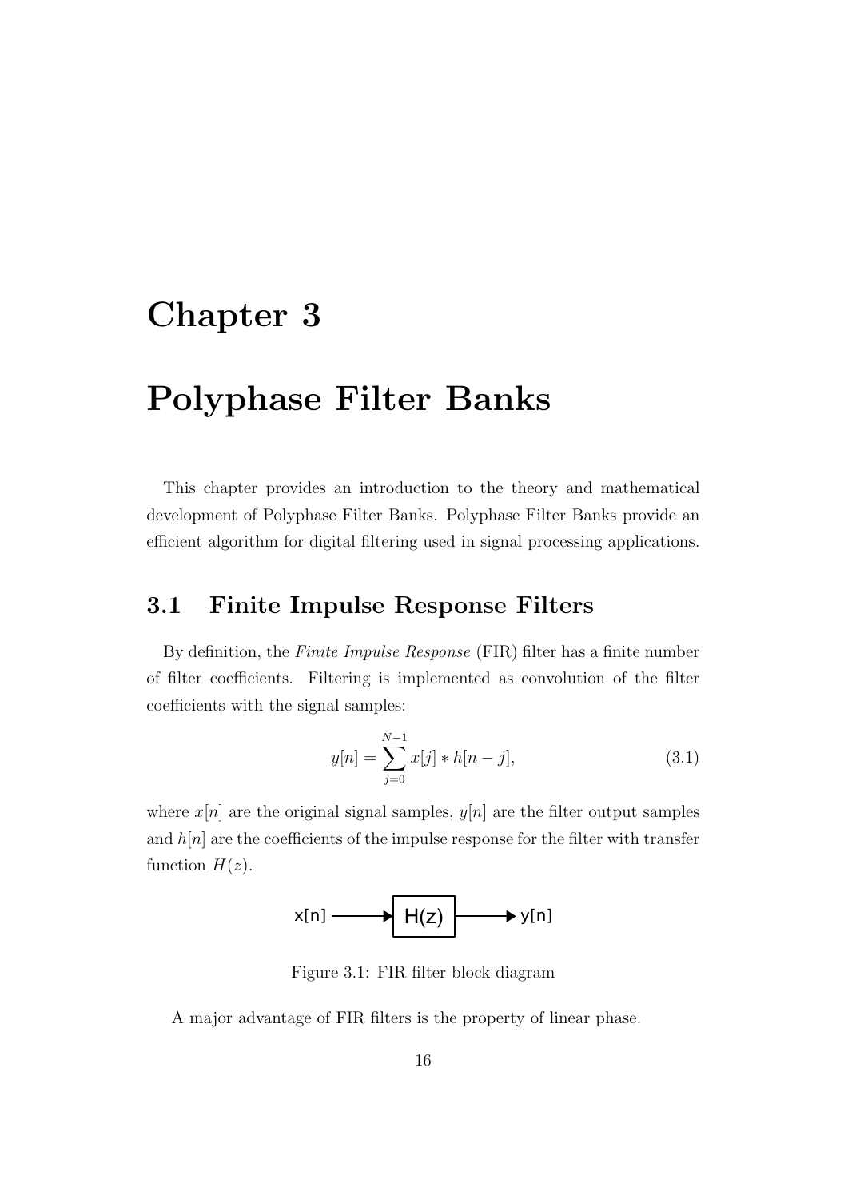# Chapter 3

# Polyphase Filter Banks

This chapter provides an introduction to the theory and mathematical development of Polyphase Filter Banks. Polyphase Filter Banks provide an efficient algorithm for digital filtering used in signal processing applications.

## 3.1 Finite Impulse Response Filters

By definition, the *Finite Impulse Response* (FIR) filter has a finite number of filter coefficients. Filtering is implemented as convolution of the filter coefficients with the signal samples:

$$y[n] = \sum_{j=0}^{N-1} x[j] * h[n-j], \tag{3.1}$$

where $x[n]$ are the original signal samples, $y[n]$ are the filter output samples and $h[n]$ are the coefficients of the impulse response for the filter with transfer function $H(z)$.

x[n] → H(z) → y[n]

Figure 3.1: FIR filter block diagram

A major advantage of FIR filters is the property of linear phase.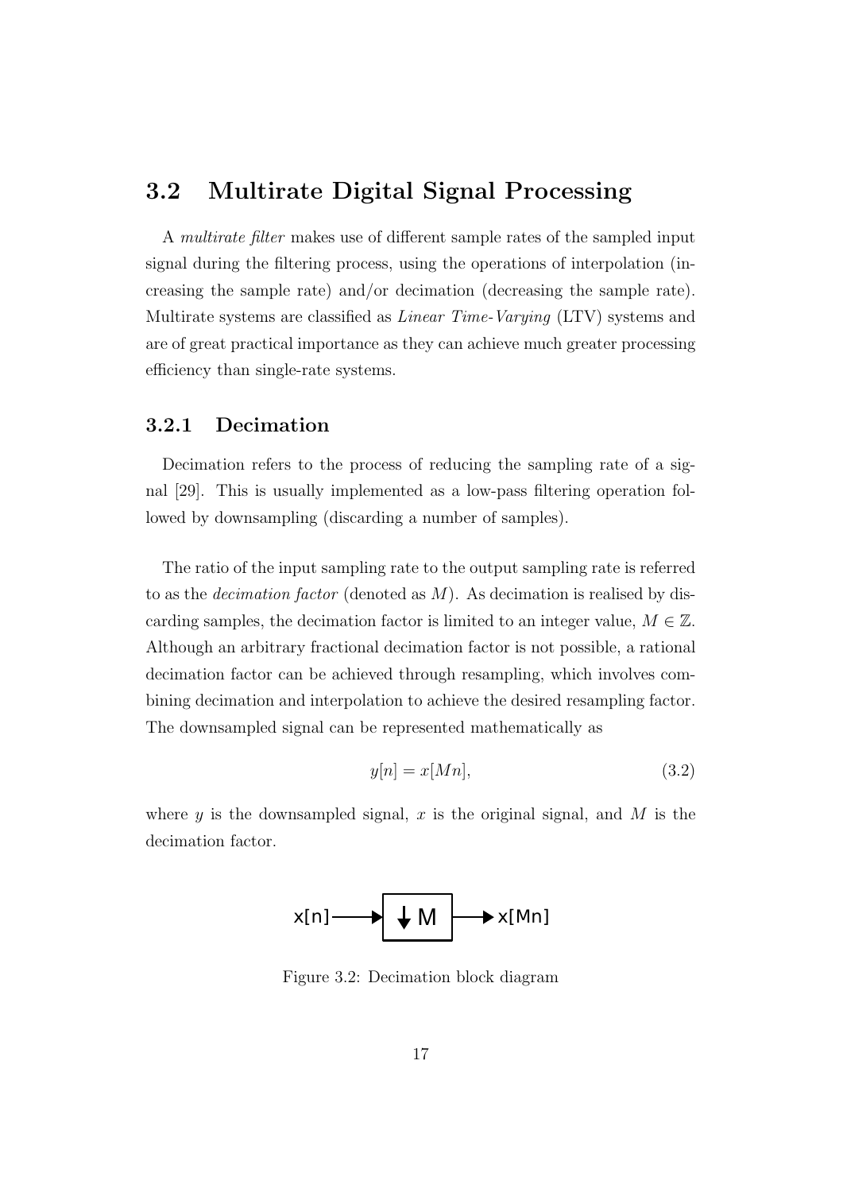## 3.2 Multirate Digital Signal Processing

A *multirate filter* makes use of different sample rates of the sampled input signal during the filtering process, using the operations of interpolation (increasing the sample rate) and/or decimation (decreasing the sample rate). Multirate systems are classified as *Linear Time-Varying* (LTV) systems and are of great practical importance as they can achieve much greater processing efficiency than single-rate systems.

### 3.2.1 Decimation

Decimation refers to the process of reducing the sampling rate of a signal [29]. This is usually implemented as a low-pass filtering operation followed by downsampling (discarding a number of samples).

The ratio of the input sampling rate to the output sampling rate is referred to as the *decimation factor* (denoted as $M$). As decimation is realised by discarding samples, the decimation factor is limited to an integer value, $M \in \mathbb{Z}$. Although an arbitrary fractional decimation factor is not possible, a rational decimation factor can be achieved through resampling, which involves combining decimation and interpolation to achieve the desired resampling factor. The downsampled signal can be represented mathematically as

$$y[n] = x[Mn], \tag{3.2}$$

where $y$ is the downsampled signal, $x$ is the original signal, and $M$ is the decimation factor.

$$x[n] \longrightarrow \boxed{\downarrow M} \longrightarrow x[Mn]$$

Figure 3.2: Decimation block diagram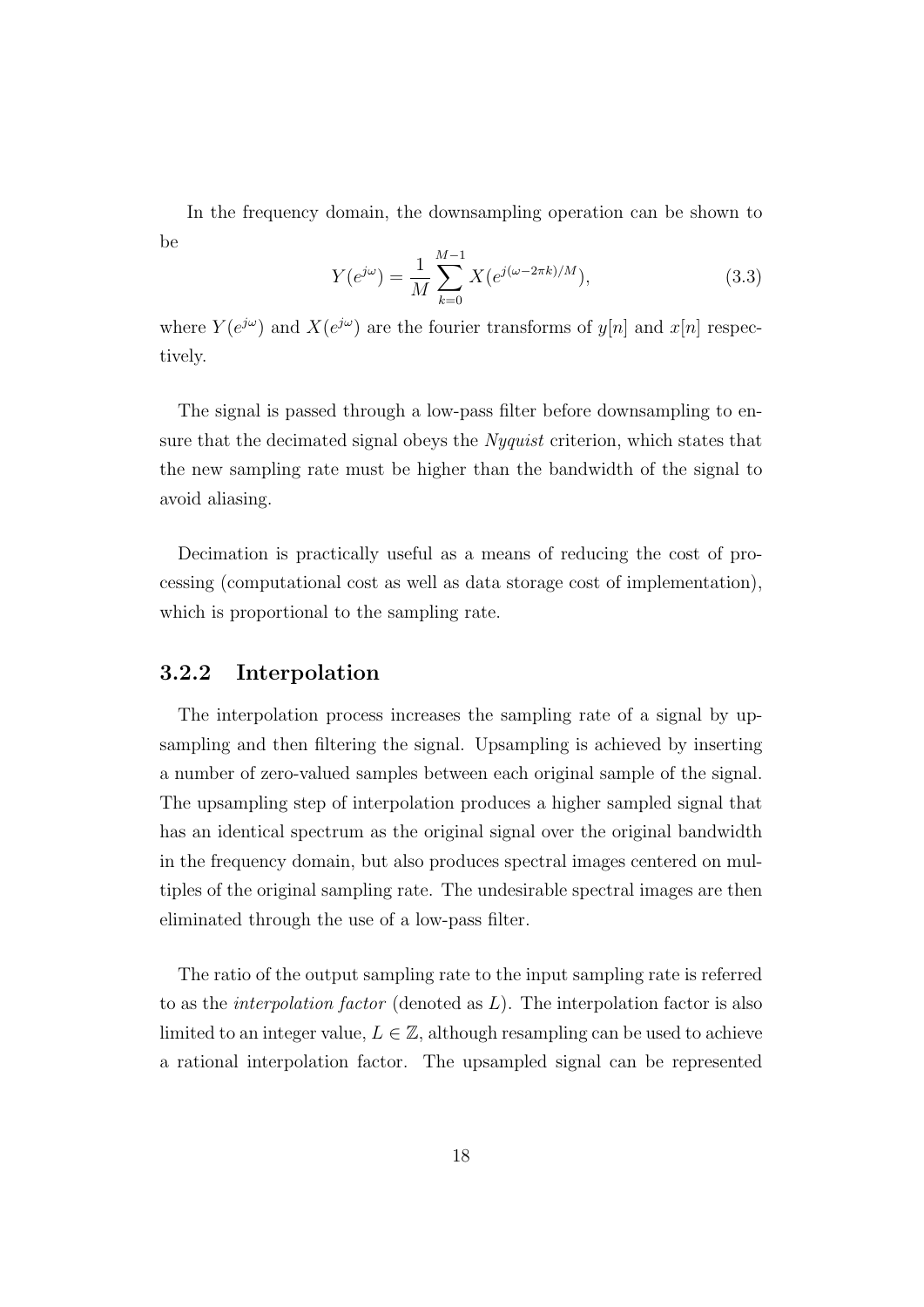In the frequency domain, the downsampling operation can be shown to be

$$Y(e^{j\omega}) = \frac{1}{M}\sum_{k=0}^{M-1} X(e^{j(\omega-2\pi k)/M}), \tag{3.3}$$

where $Y(e^{j\omega})$ and $X(e^{j\omega})$ are the fourier transforms of $y[n]$ and $x[n]$ respectively.

The signal is passed through a low-pass filter before downsampling to ensure that the decimated signal obeys the *Nyquist* criterion, which states that the new sampling rate must be higher than the bandwidth of the signal to avoid aliasing.

Decimation is practically useful as a means of reducing the cost of processing (computational cost as well as data storage cost of implementation), which is proportional to the sampling rate.

### 3.2.2 Interpolation

The interpolation process increases the sampling rate of a signal by upsampling and then filtering the signal. Upsampling is achieved by inserting a number of zero-valued samples between each original sample of the signal. The upsampling step of interpolation produces a higher sampled signal that has an identical spectrum as the original signal over the original bandwidth in the frequency domain, but also produces spectral images centered on multiples of the original sampling rate. The undesirable spectral images are then eliminated through the use of a low-pass filter.

The ratio of the output sampling rate to the input sampling rate is referred to as the *interpolation factor* (denoted as $L$). The interpolation factor is also limited to an integer value, $L \in \mathbb{Z}$, although resampling can be used to achieve a rational interpolation factor. The upsampled signal can be represented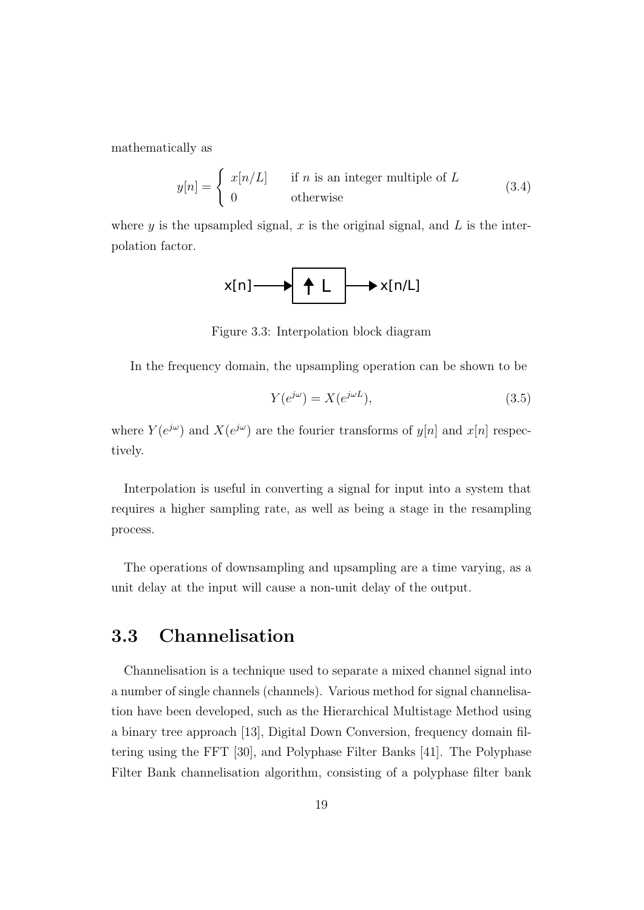mathematically as

$$y[n] = \begin{cases} x[n/L] & \text{if } n \text{ is an integer multiple of } L \\ 0 & \text{otherwise} \end{cases} \tag{3.4}$$

where $y$ is the upsampled signal, $x$ is the original signal, and $L$ is the interpolation factor.

x[n] → ↑ L → x[n/L]

Figure 3.3: Interpolation block diagram

In the frequency domain, the upsampling operation can be shown to be

$$Y(e^{j\omega}) = X(e^{j\omega L}), \tag{3.5}$$

where $Y(e^{j\omega})$ and $X(e^{j\omega})$ are the fourier transforms of $y[n]$ and $x[n]$ respectively.

Interpolation is useful in converting a signal for input into a system that requires a higher sampling rate, as well as being a stage in the resampling process.

The operations of downsampling and upsampling are a time varying, as a unit delay at the input will cause a non-unit delay of the output.

## 3.3 Channelisation

Channelisation is a technique used to separate a mixed channel signal into a number of single channels (channels). Various method for signal channelisation have been developed, such as the Hierarchical Multistage Method using a binary tree approach [13], Digital Down Conversion, frequency domain filtering using the FFT [30], and Polyphase Filter Banks [41]. The Polyphase Filter Bank channelisation algorithm, consisting of a polyphase filter bank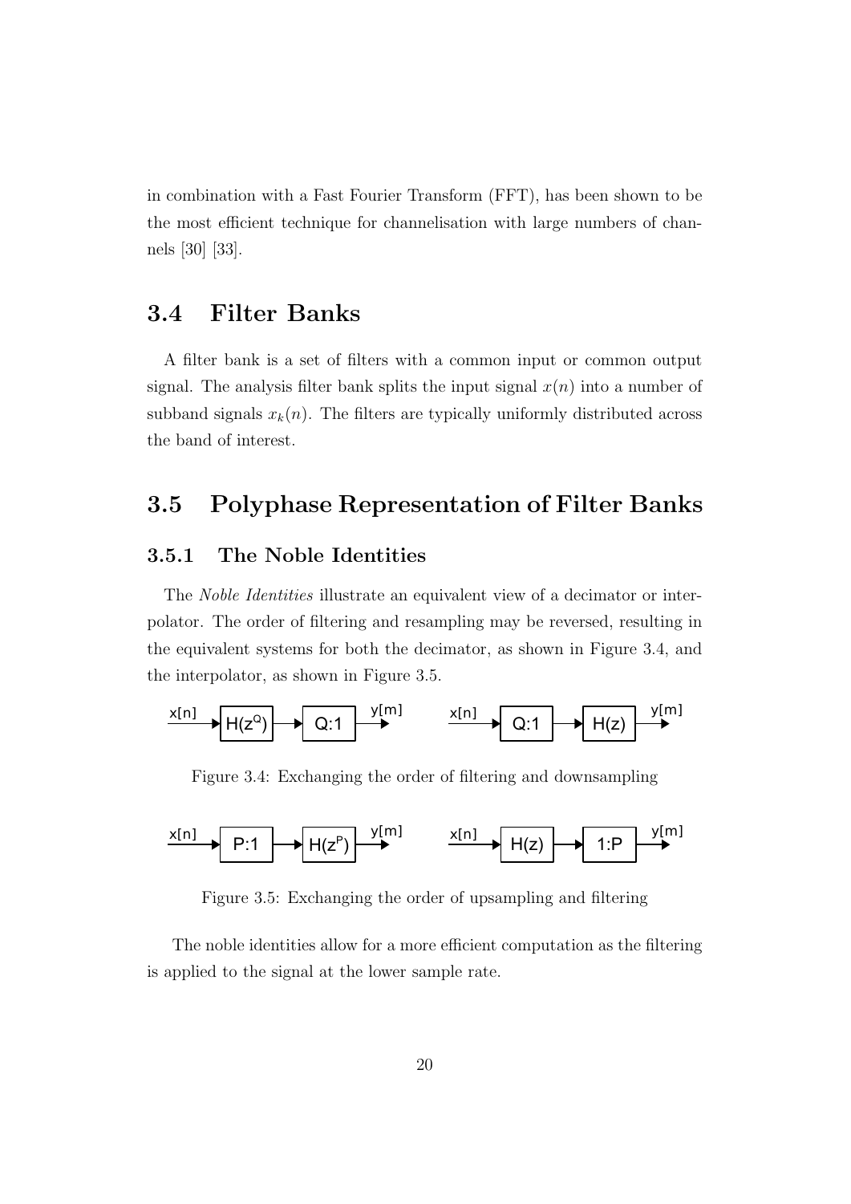in combination with a Fast Fourier Transform (FFT), has been shown to be the most efficient technique for channelisation with large numbers of channels [30] [33].

## 3.4 Filter Banks

A filter bank is a set of filters with a common input or common output signal. The analysis filter bank splits the input signal $x(n)$ into a number of subband signals $x_k(n)$. The filters are typically uniformly distributed across the band of interest.

## 3.5 Polyphase Representation of Filter Banks

### 3.5.1 The Noble Identities

The *Noble Identities* illustrate an equivalent view of a decimator or interpolator. The order of filtering and resampling may be reversed, resulting in the equivalent systems for both the decimator, as shown in Figure 3.4, and the interpolator, as shown in Figure 3.5.

Figure 3.4: Exchanging the order of filtering and downsampling

Figure 3.5: Exchanging the order of upsampling and filtering

The noble identities allow for a more efficient computation as the filtering is applied to the signal at the lower sample rate.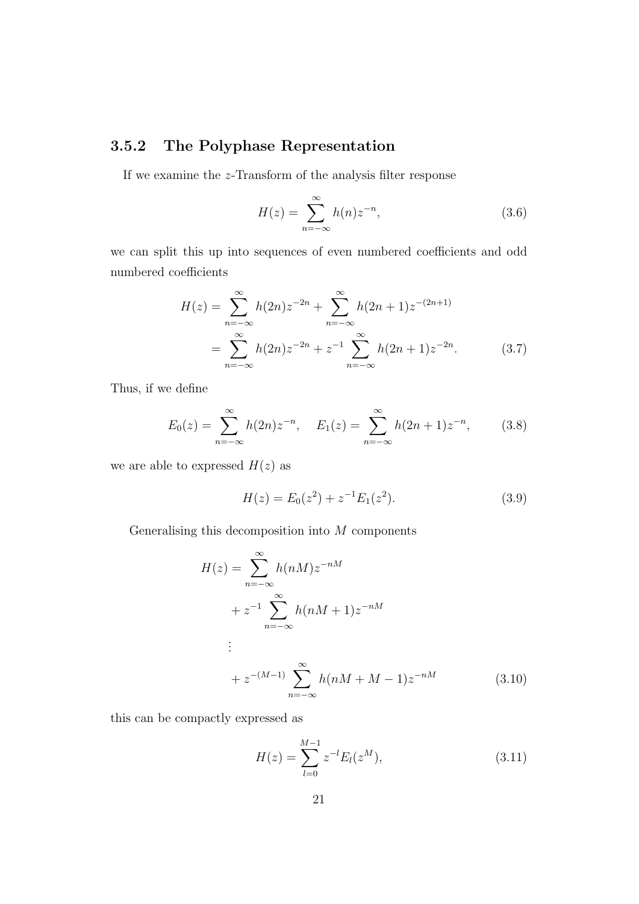### 3.5.2 The Polyphase Representation

If we examine the $z$-Transform of the analysis filter response

$$H(z) = \sum_{n=-\infty}^{\infty} h(n) z^{-n}, \tag{3.6}$$

we can split this up into sequences of even numbered coefficients and odd numbered coefficients

$$\begin{aligned} H(z) &= \sum_{n=-\infty}^{\infty} h(2n) z^{-2n} + \sum_{n=-\infty}^{\infty} h(2n+1) z^{-(2n+1)} \\ &= \sum_{n=-\infty}^{\infty} h(2n) z^{-2n} + z^{-1} \sum_{n=-\infty}^{\infty} h(2n+1) z^{-2n}. \end{aligned} \tag{3.7}$$

Thus, if we define

$$E_0(z) = \sum_{n=-\infty}^{\infty} h(2n) z^{-n}, \quad E_1(z) = \sum_{n=-\infty}^{\infty} h(2n+1) z^{-n}, \tag{3.8}$$

we are able to expressed $H(z)$ as

$$H(z) = E_0(z^2) + z^{-1} E_1(z^2). \tag{3.9}$$

Generalising this decomposition into $M$ components

$$\begin{aligned} H(z) = &\sum_{n=-\infty}^{\infty} h(nM) z^{-nM} \\ &+ z^{-1} \sum_{n=-\infty}^{\infty} h(nM+1) z^{-nM} \\ &\vdots \\ &+ z^{-(M-1)} \sum_{n=-\infty}^{\infty} h(nM+M-1) z^{-nM} \end{aligned} \tag{3.10}$$

this can be compactly expressed as

$$H(z) = \sum_{l=0}^{M-1} z^{-l} E_l(z^M), \tag{3.11}$$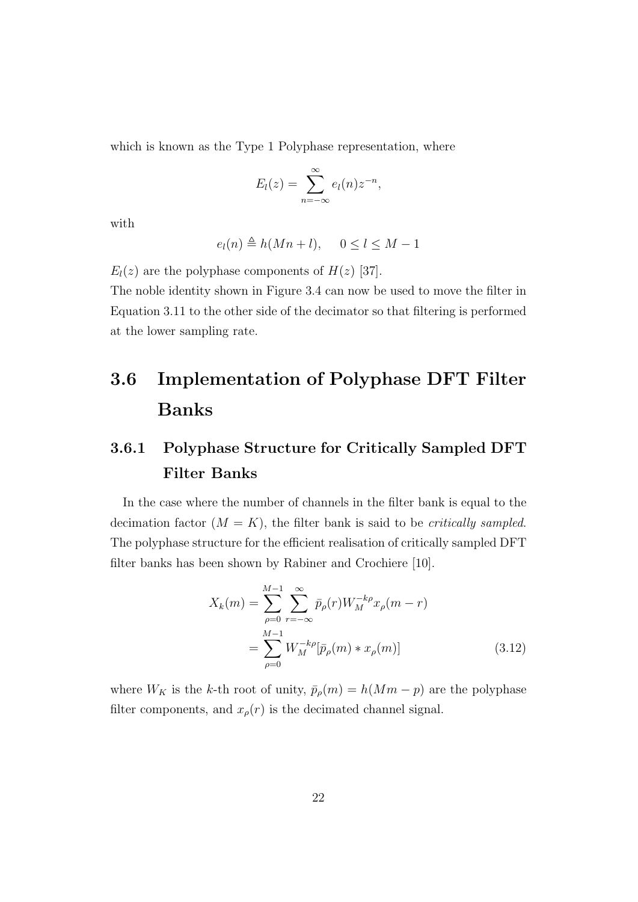which is known as the Type 1 Polyphase representation, where

$$E_l(z) = \sum_{n=-\infty}^{\infty} e_l(n) z^{-n},$$

with

$$e_l(n) \triangleq h(Mn + l), \quad 0 \leq l \leq M - 1$$

$E_l(z)$ are the polyphase components of $H(z)$ [37].

The noble identity shown in Figure 3.4 can now be used to move the filter in Equation 3.11 to the other side of the decimator so that filtering is performed at the lower sampling rate.

## 3.6 Implementation of Polyphase DFT Filter Banks

### 3.6.1 Polyphase Structure for Critically Sampled DFT Filter Banks

In the case where the number of channels in the filter bank is equal to the decimation factor ($M = K$), the filter bank is said to be *critically sampled*. The polyphase structure for the efficient realisation of critically sampled DFT filter banks has been shown by Rabiner and Crochiere [10].

$$\begin{aligned} X_k(m) &= \sum_{\rho=0}^{M-1} \sum_{r=-\infty}^{\infty} \bar{p}_\rho(r) W_M^{-k\rho} x_\rho(m - r) \\ &= \sum_{\rho=0}^{M-1} W_M^{-k\rho} [\bar{p}_\rho(m) * x_\rho(m)] \end{aligned} \tag{3.12}$$

where $W_K$ is the $k$-th root of unity, $\bar{p}_\rho(m) = h(Mm - p)$ are the polyphase filter components, and $x_\rho(r)$ is the decimated channel signal.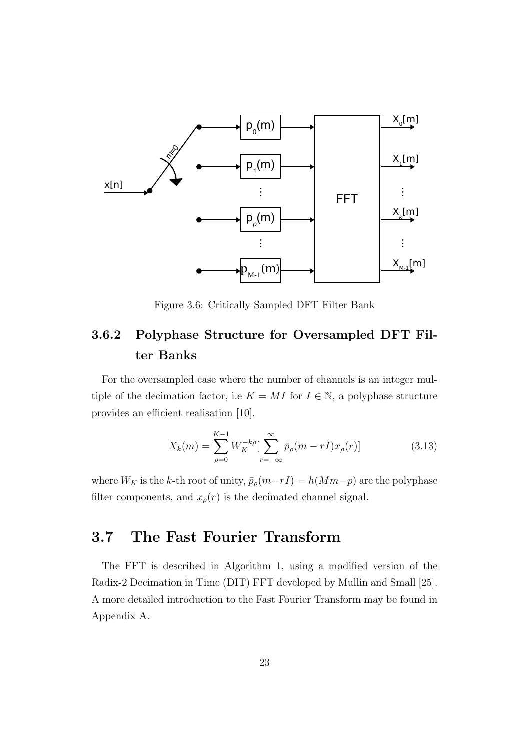Figure 3.6: Critically Sampled DFT Filter Bank

### 3.6.2 Polyphase Structure for Oversampled DFT Filter Banks

For the oversampled case where the number of channels is an integer multiple of the decimation factor, i.e $K = MI$ for $I \in \mathbb{N}$, a polyphase structure provides an efficient realisation [10].

$$X_k(m) = \sum_{\rho=0}^{K-1} W_K^{-k\rho} [\sum_{r=-\infty}^{\infty} \bar{p}_\rho(m - rI) x_\rho(r)] \tag{3.13}$$

where $W_K$ is the $k$-th root of unity, $\bar{p}_\rho(m-rI) = h(Mm-p)$ are the polyphase filter components, and $x_\rho(r)$ is the decimated channel signal.

## 3.7 The Fast Fourier Transform

The FFT is described in Algorithm 1, using a modified version of the Radix-2 Decimation in Time (DIT) FFT developed by Mullin and Small [25]. A more detailed introduction to the Fast Fourier Transform may be found in Appendix A.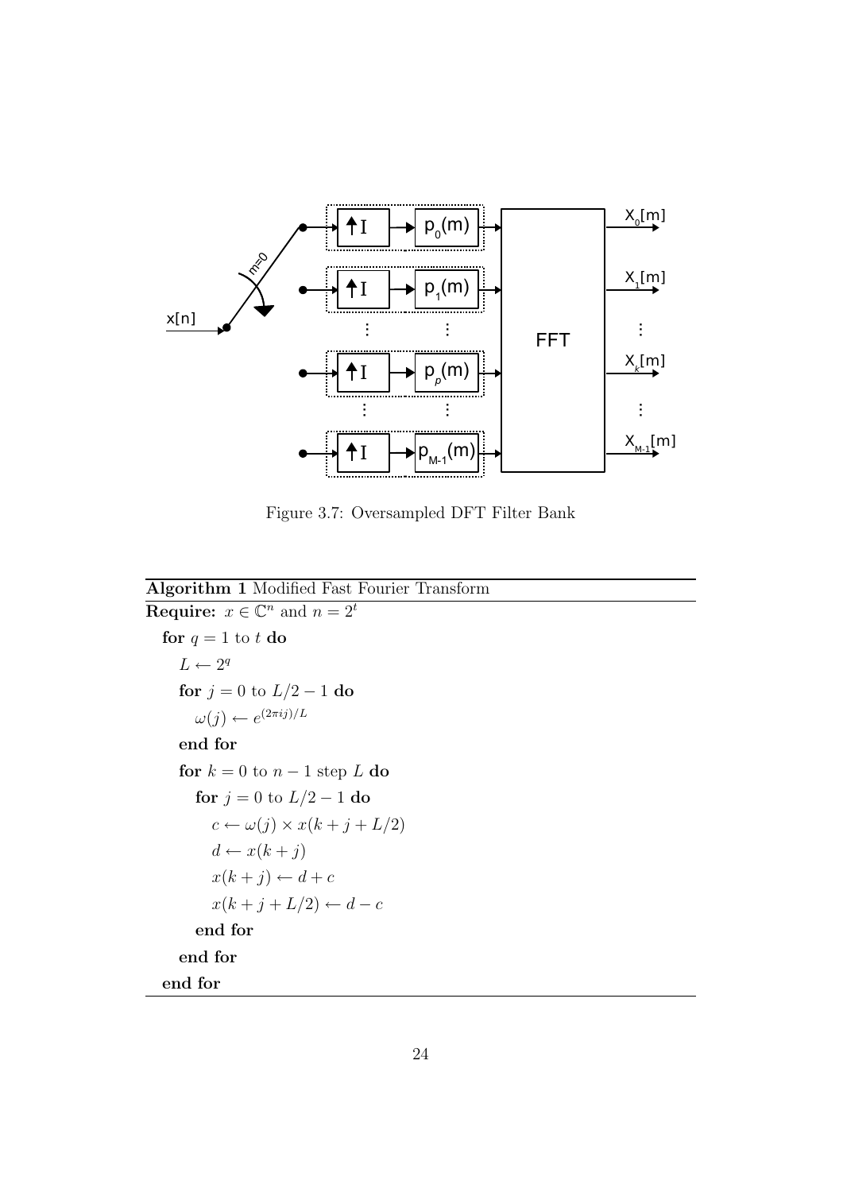Figure 3.7: Oversampled DFT Filter Bank

**Algorithm 1** Modified Fast Fourier Transform

**Require:** $x \in \mathbb{C}^n$ and $n = 2^t$

```
for q = 1 to t do
  L ← 2^q
  for j = 0 to L/2 − 1 do
    ω(j) ← e^{(2πij)/L}
  end for
  for k = 0 to n − 1 step L do
    for j = 0 to L/2 − 1 do
      c ← ω(j) × x(k + j + L/2)
      d ← x(k + j)
      x(k + j) ← d + c
      x(k + j + L/2) ← d − c
    end for
  end for
end for
```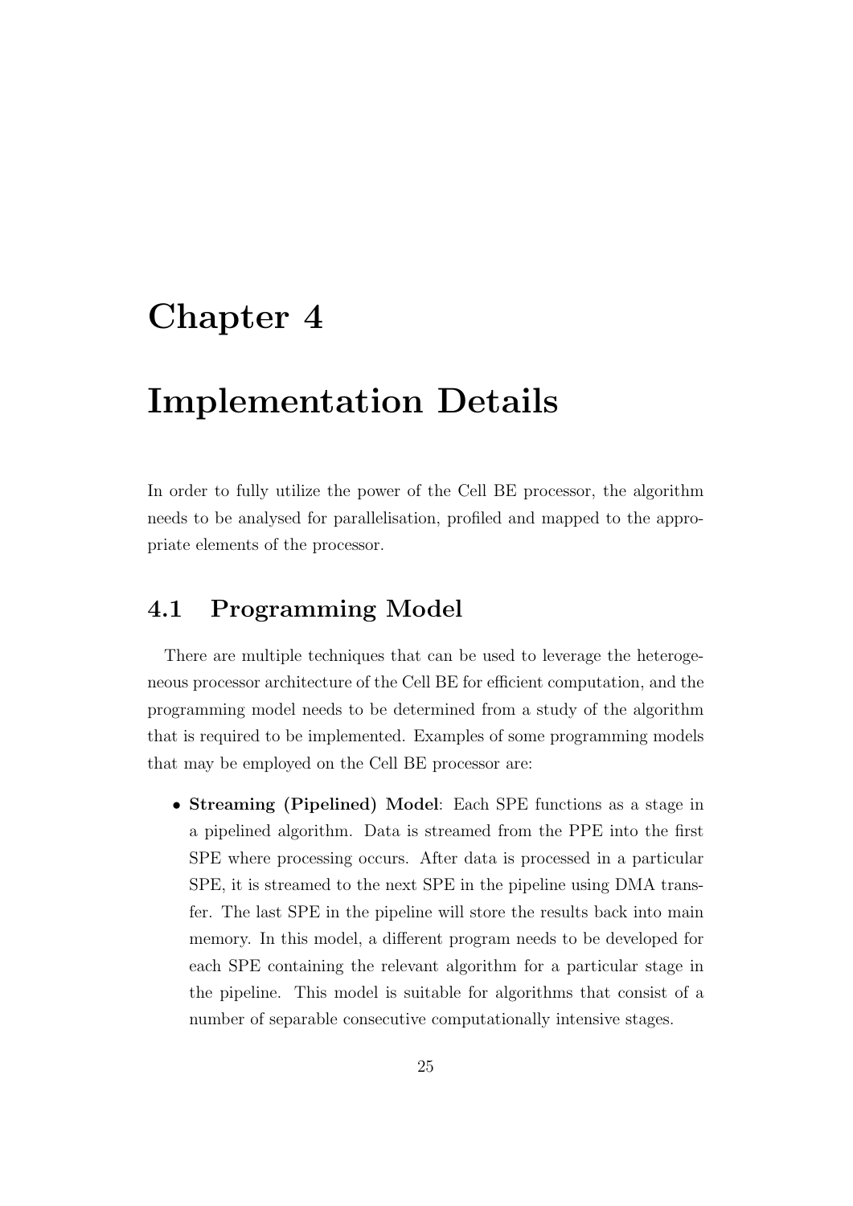# Chapter 4

# Implementation Details

In order to fully utilize the power of the Cell BE processor, the algorithm needs to be analysed for parallelisation, profiled and mapped to the appropriate elements of the processor.

## 4.1 Programming Model

There are multiple techniques that can be used to leverage the heterogeneous processor architecture of the Cell BE for efficient computation, and the programming model needs to be determined from a study of the algorithm that is required to be implemented. Examples of some programming models that may be employed on the Cell BE processor are:

- **Streaming (Pipelined) Model**: Each SPE functions as a stage in a pipelined algorithm. Data is streamed from the PPE into the first SPE where processing occurs. After data is processed in a particular SPE, it is streamed to the next SPE in the pipeline using DMA transfer. The last SPE in the pipeline will store the results back into main memory. In this model, a different program needs to be developed for each SPE containing the relevant algorithm for a particular stage in the pipeline. This model is suitable for algorithms that consist of a number of separable consecutive computationally intensive stages.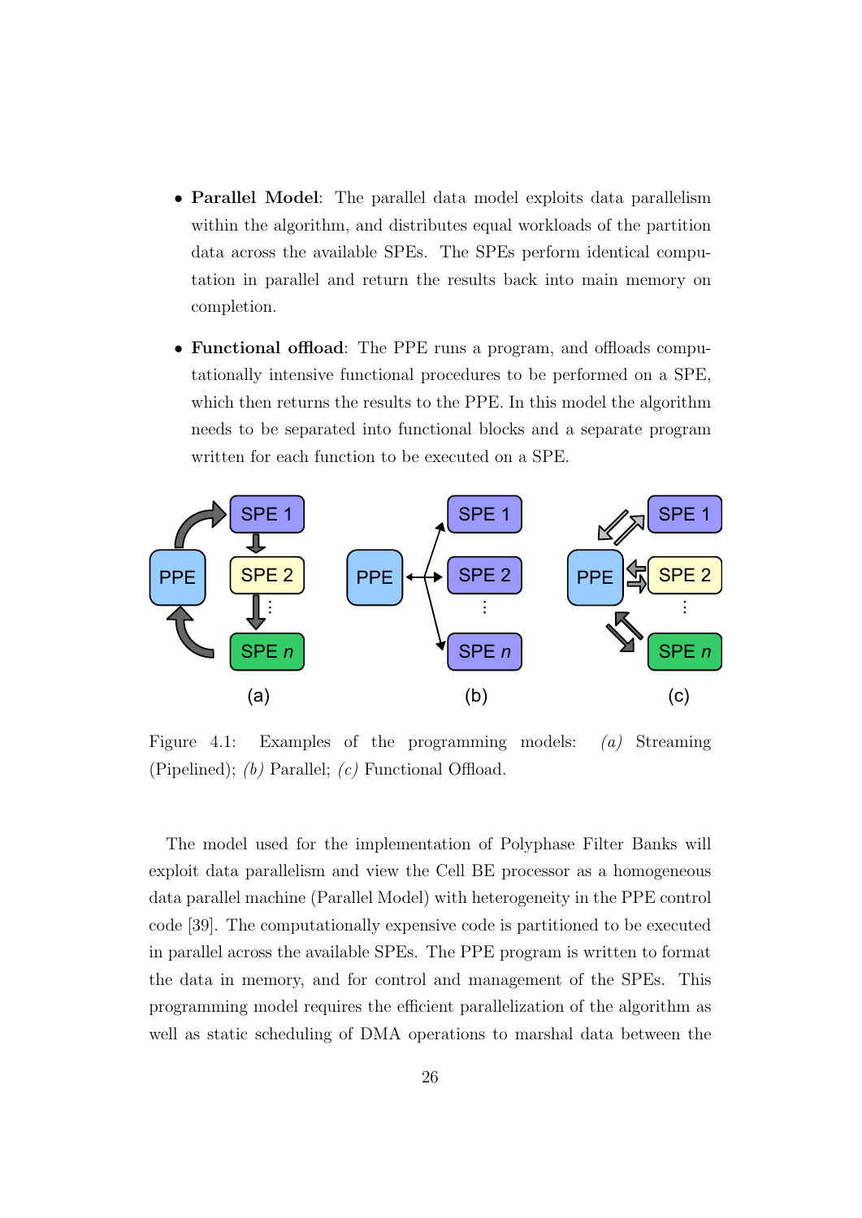- **Parallel Model**: The parallel data model exploits data parallelism within the algorithm, and distributes equal workloads of the partition data across the available SPEs. The SPEs perform identical computation in parallel and return the results back into main memory on completion.

- **Functional offload**: The PPE runs a program, and offloads computationally intensive functional procedures to be performed on a SPE, which then returns the results to the PPE. In this model the algorithm needs to be separated into functional blocks and a separate program written for each function to be executed on a SPE.

Figure 4.1: Examples of the programming models: *(a)* Streaming (Pipelined); *(b)* Parallel; *(c)* Functional Offload.

The model used for the implementation of Polyphase Filter Banks will exploit data parallelism and view the Cell BE processor as a homogeneous data parallel machine (Parallel Model) with heterogeneity in the PPE control code [39]. The computationally expensive code is partitioned to be executed in parallel across the available SPEs. The PPE program is written to format the data in memory, and for control and management of the SPEs. This programming model requires the efficient parallelization of the algorithm as well as static scheduling of DMA operations to marshal data between the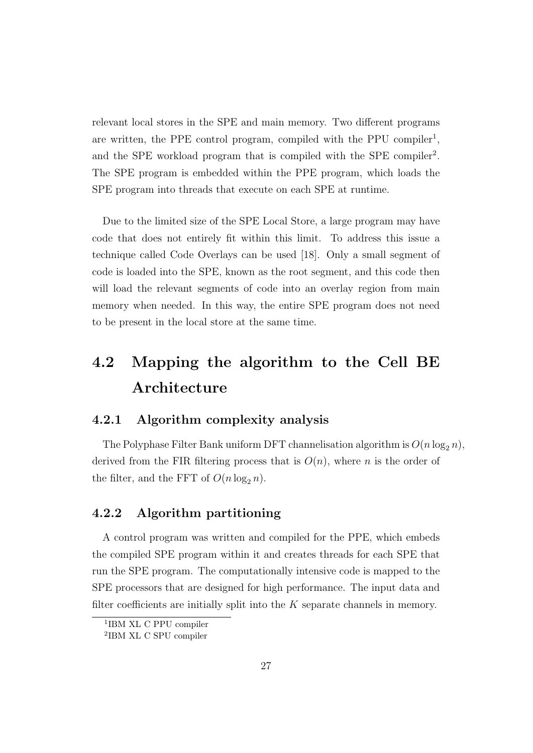relevant local stores in the SPE and main memory. Two different programs are written, the PPE control program, compiled with the PPU compiler[1], and the SPE workload program that is compiled with the SPE compiler[2]. The SPE program is embedded within the PPE program, which loads the SPE program into threads that execute on each SPE at runtime.

Due to the limited size of the SPE Local Store, a large program may have code that does not entirely fit within this limit. To address this issue a technique called Code Overlays can be used [18]. Only a small segment of code is loaded into the SPE, known as the root segment, and this code then will load the relevant segments of code into an overlay region from main memory when needed. In this way, the entire SPE program does not need to be present in the local store at the same time.

## 4.2 Mapping the algorithm to the Cell BE Architecture

### 4.2.1 Algorithm complexity analysis

The Polyphase Filter Bank uniform DFT channelisation algorithm is $O(n \log_2 n)$, derived from the FIR filtering process that is $O(n)$, where $n$ is the order of the filter, and the FFT of $O(n \log_2 n)$.

### 4.2.2 Algorithm partitioning

A control program was written and compiled for the PPE, which embeds the compiled SPE program within it and creates threads for each SPE that run the SPE program. The computationally intensive code is mapped to the SPE processors that are designed for high performance. The input data and filter coefficients are initially split into the $K$ separate channels in memory.

[1] IBM XL C PPU compiler

[2] IBM XL C SPU compiler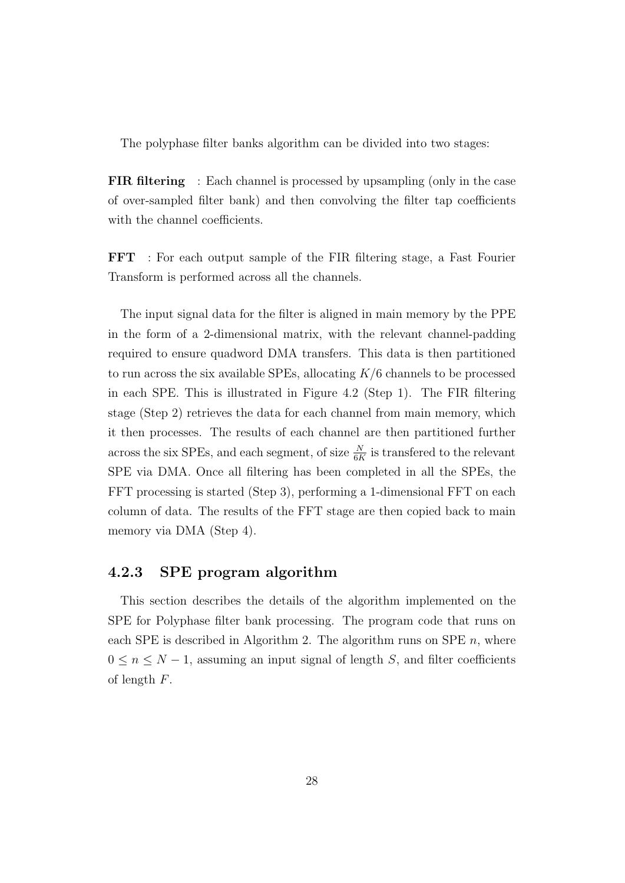The polyphase filter banks algorithm can be divided into two stages:

**FIR filtering** : Each channel is processed by upsampling (only in the case of over-sampled filter bank) and then convolving the filter tap coefficients with the channel coefficients.

**FFT** : For each output sample of the FIR filtering stage, a Fast Fourier Transform is performed across all the channels.

The input signal data for the filter is aligned in main memory by the PPE in the form of a 2-dimensional matrix, with the relevant channel-padding required to ensure quadword DMA transfers. This data is then partitioned to run across the six available SPEs, allocating $K/6$ channels to be processed in each SPE. This is illustrated in Figure 4.2 (Step 1). The FIR filtering stage (Step 2) retrieves the data for each channel from main memory, which it then processes. The results of each channel are then partitioned further across the six SPEs, and each segment, of size $\frac{N}{6K}$ is transfered to the relevant SPE via DMA. Once all filtering has been completed in all the SPEs, the FFT processing is started (Step 3), performing a 1-dimensional FFT on each column of data. The results of the FFT stage are then copied back to main memory via DMA (Step 4).

### 4.2.3 SPE program algorithm

This section describes the details of the algorithm implemented on the SPE for Polyphase filter bank processing. The program code that runs on each SPE is described in Algorithm 2. The algorithm runs on SPE $n$, where $0 \leq n \leq N - 1$, assuming an input signal of length $S$, and filter coefficients of length $F$.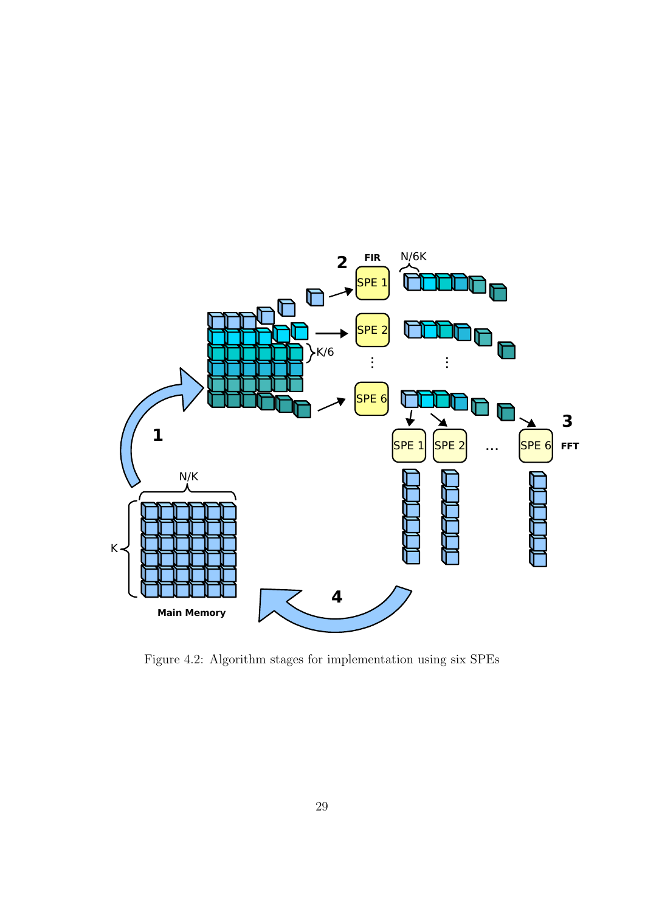Figure 4.2: Algorithm stages for implementation using six SPEs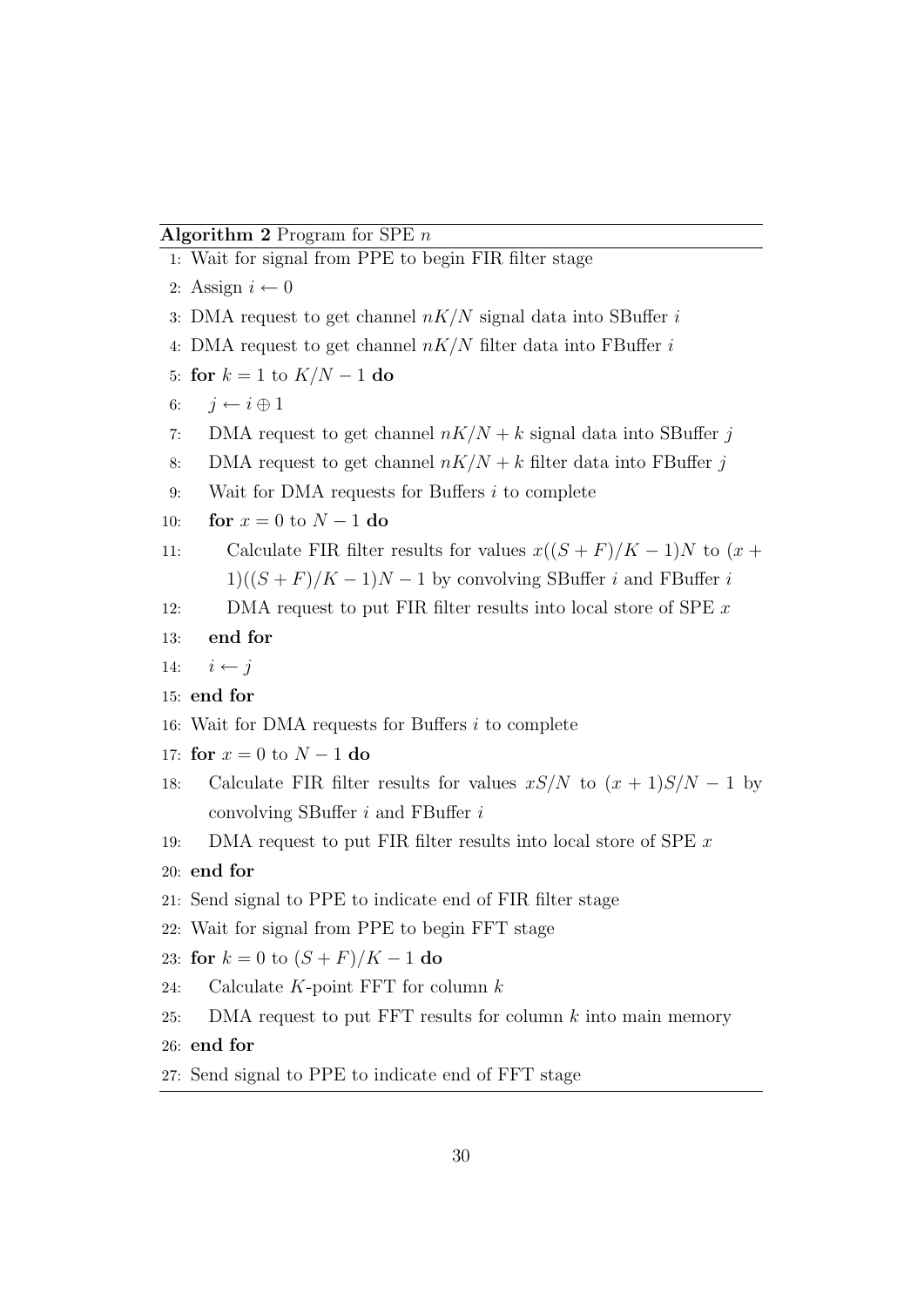**Algorithm 2** Program for SPE $n$

```
1: Wait for signal from PPE to begin FIR filter stage
2: Assign i ← 0
3: DMA request to get channel nK/N signal data into SBuffer i
4: DMA request to get channel nK/N filter data into FBuffer i
5: for k = 1 to K/N − 1 do
6:    j ← i ⊕ 1
7:    DMA request to get channel nK/N + k signal data into SBuffer j
8:    DMA request to get channel nK/N + k filter data into FBuffer j
9:    Wait for DMA requests for Buffers i to complete
10:   for x = 0 to N − 1 do
11:      Calculate FIR filter results for values x((S + F)/K − 1)N to (x +
         1)((S + F)/K − 1)N − 1 by convolving SBuffer i and FBuffer i
12:      DMA request to put FIR filter results into local store of SPE x
13:   end for
14:   i ← j
15: end for
16: Wait for DMA requests for Buffers i to complete
17: for x = 0 to N − 1 do
18:    Calculate FIR filter results for values xS/N to (x + 1)S/N − 1 by
       convolving SBuffer i and FBuffer i
19:    DMA request to put FIR filter results into local store of SPE x
20: end for
21: Send signal to PPE to indicate end of FIR filter stage
22: Wait for signal from PPE to begin FFT stage
23: for k = 0 to (S + F)/K − 1 do
24:    Calculate K-point FFT for column k
25:    DMA request to put FFT results for column k into main memory
26: end for
27: Send signal to PPE to indicate end of FFT stage
```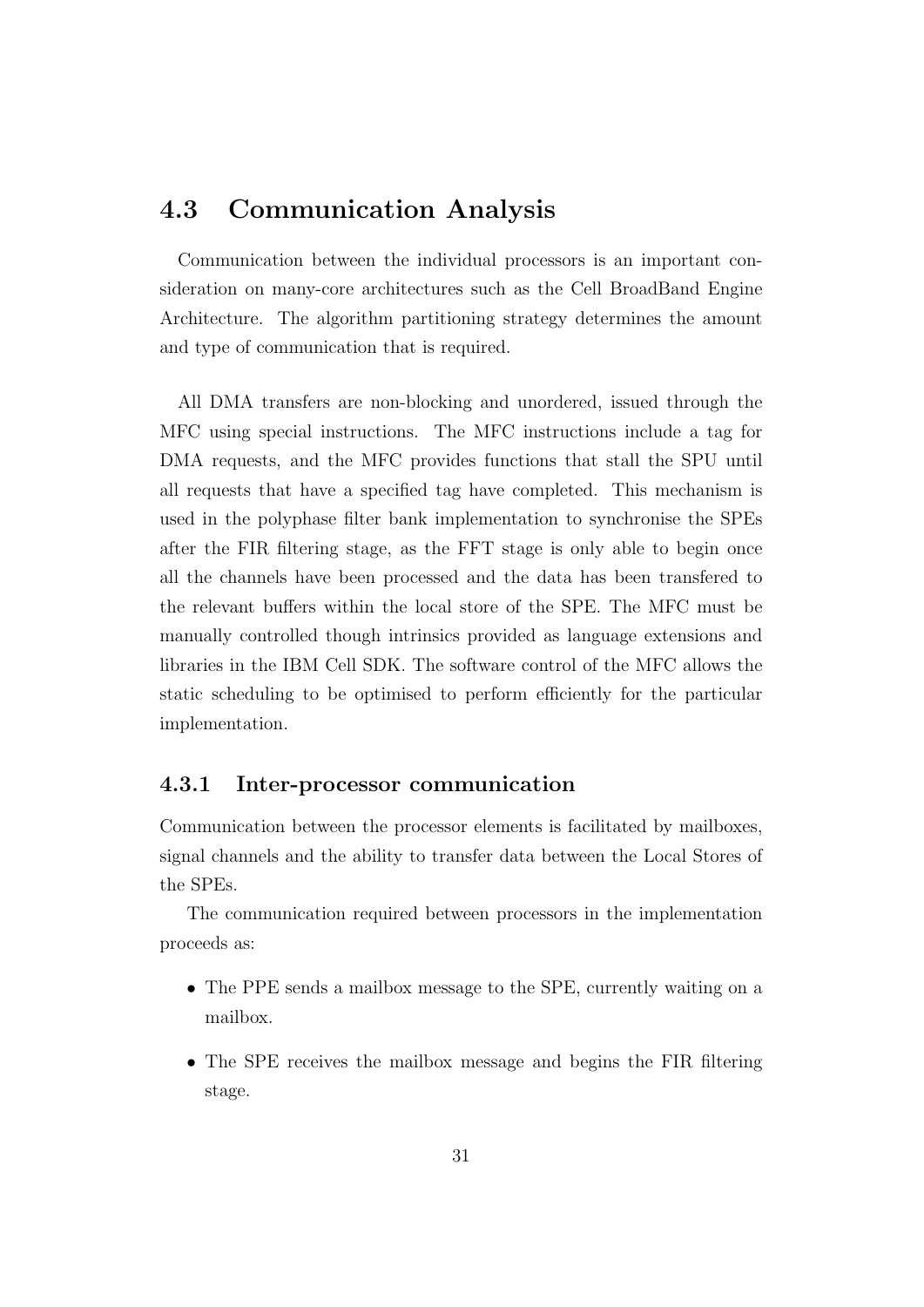## 4.3 Communication Analysis

Communication between the individual processors is an important consideration on many-core architectures such as the Cell BroadBand Engine Architecture. The algorithm partitioning strategy determines the amount and type of communication that is required.

All DMA transfers are non-blocking and unordered, issued through the MFC using special instructions. The MFC instructions include a tag for DMA requests, and the MFC provides functions that stall the SPU until all requests that have a specified tag have completed. This mechanism is used in the polyphase filter bank implementation to synchronise the SPEs after the FIR filtering stage, as the FFT stage is only able to begin once all the channels have been processed and the data has been transfered to the relevant buffers within the local store of the SPE. The MFC must be manually controlled though intrinsics provided as language extensions and libraries in the IBM Cell SDK. The software control of the MFC allows the static scheduling to be optimised to perform efficiently for the particular implementation.

### 4.3.1 Inter-processor communication

Communication between the processor elements is facilitated by mailboxes, signal channels and the ability to transfer data between the Local Stores of the SPEs.

The communication required between processors in the implementation proceeds as:

- The PPE sends a mailbox message to the SPE, currently waiting on a mailbox.
- The SPE receives the mailbox message and begins the FIR filtering stage.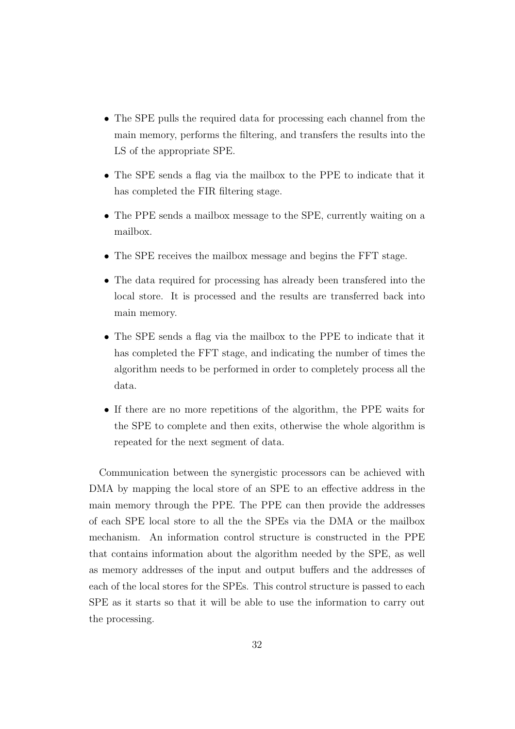- The SPE pulls the required data for processing each channel from the main memory, performs the filtering, and transfers the results into the LS of the appropriate SPE.
- The SPE sends a flag via the mailbox to the PPE to indicate that it has completed the FIR filtering stage.
- The PPE sends a mailbox message to the SPE, currently waiting on a mailbox.
- The SPE receives the mailbox message and begins the FFT stage.
- The data required for processing has already been transfered into the local store. It is processed and the results are transferred back into main memory.
- The SPE sends a flag via the mailbox to the PPE to indicate that it has completed the FFT stage, and indicating the number of times the algorithm needs to be performed in order to completely process all the data.
- If there are no more repetitions of the algorithm, the PPE waits for the SPE to complete and then exits, otherwise the whole algorithm is repeated for the next segment of data.

Communication between the synergistic processors can be achieved with DMA by mapping the local store of an SPE to an effective address in the main memory through the PPE. The PPE can then provide the addresses of each SPE local store to all the the SPEs via the DMA or the mailbox mechanism. An information control structure is constructed in the PPE that contains information about the algorithm needed by the SPE, as well as memory addresses of the input and output buffers and the addresses of each of the local stores for the SPEs. This control structure is passed to each SPE as it starts so that it will be able to use the information to carry out the processing.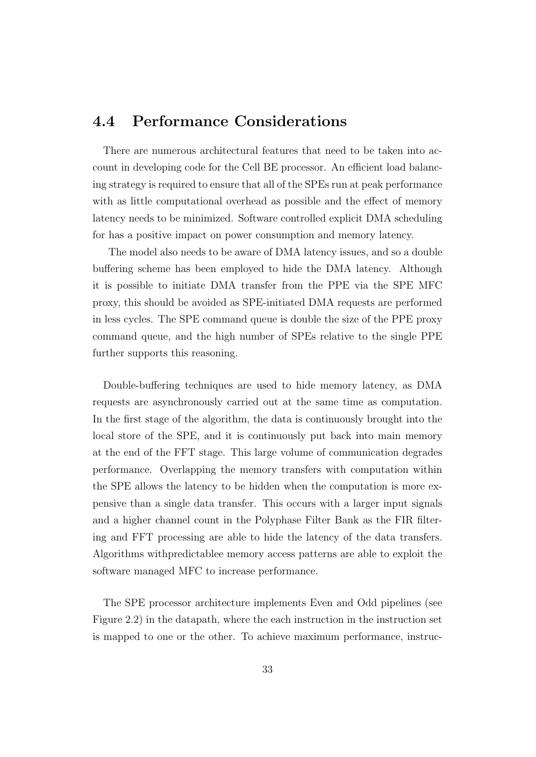## 4.4 Performance Considerations

There are numerous architectural features that need to be taken into account in developing code for the Cell BE processor. An efficient load balancing strategy is required to ensure that all of the SPEs run at peak performance with as little computational overhead as possible and the effect of memory latency needs to be minimized. Software controlled explicit DMA scheduling for has a positive impact on power consumption and memory latency.

The model also needs to be aware of DMA latency issues, and so a double buffering scheme has been employed to hide the DMA latency. Although it is possible to initiate DMA transfer from the PPE via the SPE MFC proxy, this should be avoided as SPE-initiated DMA requests are performed in less cycles. The SPE command queue is double the size of the PPE proxy command queue, and the high number of SPEs relative to the single PPE further supports this reasoning.

Double-buffering techniques are used to hide memory latency, as DMA requests are asynchronously carried out at the same time as computation. In the first stage of the algorithm, the data is continuously brought into the local store of the SPE, and it is continuously put back into main memory at the end of the FFT stage. This large volume of communication degrades performance. Overlapping the memory transfers with computation within the SPE allows the latency to be hidden when the computation is more expensive than a single data transfer. This occurs with a larger input signals and a higher channel count in the Polyphase Filter Bank as the FIR filtering and FFT processing are able to hide the latency of the data transfers. Algorithms withpredictablee memory access patterns are able to exploit the software managed MFC to increase performance.

The SPE processor architecture implements Even and Odd pipelines (see Figure 2.2) in the datapath, where the each instruction in the instruction set is mapped to one or the other. To achieve maximum performance, instruc-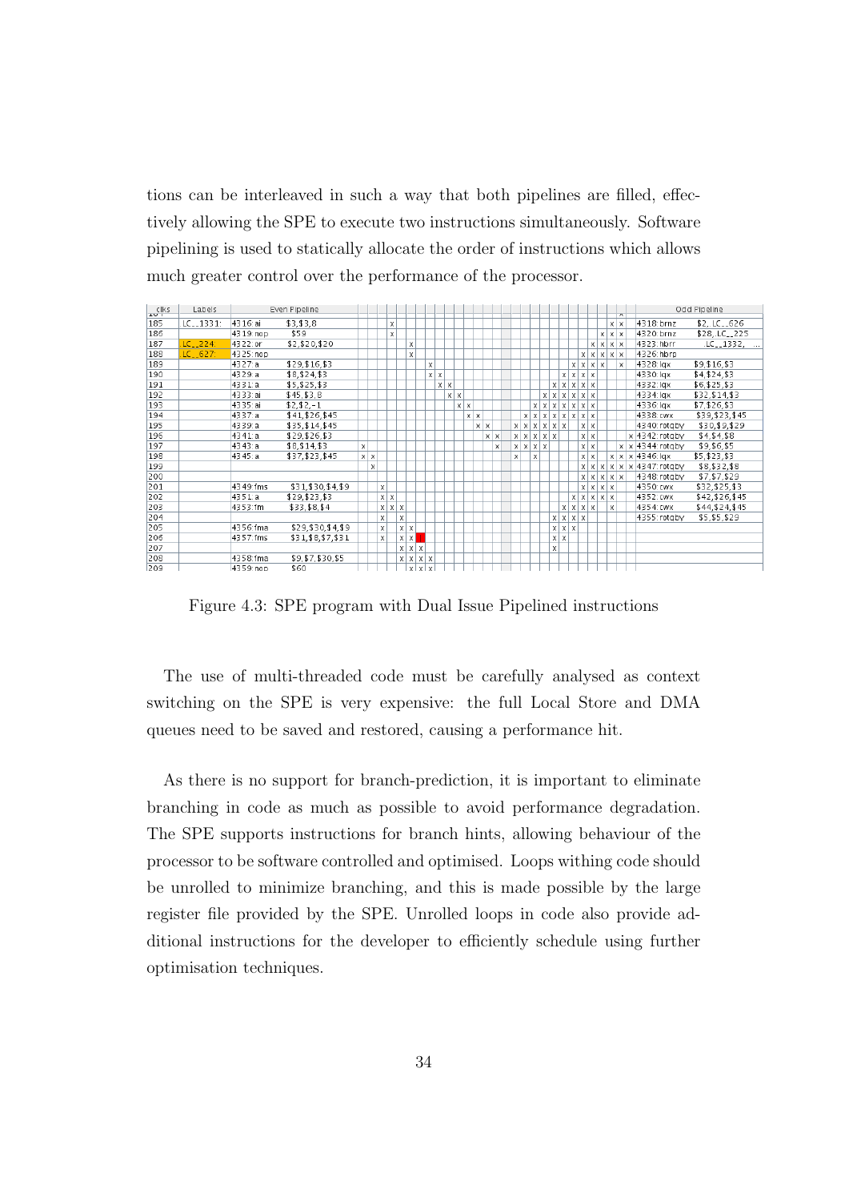tions can be interleaved in such a way that both pipelines are filled, effectively allowing the SPE to execute two instructions simultaneously. Software pipelining is used to statically allocate the order of instructions which allows much greater control over the performance of the processor.

| clks | Labels | Even Pipeline | | Odd Pipeline | |
|---|---|---|---|---|---|
| 185 | LC__1331: | 4316:ai | $3,$3,8 | 4318:brnz | $2,.LC__626 |
| 186 | | 4319:nop | $59 | 4320:brnz | $28,.LC__225 |
| 187 | LC__224: | 4322:or | $2,$20,$20 | 4323:hbrr | .LC__1332, ... |
| 188 | LC__627: | 4325:nop | | 4326:hbrp | |
| 189 | | 4327:a | $29,$16,$3 | 4328:lqx | $9,$16,$3 |
| 190 | | 4329:a | $8,$24,$3 | 4330:lqx | $4,$24,$3 |
| 191 | | 4331:a | $5,$25,$3 | 4332:lqx | $6,$25,$3 |
| 192 | | 4333:ai | $45,$3,8 | 4334:lqx | $32,$14,$3 |
| 193 | | 4335:ai | $2,$2,-1 | 4336:lqx | $7,$26,$3 |
| 194 | | 4337:a | $41,$26,$45 | 4338:cwx | $39,$23,$45 |
| 195 | | 4339:a | $35,$14,$45 | 4340:rotqby | $30,$9,$29 |
| 196 | | 4341:a | $29,$26,$3 | 4342:rotqby | $4,$4,$8 |
| 197 | | 4343:a | $8,$14,$3 | 4344:rotqby | $9,$6,$5 |
| 198 | | 4345:a | $37,$23,$45 | 4346:lqx | $5,$23,$3 |
| 199 | | | | 4347:rotqby | $8,$32,$8 |
| 200 | | | | 4348:rotqby | $7,$7,$29 |
| 201 | | 4349:fms | $31,$30,$4,$9 | 4350:cwx | $32,$25,$3 |
| 202 | | 4351:a | $29,$23,$3 | 4352:cwx | $42,$26,$45 |
| 203 | | 4353:fm | $33,$8,$4 | 4354:cwx | $44,$24,$45 |
| 204 | | | | 4355:rotqby | $5,$5,$29 |
| 205 | | 4356:fma | $29,$30,$4,$9 | | |
| 206 | | 4357:fms | $31,$8,$7,$31 | | |
| 207 | | | | | |
| 208 | | 4358:fma | $9,$7,$30,$5 | | |
| 209 | | 4359:nop | $60 | | |

Figure 4.3: SPE program with Dual Issue Pipelined instructions

The use of multi-threaded code must be carefully analysed as context switching on the SPE is very expensive: the full Local Store and DMA queues need to be saved and restored, causing a performance hit.

As there is no support for branch-prediction, it is important to eliminate branching in code as much as possible to avoid performance degradation. The SPE supports instructions for branch hints, allowing behaviour of the processor to be software controlled and optimised. Loops withing code should be unrolled to minimize branching, and this is made possible by the large register file provided by the SPE. Unrolled loops in code also provide additional instructions for the developer to efficiently schedule using further optimisation techniques.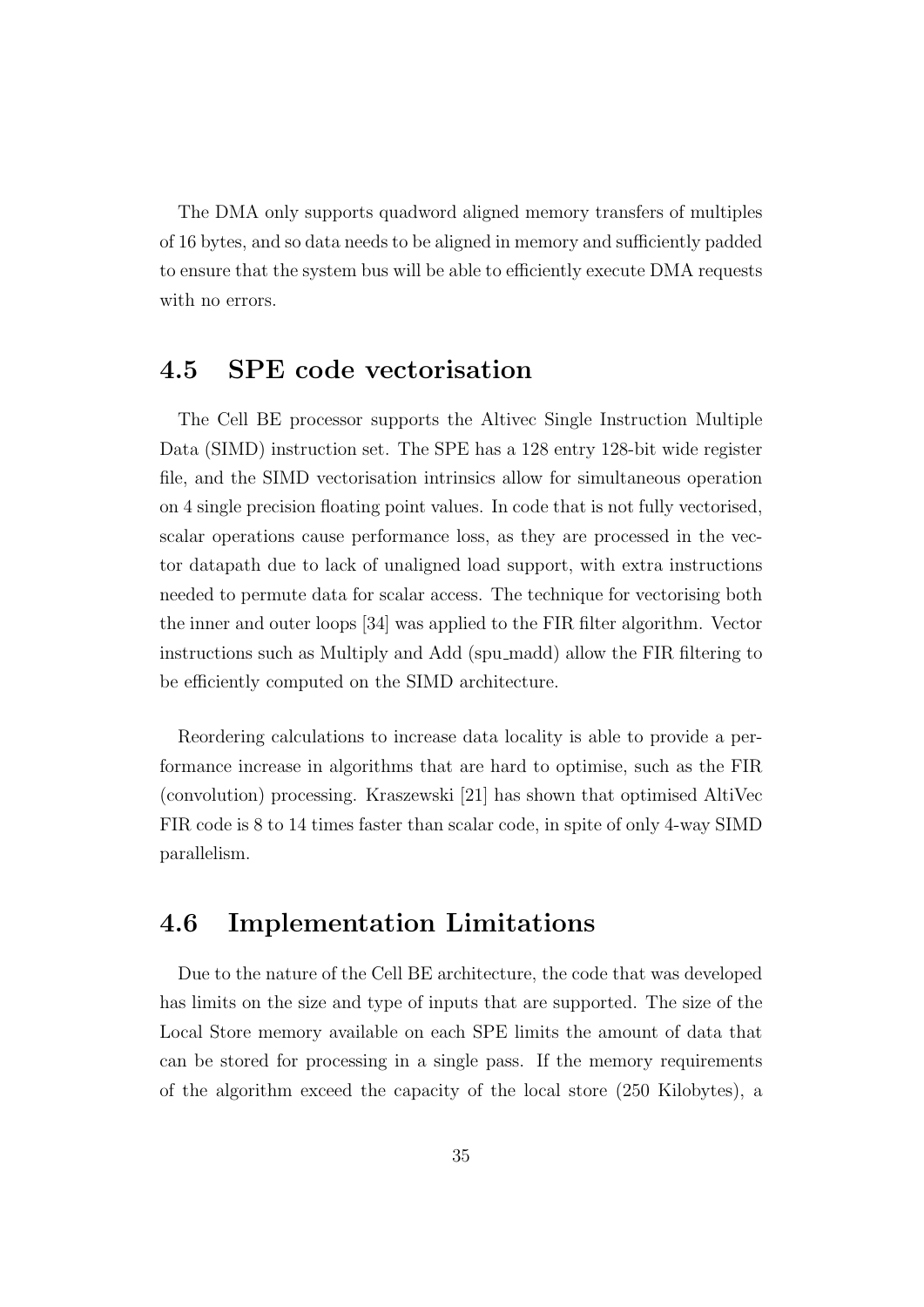The DMA only supports quadword aligned memory transfers of multiples of 16 bytes, and so data needs to be aligned in memory and sufficiently padded to ensure that the system bus will be able to efficiently execute DMA requests with no errors.

## 4.5 SPE code vectorisation

The Cell BE processor supports the Altivec Single Instruction Multiple Data (SIMD) instruction set. The SPE has a 128 entry 128-bit wide register file, and the SIMD vectorisation intrinsics allow for simultaneous operation on 4 single precision floating point values. In code that is not fully vectorised, scalar operations cause performance loss, as they are processed in the vector datapath due to lack of unaligned load support, with extra instructions needed to permute data for scalar access. The technique for vectorising both the inner and outer loops [34] was applied to the FIR filter algorithm. Vector instructions such as Multiply and Add (spu_madd) allow the FIR filtering to be efficiently computed on the SIMD architecture.

Reordering calculations to increase data locality is able to provide a performance increase in algorithms that are hard to optimise, such as the FIR (convolution) processing. Kraszewski [21] has shown that optimised AltiVec FIR code is 8 to 14 times faster than scalar code, in spite of only 4-way SIMD parallelism.

## 4.6 Implementation Limitations

Due to the nature of the Cell BE architecture, the code that was developed has limits on the size and type of inputs that are supported. The size of the Local Store memory available on each SPE limits the amount of data that can be stored for processing in a single pass. If the memory requirements of the algorithm exceed the capacity of the local store (250 Kilobytes), a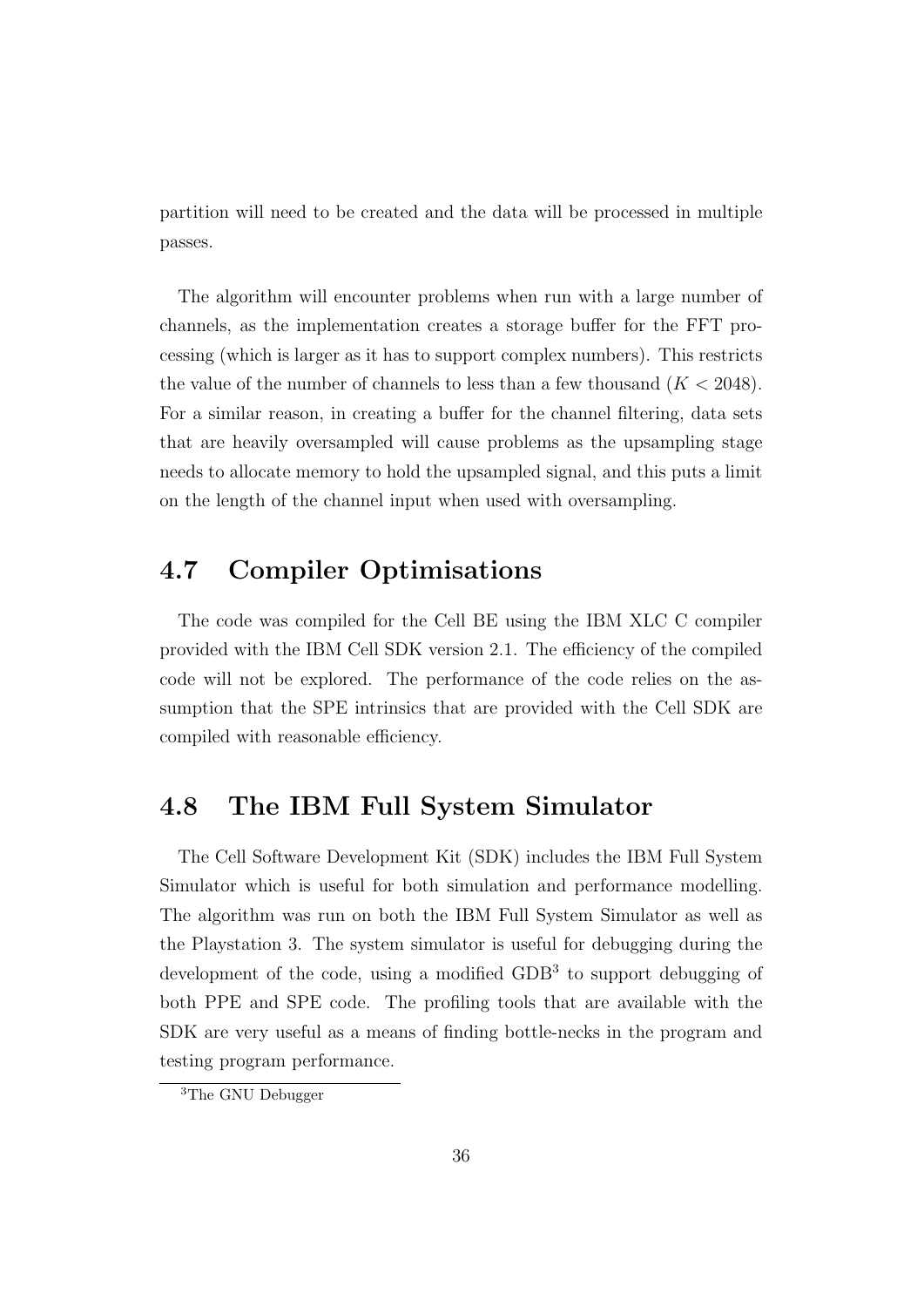partition will need to be created and the data will be processed in multiple passes.

The algorithm will encounter problems when run with a large number of channels, as the implementation creates a storage buffer for the FFT processing (which is larger as it has to support complex numbers). This restricts the value of the number of channels to less than a few thousand ($K < 2048$). For a similar reason, in creating a buffer for the channel filtering, data sets that are heavily oversampled will cause problems as the upsampling stage needs to allocate memory to hold the upsampled signal, and this puts a limit on the length of the channel input when used with oversampling.

## 4.7 Compiler Optimisations

The code was compiled for the Cell BE using the IBM XLC C compiler provided with the IBM Cell SDK version 2.1. The efficiency of the compiled code will not be explored. The performance of the code relies on the assumption that the SPE intrinsics that are provided with the Cell SDK are compiled with reasonable efficiency.

## 4.8 The IBM Full System Simulator

The Cell Software Development Kit (SDK) includes the IBM Full System Simulator which is useful for both simulation and performance modelling. The algorithm was run on both the IBM Full System Simulator as well as the Playstation 3. The system simulator is useful for debugging during the development of the code, using a modified GDB[3] to support debugging of both PPE and SPE code. The profiling tools that are available with the SDK are very useful as a means of finding bottle-necks in the program and testing program performance.

[3] The GNU Debugger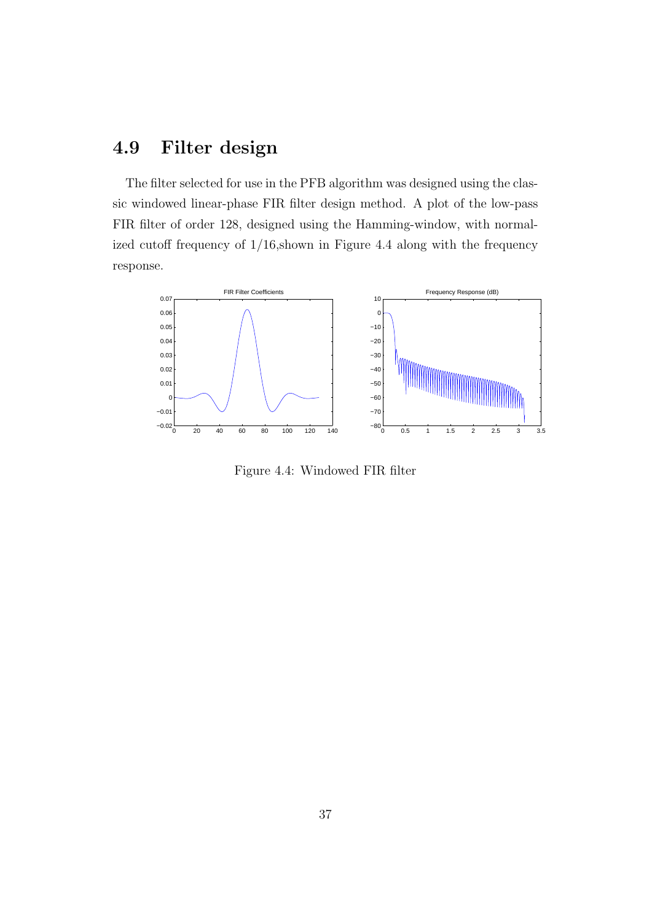## 4.9 Filter design

The filter selected for use in the PFB algorithm was designed using the classic windowed linear-phase FIR filter design method. A plot of the low-pass FIR filter of order 128, designed using the Hamming-window, with normalized cutoff frequency of 1/16,shown in Figure 4.4 along with the frequency response.

Figure 4.4: Windowed FIR filter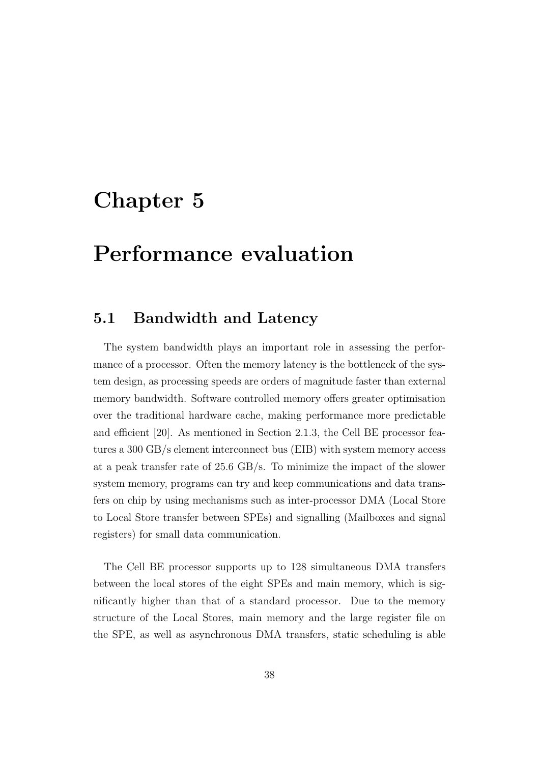# Chapter 5

# Performance evaluation

## 5.1 Bandwidth and Latency

The system bandwidth plays an important role in assessing the performance of a processor. Often the memory latency is the bottleneck of the system design, as processing speeds are orders of magnitude faster than external memory bandwidth. Software controlled memory offers greater optimisation over the traditional hardware cache, making performance more predictable and efficient [20]. As mentioned in Section 2.1.3, the Cell BE processor features a 300 GB/s element interconnect bus (EIB) with system memory access at a peak transfer rate of 25.6 GB/s. To minimize the impact of the slower system memory, programs can try and keep communications and data transfers on chip by using mechanisms such as inter-processor DMA (Local Store to Local Store transfer between SPEs) and signalling (Mailboxes and signal registers) for small data communication.

The Cell BE processor supports up to 128 simultaneous DMA transfers between the local stores of the eight SPEs and main memory, which is significantly higher than that of a standard processor. Due to the memory structure of the Local Stores, main memory and the large register file on the SPE, as well as asynchronous DMA transfers, static scheduling is able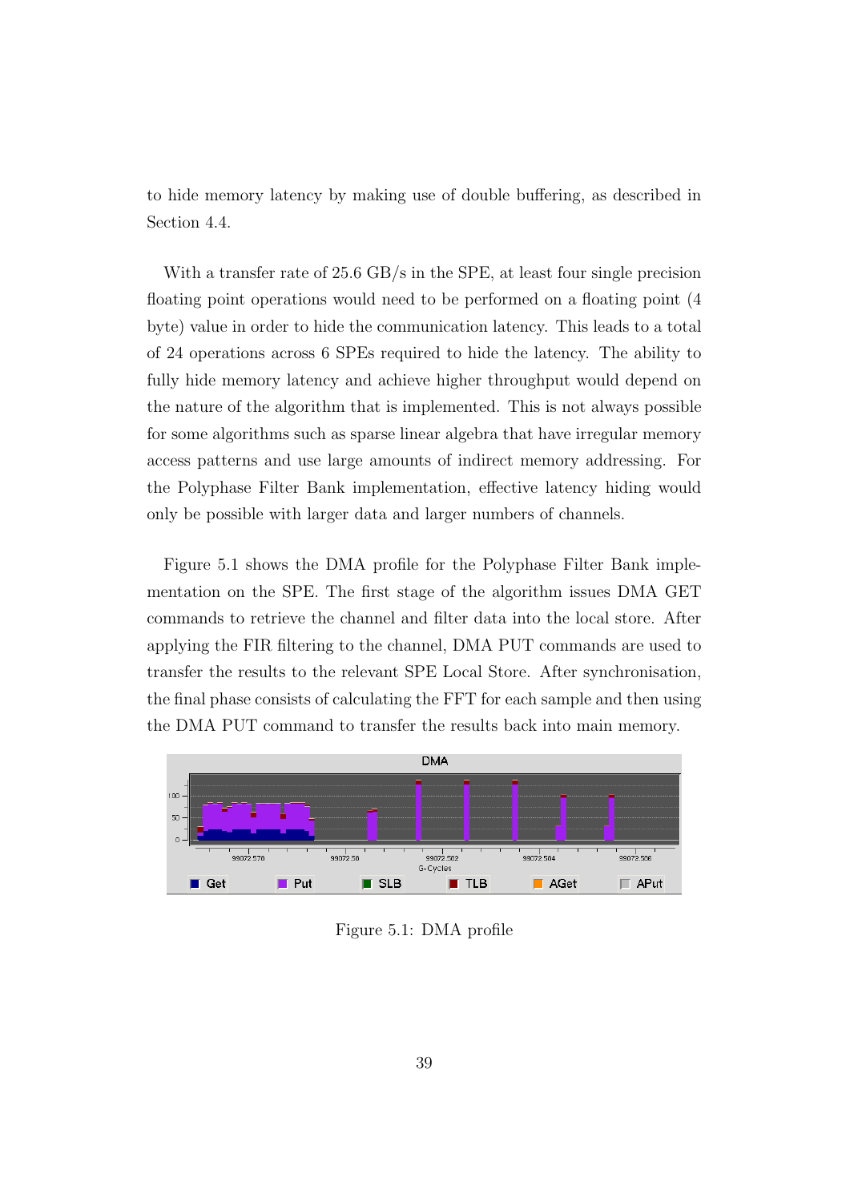to hide memory latency by making use of double buffering, as described in Section 4.4.

With a transfer rate of 25.6 GB/s in the SPE, at least four single precision floating point operations would need to be performed on a floating point (4 byte) value in order to hide the communication latency. This leads to a total of 24 operations across 6 SPEs required to hide the latency. The ability to fully hide memory latency and achieve higher throughput would depend on the nature of the algorithm that is implemented. This is not always possible for some algorithms such as sparse linear algebra that have irregular memory access patterns and use large amounts of indirect memory addressing. For the Polyphase Filter Bank implementation, effective latency hiding would only be possible with larger data and larger numbers of channels.

Figure 5.1 shows the DMA profile for the Polyphase Filter Bank implementation on the SPE. The first stage of the algorithm issues DMA GET commands to retrieve the channel and filter data into the local store. After applying the FIR filtering to the channel, DMA PUT commands are used to transfer the results to the relevant SPE Local Store. After synchronisation, the final phase consists of calculating the FFT for each sample and then using the DMA PUT command to transfer the results back into main memory.

Figure 5.1: DMA profile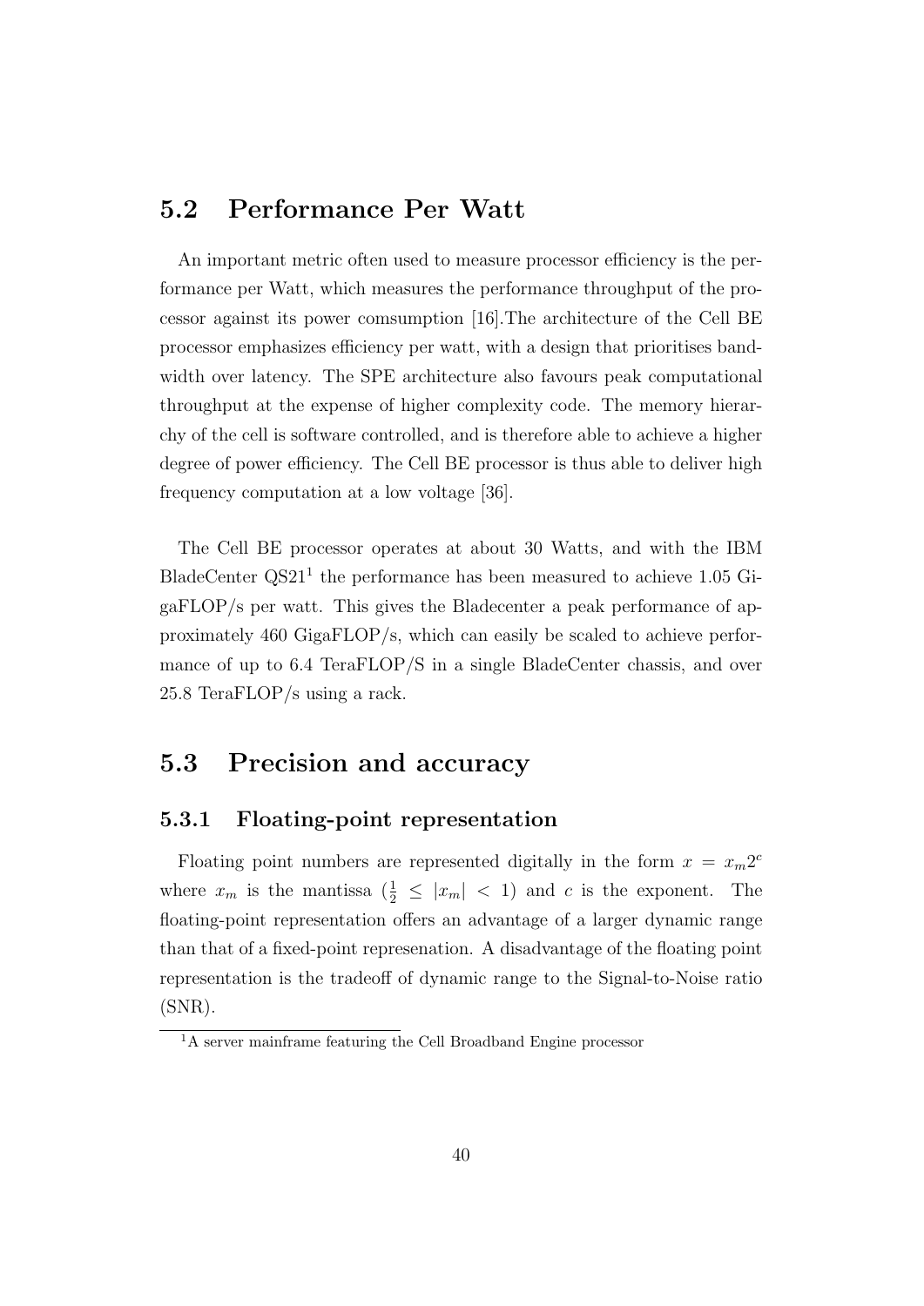## 5.2 Performance Per Watt

An important metric often used to measure processor efficiency is the performance per Watt, which measures the performance throughput of the processor against its power comsumption [16].The architecture of the Cell BE processor emphasizes efficiency per watt, with a design that prioritises bandwidth over latency. The SPE architecture also favours peak computational throughput at the expense of higher complexity code. The memory hierarchy of the cell is software controlled, and is therefore able to achieve a higher degree of power efficiency. The Cell BE processor is thus able to deliver high frequency computation at a low voltage [36].

The Cell BE processor operates at about 30 Watts, and with the IBM BladeCenter QS21[1] the performance has been measured to achieve 1.05 GigaFLOP/s per watt. This gives the Bladecenter a peak performance of approximately 460 GigaFLOP/s, which can easily be scaled to achieve performance of up to 6.4 TeraFLOP/S in a single BladeCenter chassis, and over 25.8 TeraFLOP/s using a rack.

## 5.3 Precision and accuracy

### 5.3.1 Floating-point representation

Floating point numbers are represented digitally in the form $x = x_m 2^c$ where $x_m$ is the mantissa ($\frac{1}{2} \leq |x_m| < 1$) and $c$ is the exponent. The floating-point representation offers an advantage of a larger dynamic range than that of a fixed-point represenation. A disadvantage of the floating point representation is the tradeoff of dynamic range to the Signal-to-Noise ratio (SNR).

[1] A server mainframe featuring the Cell Broadband Engine processor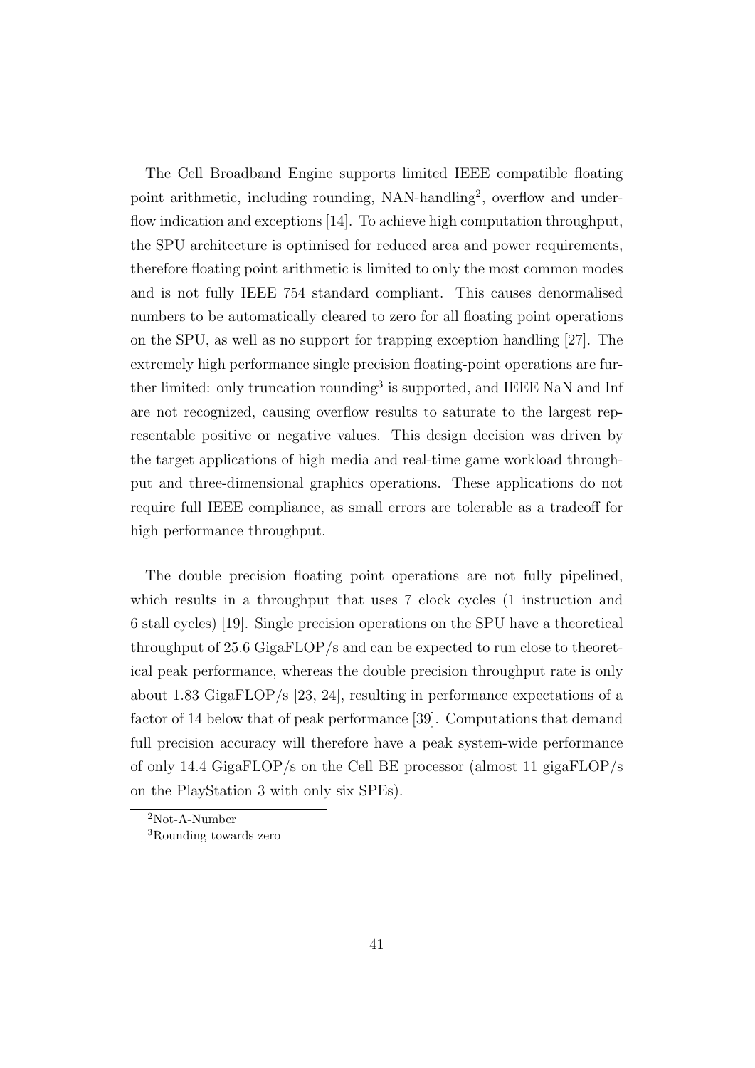The Cell Broadband Engine supports limited IEEE compatible floating point arithmetic, including rounding, NAN-handling[2], overflow and underflow indication and exceptions [14]. To achieve high computation throughput, the SPU architecture is optimised for reduced area and power requirements, therefore floating point arithmetic is limited to only the most common modes and is not fully IEEE 754 standard compliant. This causes denormalised numbers to be automatically cleared to zero for all floating point operations on the SPU, as well as no support for trapping exception handling [27]. The extremely high performance single precision floating-point operations are further limited: only truncation rounding[3] is supported, and IEEE NaN and Inf are not recognized, causing overflow results to saturate to the largest representable positive or negative values. This design decision was driven by the target applications of high media and real-time game workload throughput and three-dimensional graphics operations. These applications do not require full IEEE compliance, as small errors are tolerable as a tradeoff for high performance throughput.

The double precision floating point operations are not fully pipelined, which results in a throughput that uses 7 clock cycles (1 instruction and 6 stall cycles) [19]. Single precision operations on the SPU have a theoretical throughput of 25.6 GigaFLOP/s and can be expected to run close to theoretical peak performance, whereas the double precision throughput rate is only about 1.83 GigaFLOP/s [23, 24], resulting in performance expectations of a factor of 14 below that of peak performance [39]. Computations that demand full precision accuracy will therefore have a peak system-wide performance of only 14.4 GigaFLOP/s on the Cell BE processor (almost 11 gigaFLOP/s on the PlayStation 3 with only six SPEs).

[2] Not-A-Number

[3] Rounding towards zero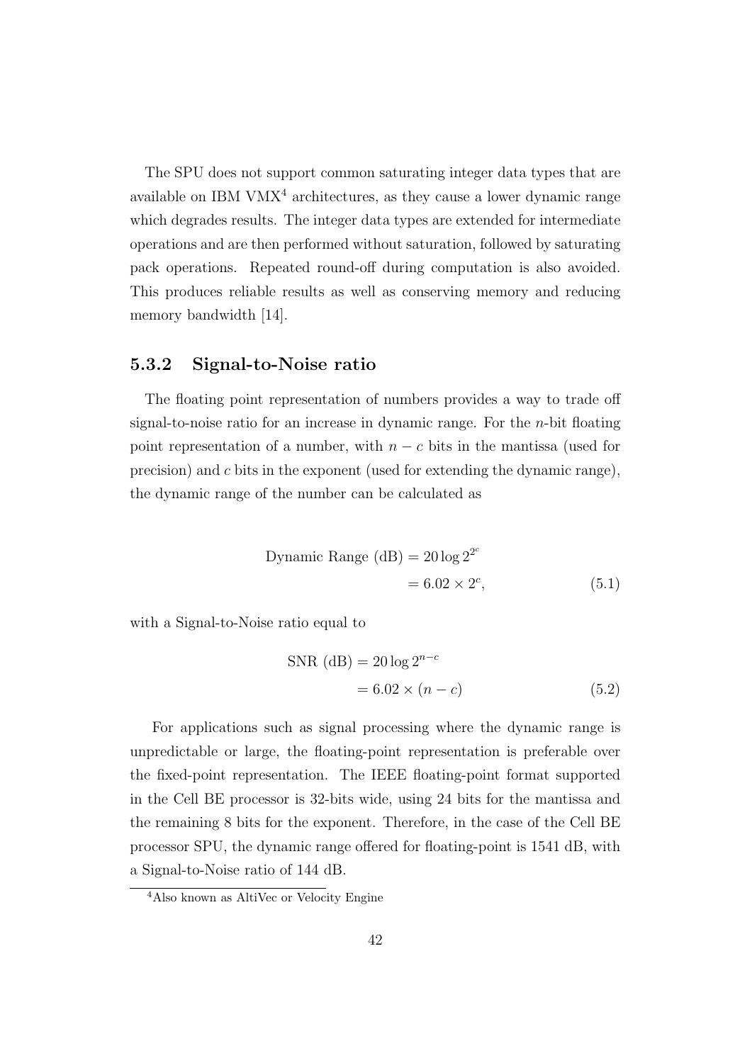The SPU does not support common saturating integer data types that are available on IBM VMX[4] architectures, as they cause a lower dynamic range which degrades results. The integer data types are extended for intermediate operations and are then performed without saturation, followed by saturating pack operations. Repeated round-off during computation is also avoided. This produces reliable results as well as conserving memory and reducing memory bandwidth [14].

### 5.3.2 Signal-to-Noise ratio

The floating point representation of numbers provides a way to trade off signal-to-noise ratio for an increase in dynamic range. For the $n$-bit floating point representation of a number, with $n - c$ bits in the mantissa (used for precision) and $c$ bits in the exponent (used for extending the dynamic range), the dynamic range of the number can be calculated as

$$\begin{aligned} \text{Dynamic Range (dB)} &= 20 \log 2^{2^c} \\ &= 6.02 \times 2^c, \end{aligned} \tag{5.1}$$

with a Signal-to-Noise ratio equal to

$$\begin{aligned} \text{SNR (dB)} &= 20 \log 2^{n-c} \\ &= 6.02 \times (n - c) \end{aligned} \tag{5.2}$$

For applications such as signal processing where the dynamic range is unpredictable or large, the floating-point representation is preferable over the fixed-point representation. The IEEE floating-point format supported in the Cell BE processor is 32-bits wide, using 24 bits for the mantissa and the remaining 8 bits for the exponent. Therefore, in the case of the Cell BE processor SPU, the dynamic range offered for floating-point is 1541 dB, with a Signal-to-Noise ratio of 144 dB.

[4]Also known as AltiVec or Velocity Engine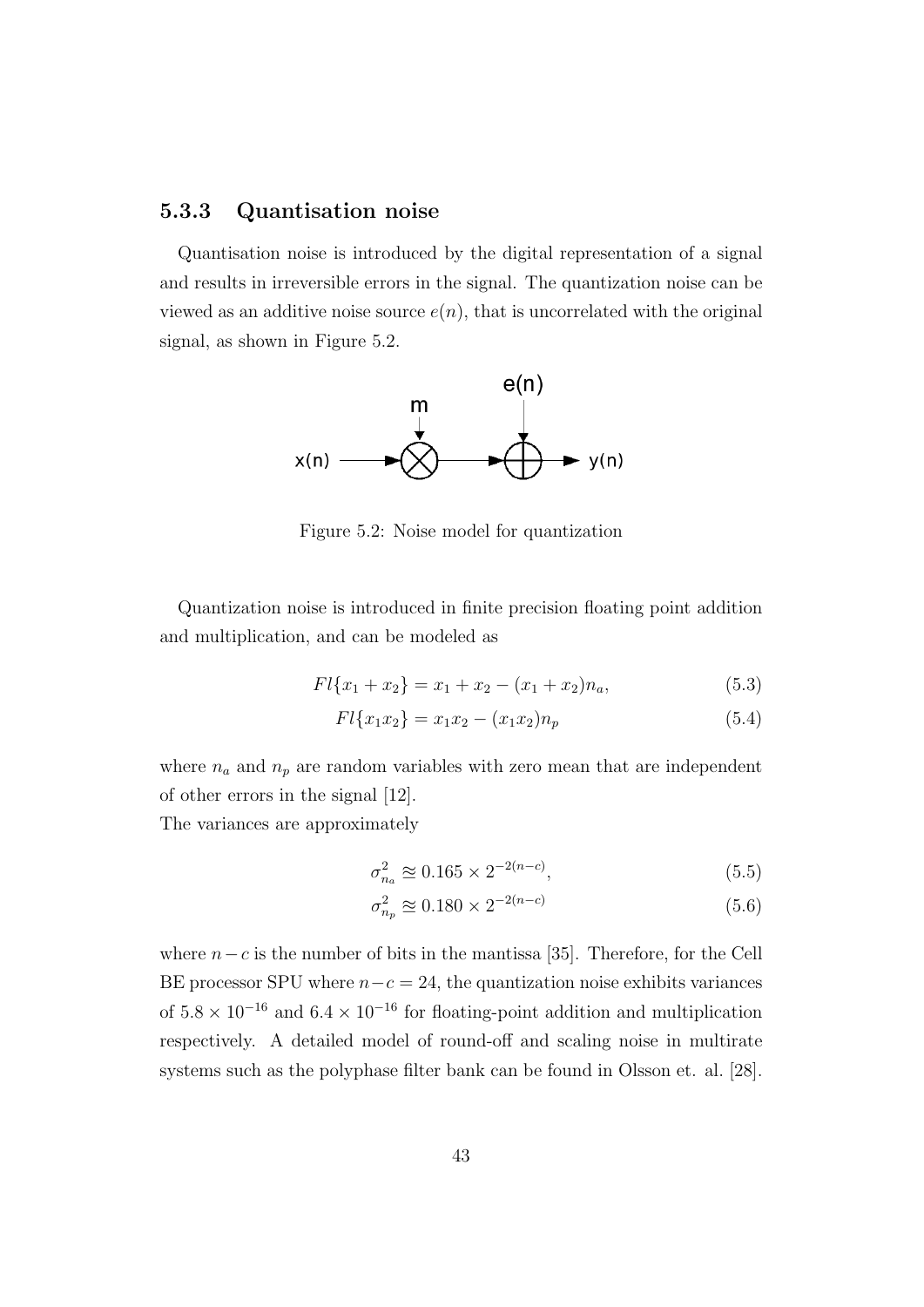### 5.3.3 Quantisation noise

Quantisation noise is introduced by the digital representation of a signal and results in irreversible errors in the signal. The quantization noise can be viewed as an additive noise source $e(n)$, that is uncorrelated with the original signal, as shown in Figure 5.2.

Figure 5.2: Noise model for quantization

Quantization noise is introduced in finite precision floating point addition and multiplication, and can be modeled as

$$Fl\{x_1 + x_2\} = x_1 + x_2 - (x_1 + x_2)n_a, \tag{5.3}$$

$$Fl\{x_1 x_2\} = x_1 x_2 - (x_1 x_2)n_p \tag{5.4}$$

where $n_a$ and $n_p$ are random variables with zero mean that are independent of other errors in the signal [12].
The variances are approximately

$$\sigma_{n_a}^2 \approxeq 0.165 \times 2^{-2(n-c)}, \tag{5.5}$$

$$\sigma_{n_p}^2 \approxeq 0.180 \times 2^{-2(n-c)} \tag{5.6}$$

where $n - c$ is the number of bits in the mantissa [35]. Therefore, for the Cell BE processor SPU where $n - c = 24$, the quantization noise exhibits variances of $5.8 \times 10^{-16}$ and $6.4 \times 10^{-16}$ for floating-point addition and multiplication respectively. A detailed model of round-off and scaling noise in multirate systems such as the polyphase filter bank can be found in Olsson et. al. [28].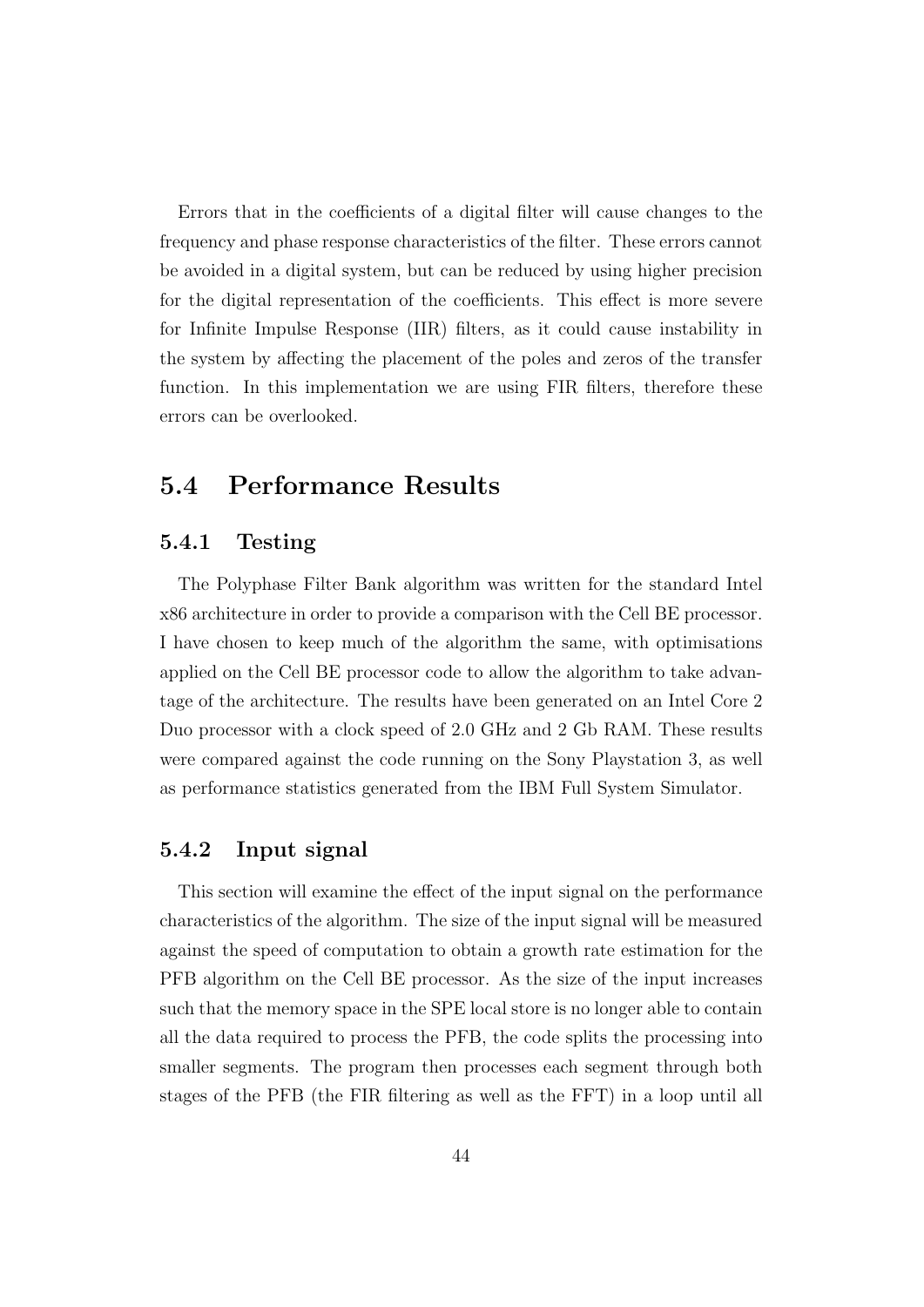Errors that in the coefficients of a digital filter will cause changes to the frequency and phase response characteristics of the filter. These errors cannot be avoided in a digital system, but can be reduced by using higher precision for the digital representation of the coefficients. This effect is more severe for Infinite Impulse Response (IIR) filters, as it could cause instability in the system by affecting the placement of the poles and zeros of the transfer function. In this implementation we are using FIR filters, therefore these errors can be overlooked.

## 5.4 Performance Results

### 5.4.1 Testing

The Polyphase Filter Bank algorithm was written for the standard Intel x86 architecture in order to provide a comparison with the Cell BE processor. I have chosen to keep much of the algorithm the same, with optimisations applied on the Cell BE processor code to allow the algorithm to take advantage of the architecture. The results have been generated on an Intel Core 2 Duo processor with a clock speed of 2.0 GHz and 2 Gb RAM. These results were compared against the code running on the Sony Playstation 3, as well as performance statistics generated from the IBM Full System Simulator.

### 5.4.2 Input signal

This section will examine the effect of the input signal on the performance characteristics of the algorithm. The size of the input signal will be measured against the speed of computation to obtain a growth rate estimation for the PFB algorithm on the Cell BE processor. As the size of the input increases such that the memory space in the SPE local store is no longer able to contain all the data required to process the PFB, the code splits the processing into smaller segments. The program then processes each segment through both stages of the PFB (the FIR filtering as well as the FFT) in a loop until all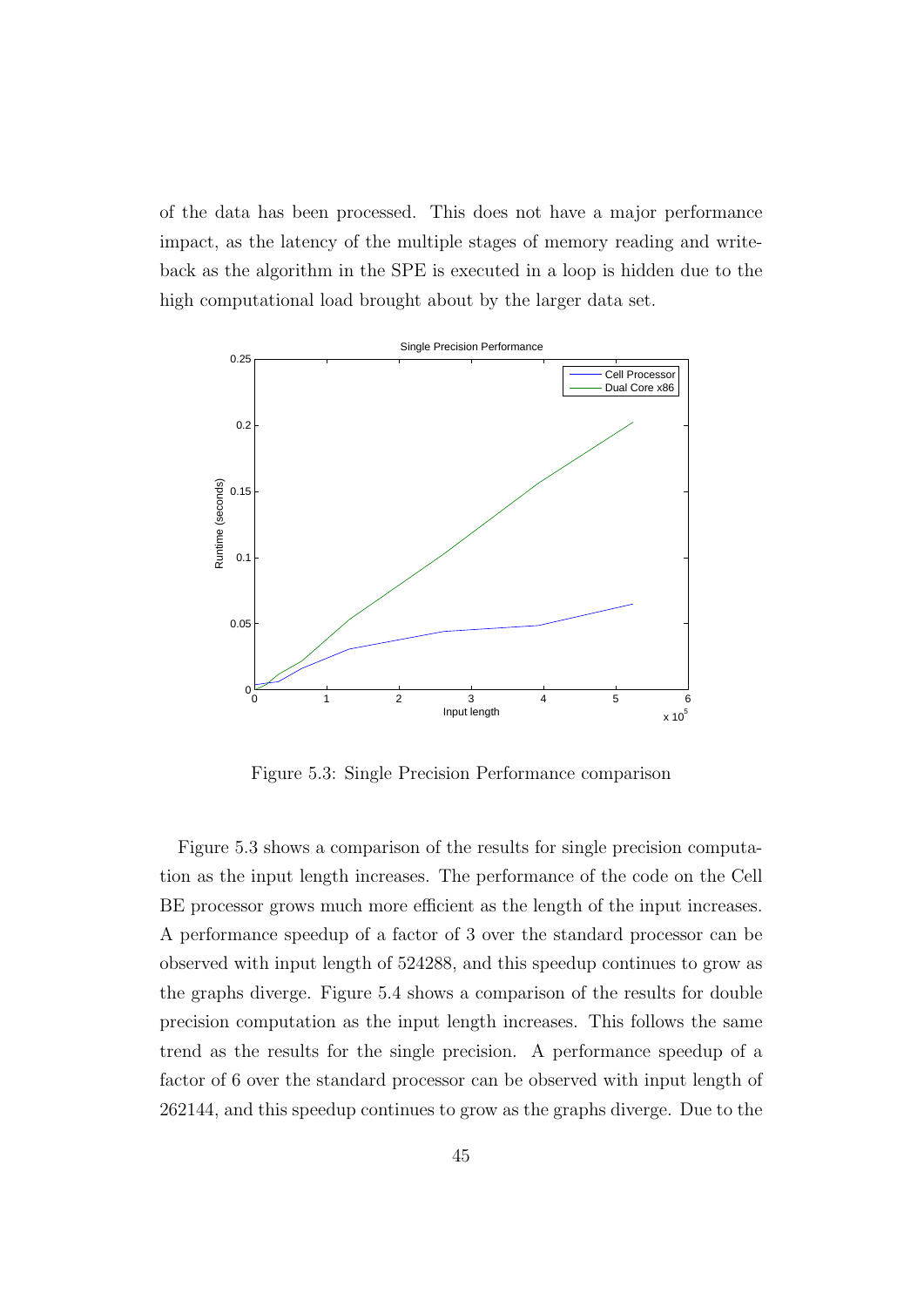of the data has been processed. This does not have a major performance impact, as the latency of the multiple stages of memory reading and write-back as the algorithm in the SPE is executed in a loop is hidden due to the high computational load brought about by the larger data set.

Figure 5.3: Single Precision Performance comparison

Figure 5.3 shows a comparison of the results for single precision computation as the input length increases. The performance of the code on the Cell BE processor grows much more efficient as the length of the input increases. A performance speedup of a factor of 3 over the standard processor can be observed with input length of 524288, and this speedup continues to grow as the graphs diverge. Figure 5.4 shows a comparison of the results for double precision computation as the input length increases. This follows the same trend as the results for the single precision. A performance speedup of a factor of 6 over the standard processor can be observed with input length of 262144, and this speedup continues to grow as the graphs diverge. Due to the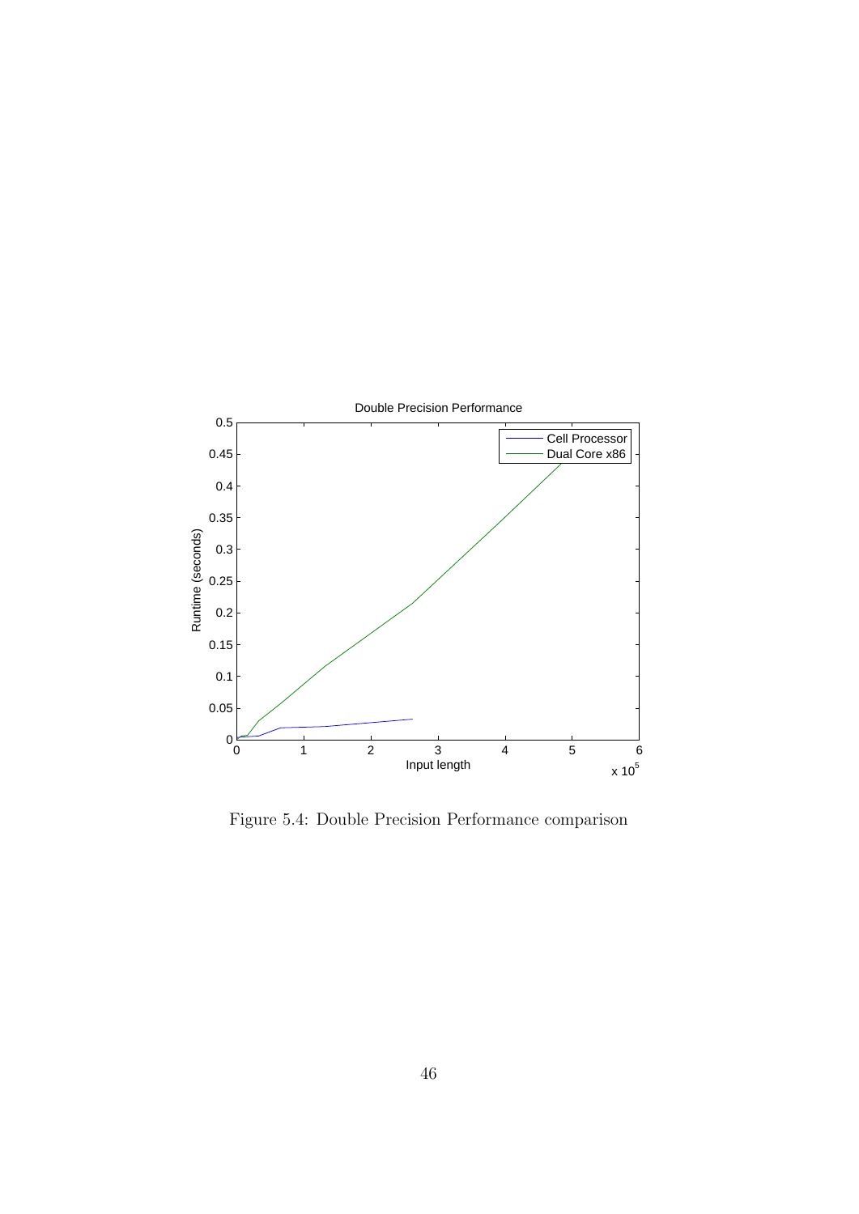Figure 5.4: Double Precision Performance comparison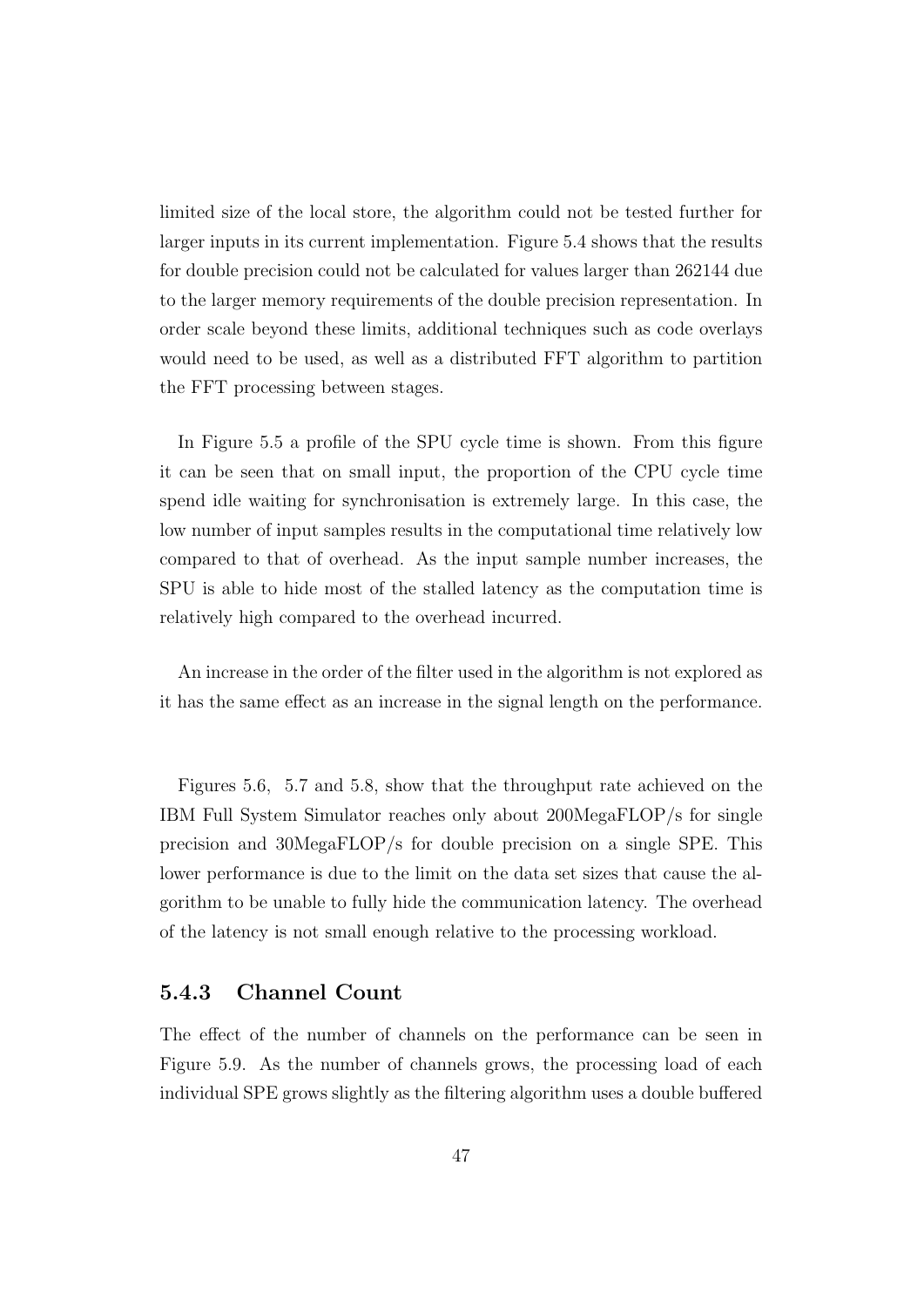limited size of the local store, the algorithm could not be tested further for larger inputs in its current implementation. Figure 5.4 shows that the results for double precision could not be calculated for values larger than 262144 due to the larger memory requirements of the double precision representation. In order scale beyond these limits, additional techniques such as code overlays would need to be used, as well as a distributed FFT algorithm to partition the FFT processing between stages.

In Figure 5.5 a profile of the SPU cycle time is shown. From this figure it can be seen that on small input, the proportion of the CPU cycle time spend idle waiting for synchronisation is extremely large. In this case, the low number of input samples results in the computational time relatively low compared to that of overhead. As the input sample number increases, the SPU is able to hide most of the stalled latency as the computation time is relatively high compared to the overhead incurred.

An increase in the order of the filter used in the algorithm is not explored as it has the same effect as an increase in the signal length on the performance.

Figures 5.6, 5.7 and 5.8, show that the throughput rate achieved on the IBM Full System Simulator reaches only about 200MegaFLOP/s for single precision and 30MegaFLOP/s for double precision on a single SPE. This lower performance is due to the limit on the data set sizes that cause the algorithm to be unable to fully hide the communication latency. The overhead of the latency is not small enough relative to the processing workload.

### 5.4.3 Channel Count

The effect of the number of channels on the performance can be seen in Figure 5.9. As the number of channels grows, the processing load of each individual SPE grows slightly as the filtering algorithm uses a double buffered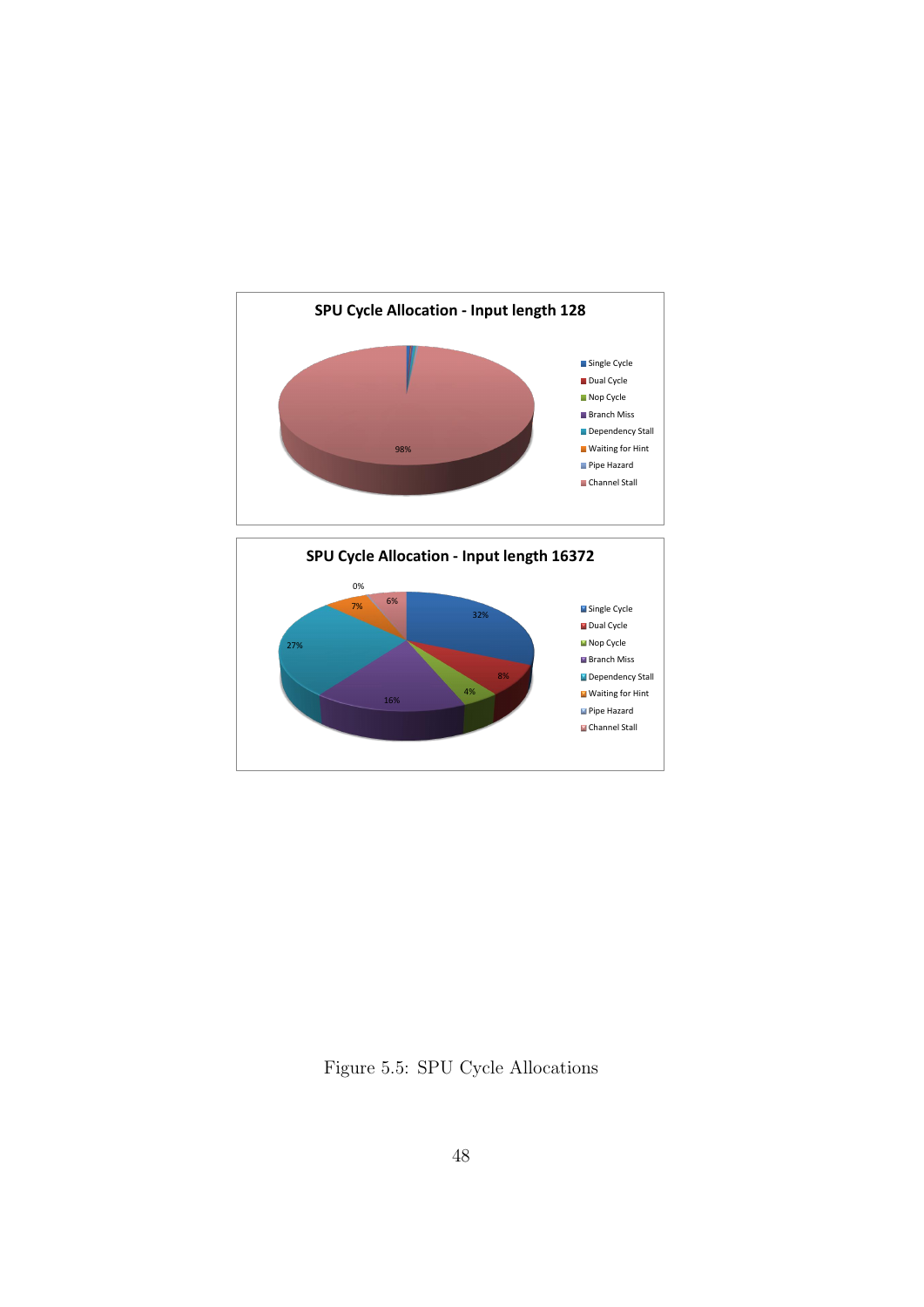Figure 5.5: SPU Cycle Allocations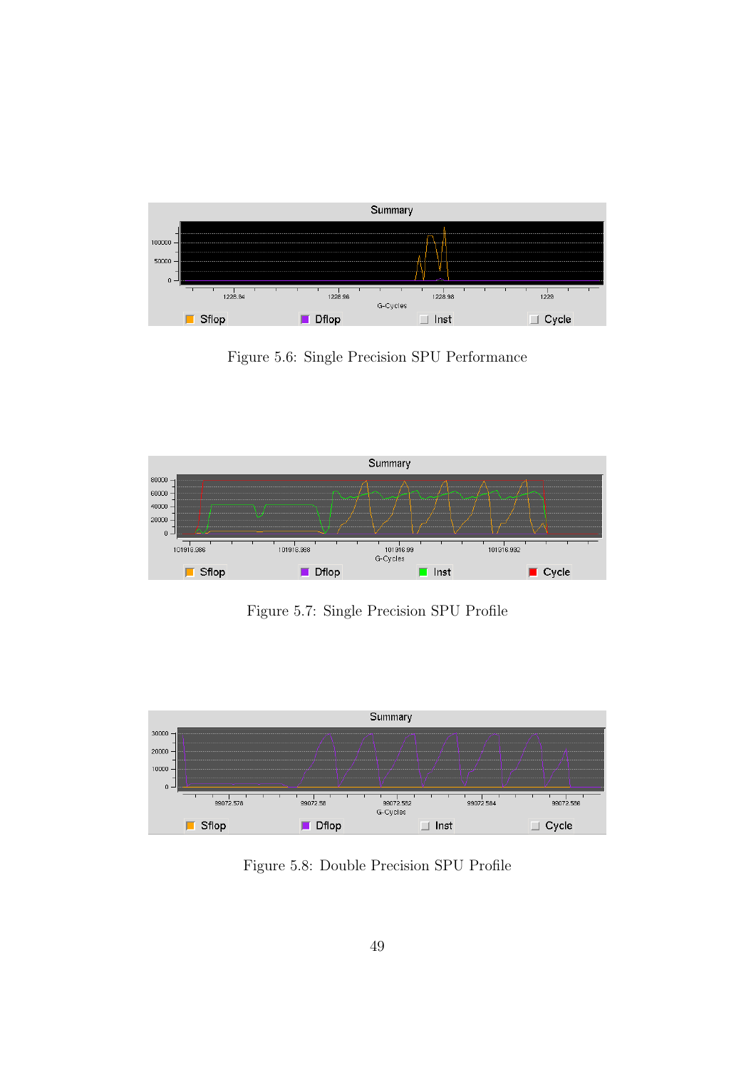Figure 5.6: Single Precision SPU Performance

Figure 5.7: Single Precision SPU Profile

Figure 5.8: Double Precision SPU Profile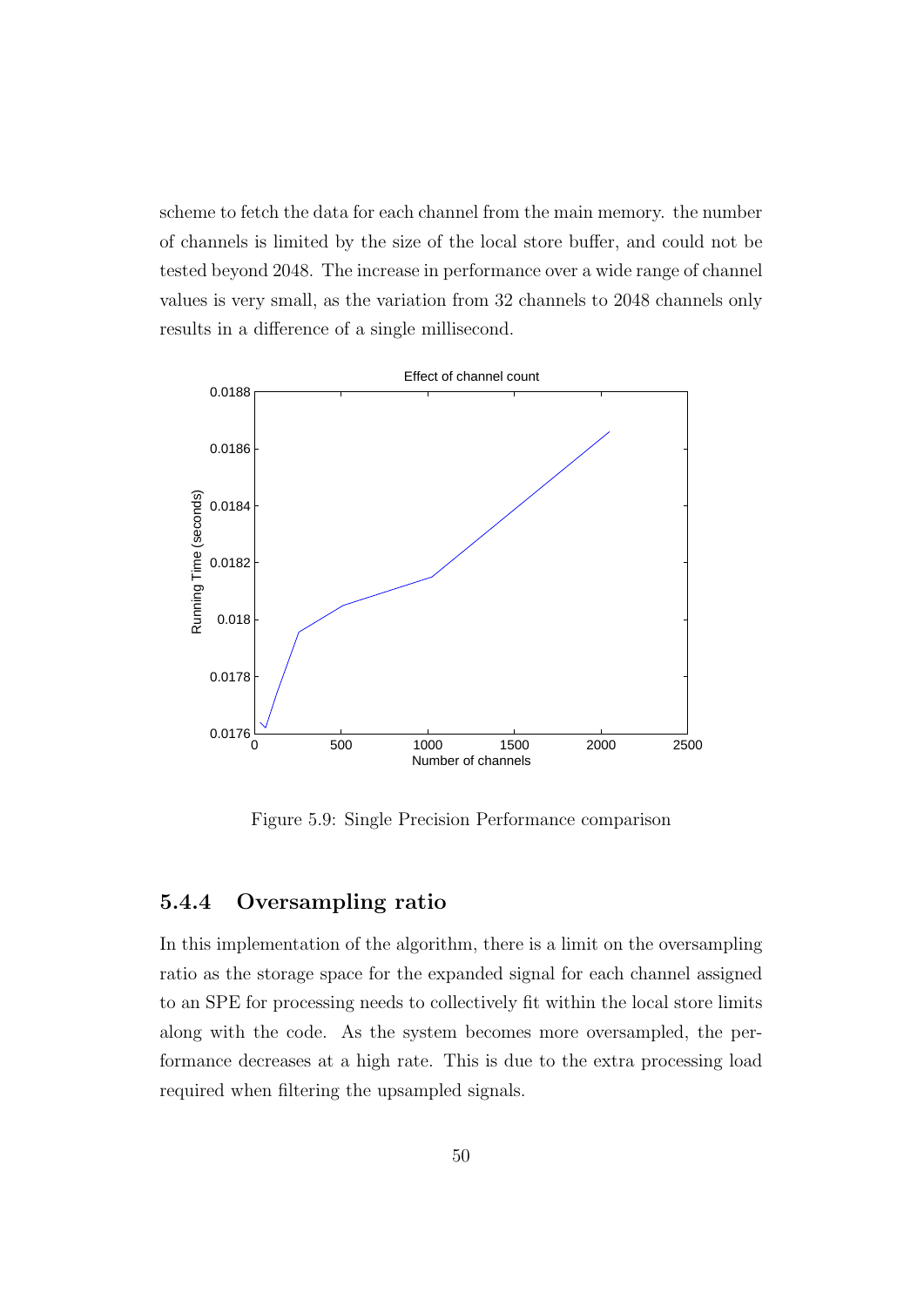scheme to fetch the data for each channel from the main memory. the number of channels is limited by the size of the local store buffer, and could not be tested beyond 2048. The increase in performance over a wide range of channel values is very small, as the variation from 32 channels to 2048 channels only results in a difference of a single millisecond.

Figure 5.9: Single Precision Performance comparison

### 5.4.4 Oversampling ratio

In this implementation of the algorithm, there is a limit on the oversampling ratio as the storage space for the expanded signal for each channel assigned to an SPE for processing needs to collectively fit within the local store limits along with the code. As the system becomes more oversampled, the performance decreases at a high rate. This is due to the extra processing load required when filtering the upsampled signals.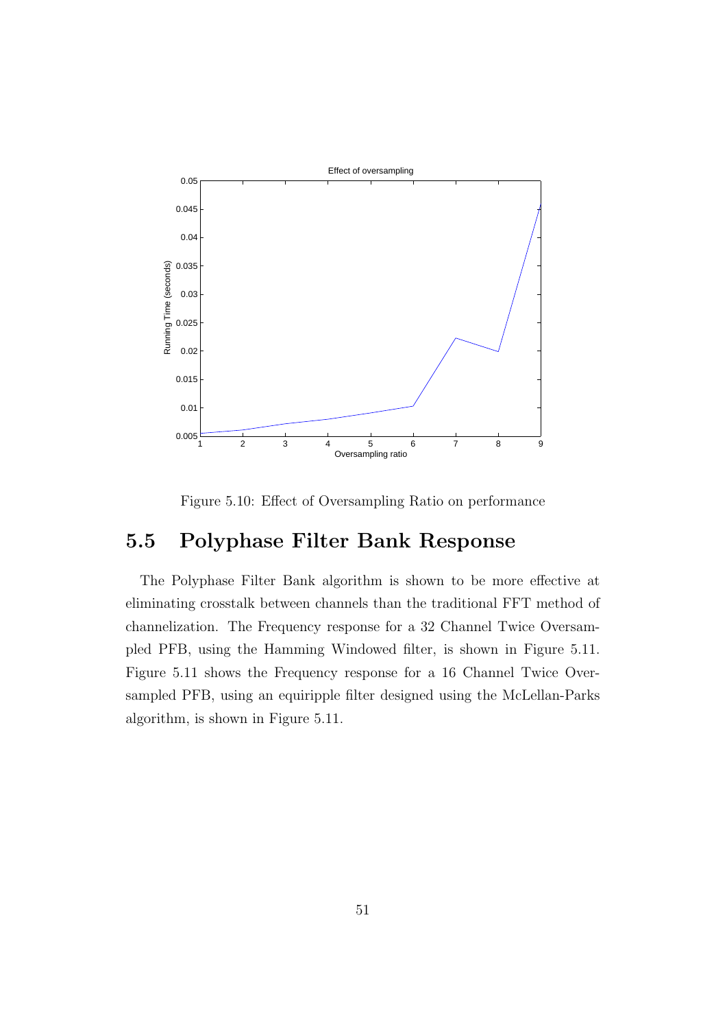Figure 5.10: Effect of Oversampling Ratio on performance

## 5.5 Polyphase Filter Bank Response

The Polyphase Filter Bank algorithm is shown to be more effective at eliminating crosstalk between channels than the traditional FFT method of channelization. The Frequency response for a 32 Channel Twice Oversampled PFB, using the Hamming Windowed filter, is shown in Figure 5.11. Figure 5.11 shows the Frequency response for a 16 Channel Twice Oversampled PFB, using an equiripple filter designed using the McLellan-Parks algorithm, is shown in Figure 5.11.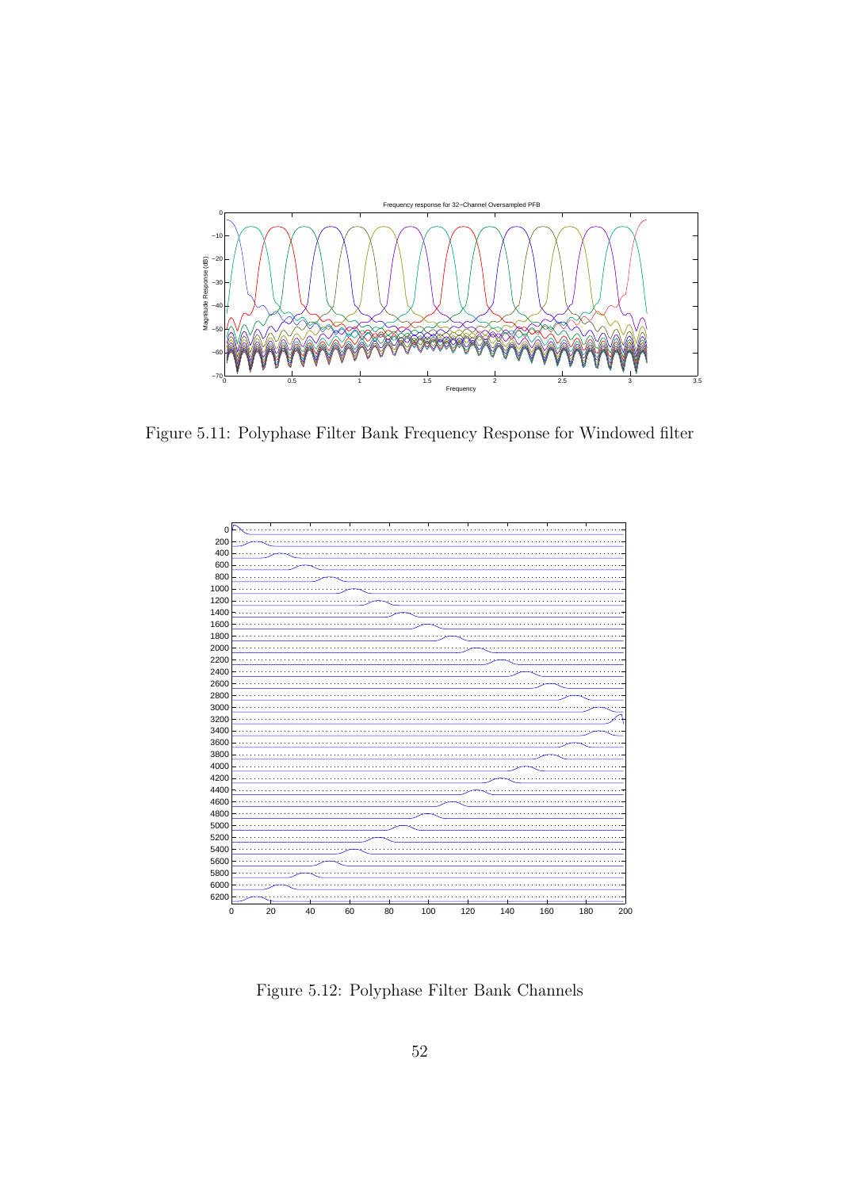Figure 5.11: Polyphase Filter Bank Frequency Response for Windowed filter

Figure 5.12: Polyphase Filter Bank Channels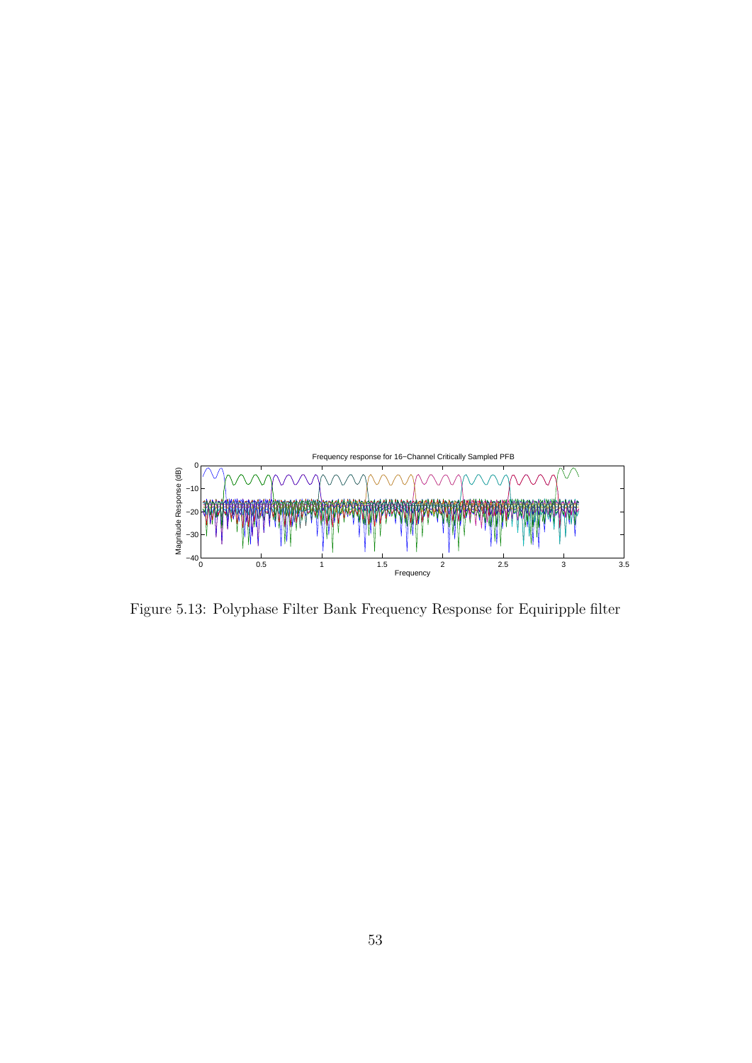Figure 5.13: Polyphase Filter Bank Frequency Response for Equiripple filter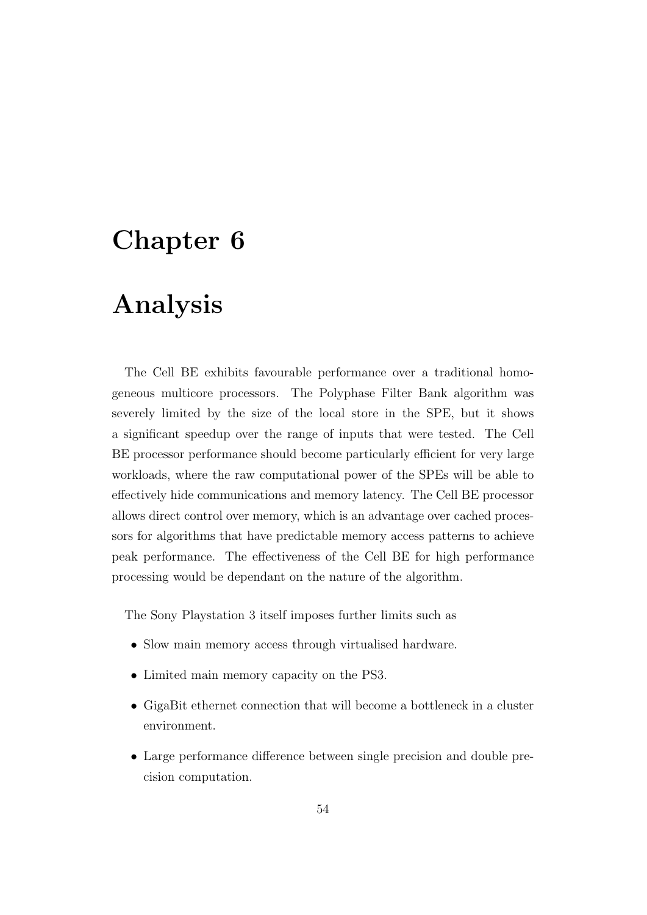# Chapter 6

# Analysis

The Cell BE exhibits favourable performance over a traditional homogeneous multicore processors. The Polyphase Filter Bank algorithm was severely limited by the size of the local store in the SPE, but it shows a significant speedup over the range of inputs that were tested. The Cell BE processor performance should become particularly efficient for very large workloads, where the raw computational power of the SPEs will be able to effectively hide communications and memory latency. The Cell BE processor allows direct control over memory, which is an advantage over cached processors for algorithms that have predictable memory access patterns to achieve peak performance. The effectiveness of the Cell BE for high performance processing would be dependant on the nature of the algorithm.

The Sony Playstation 3 itself imposes further limits such as

- Slow main memory access through virtualised hardware.
- Limited main memory capacity on the PS3.
- GigaBit ethernet connection that will become a bottleneck in a cluster environment.
- Large performance difference between single precision and double precision computation.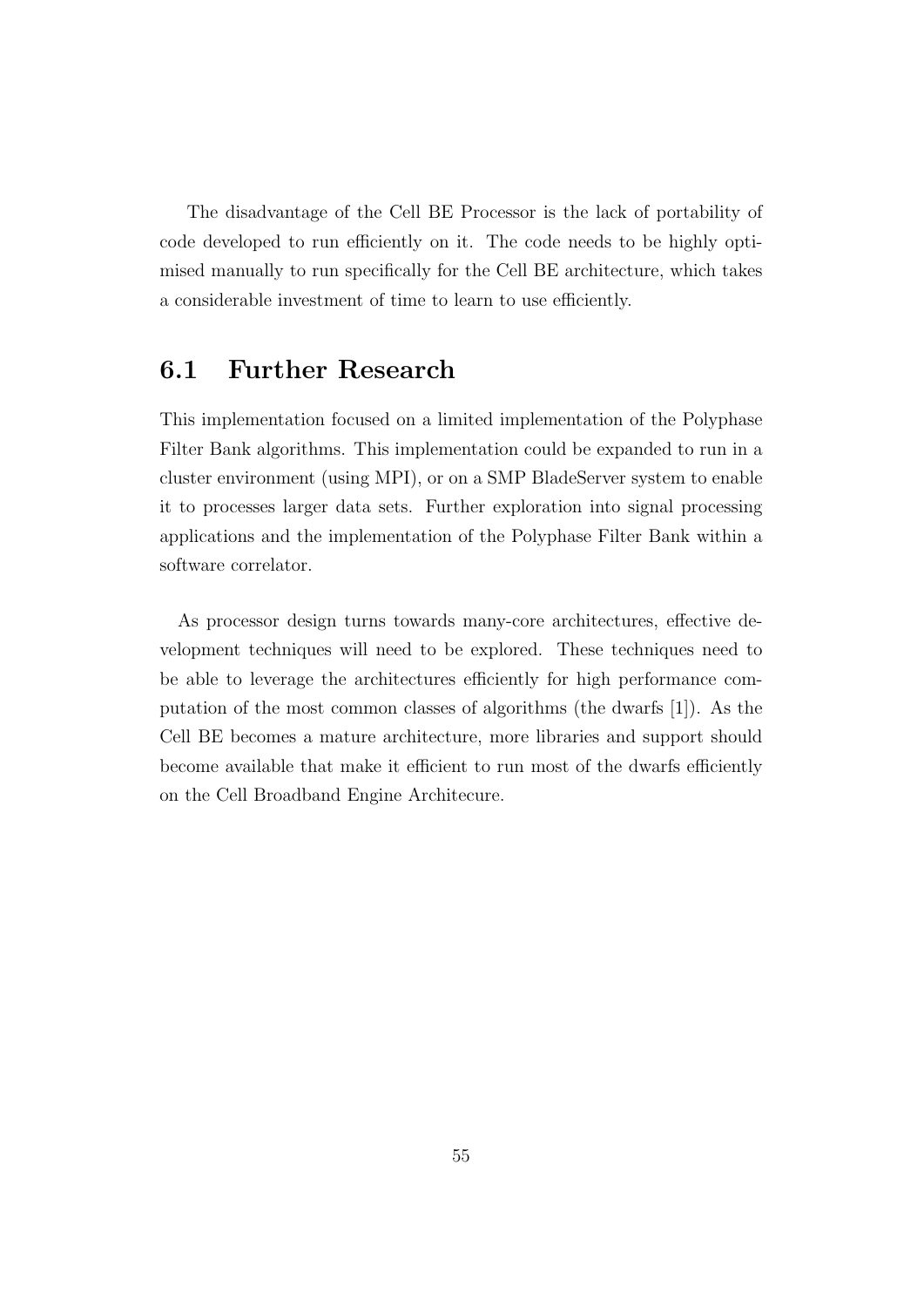The disadvantage of the Cell BE Processor is the lack of portability of code developed to run efficiently on it. The code needs to be highly optimised manually to run specifically for the Cell BE architecture, which takes a considerable investment of time to learn to use efficiently.

## 6.1 Further Research

This implementation focused on a limited implementation of the Polyphase Filter Bank algorithms. This implementation could be expanded to run in a cluster environment (using MPI), or on a SMP BladeServer system to enable it to processes larger data sets. Further exploration into signal processing applications and the implementation of the Polyphase Filter Bank within a software correlator.

As processor design turns towards many-core architectures, effective development techniques will need to be explored. These techniques need to be able to leverage the architectures efficiently for high performance computation of the most common classes of algorithms (the dwarfs [1]). As the Cell BE becomes a mature architecture, more libraries and support should become available that make it efficient to run most of the dwarfs efficiently on the Cell Broadband Engine Architecure.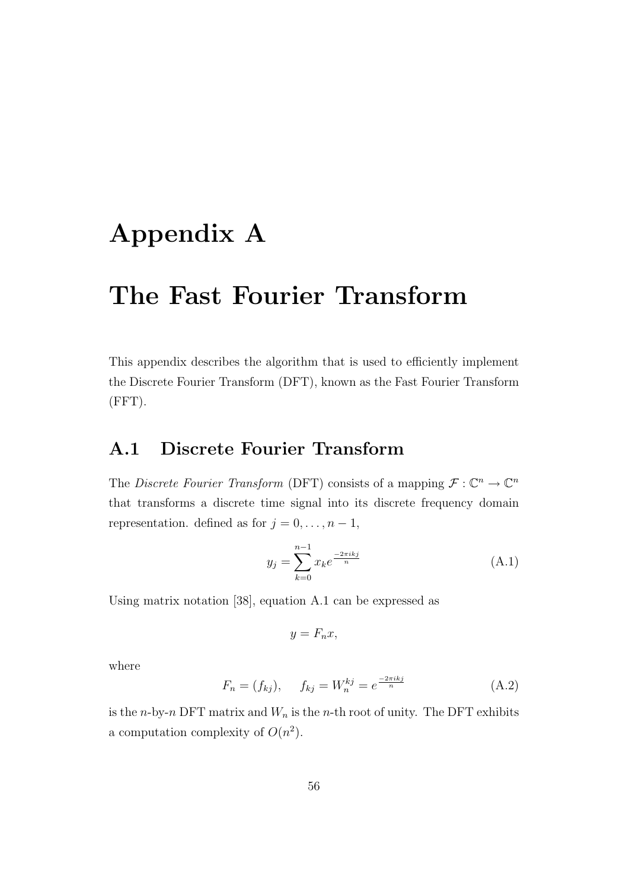# Appendix A

# The Fast Fourier Transform

This appendix describes the algorithm that is used to efficiently implement the Discrete Fourier Transform (DFT), known as the Fast Fourier Transform (FFT).

## A.1 Discrete Fourier Transform

The *Discrete Fourier Transform* (DFT) consists of a mapping $\mathcal{F} : \mathbb{C}^n \to \mathbb{C}^n$ that transforms a discrete time signal into its discrete frequency domain representation. defined as for $j = 0, \ldots, n-1$,

$$y_j = \sum_{k=0}^{n-1} x_k e^{\frac{-2\pi ikj}{n}} \tag{A.1}$$

Using matrix notation [38], equation A.1 can be expressed as

$$y = F_n x,$$

where

$$F_n = (f_{kj}), \qquad f_{kj} = W_n^{kj} = e^{\frac{-2\pi ikj}{n}} \tag{A.2}$$

is the $n$-by-$n$ DFT matrix and $W_n$ is the $n$-th root of unity. The DFT exhibits a computation complexity of $O(n^2)$.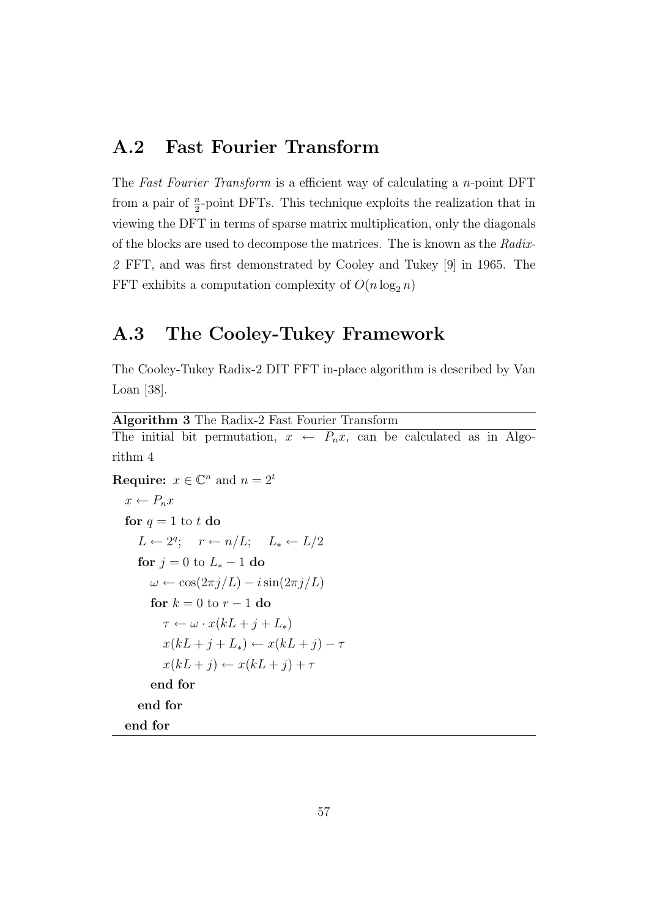## A.2 Fast Fourier Transform

The *Fast Fourier Transform* is a efficient way of calculating a $n$-point DFT from a pair of $\frac{n}{2}$-point DFTs. This technique exploits the realization that in viewing the DFT in terms of sparse matrix multiplication, only the diagonals of the blocks are used to decompose the matrices. The is known as the *Radix-2* FFT, and was first demonstrated by Cooley and Tukey [9] in 1965. The FFT exhibits a computation complexity of $O(n \log_2 n)$

## A.3 The Cooley-Tukey Framework

The Cooley-Tukey Radix-2 DIT FFT in-place algorithm is described by Van Loan [38].

**Algorithm 3** The Radix-2 Fast Fourier Transform

The initial bit permutation, $x \leftarrow P_n x$, can be calculated as in Algorithm 4

**Require:** $x \in \mathbb{C}^n$ and $n = 2^t$

$x \leftarrow P_n x$
**for** $q = 1$ to $t$ **do**
  $L \leftarrow 2^q$;  $r \leftarrow n/L$;  $L_* \leftarrow L/2$
  **for** $j = 0$ to $L_* - 1$ **do**
    $\omega \leftarrow \cos(2\pi j/L) - i\sin(2\pi j/L)$
    **for** $k = 0$ to $r - 1$ **do**
      $\tau \leftarrow \omega \cdot x(kL + j + L_*)$
      $x(kL + j + L_*) \leftarrow x(kL + j) - \tau$
      $x(kL + j) \leftarrow x(kL + j) + \tau$
    **end for**
  **end for**
**end for**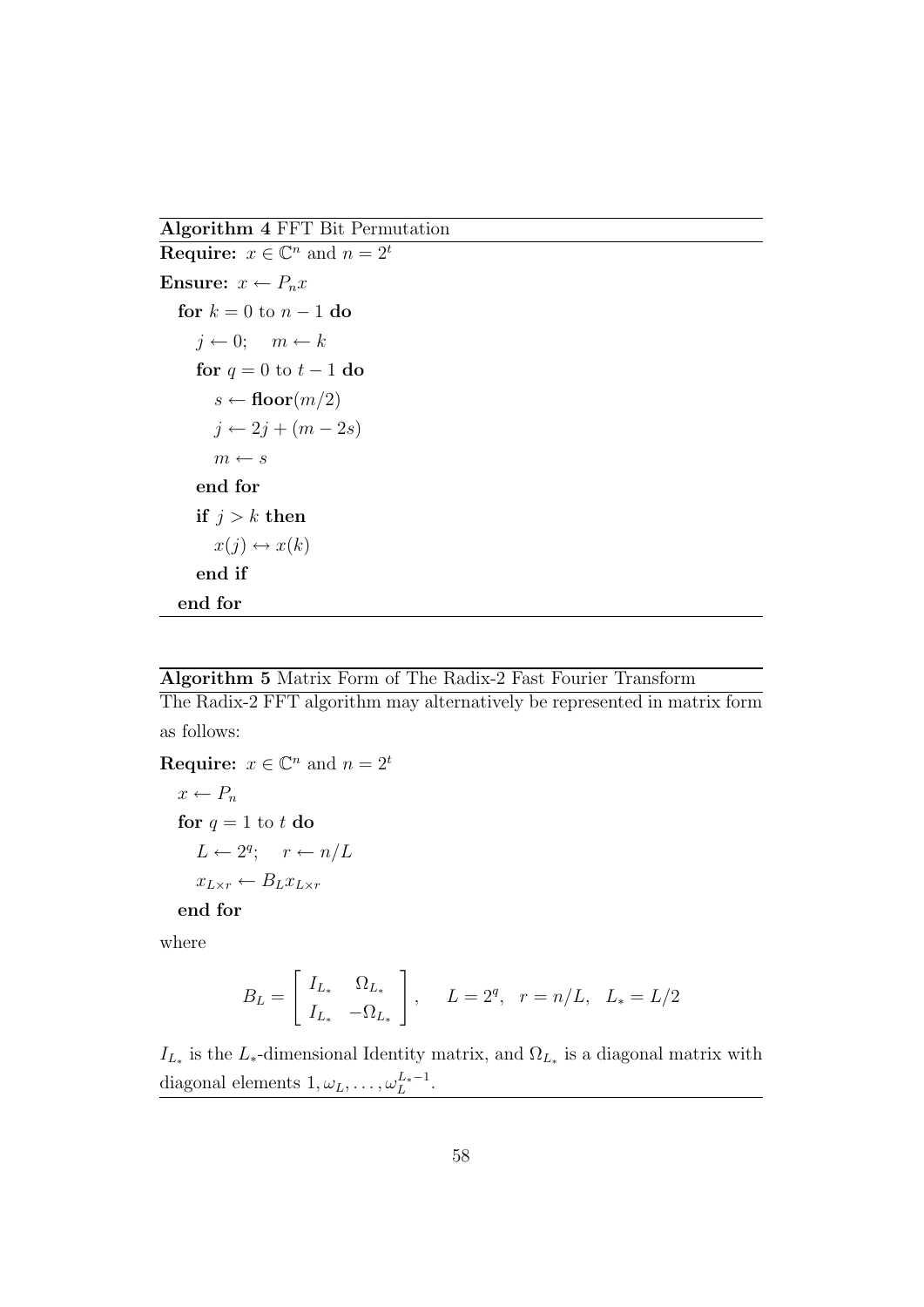**Algorithm 4** FFT Bit Permutation

**Require:** $x \in \mathbb{C}^n$ and $n = 2^t$

**Ensure:** $x \leftarrow P_n x$

```
for k = 0 to n − 1 do
    j ← 0;    m ← k
    for q = 0 to t − 1 do
        s ← floor(m/2)
        j ← 2j + (m − 2s)
        m ← s
    end for
    if j > k then
        x(j) ↔ x(k)
    end if
end for
```

**Algorithm 5** Matrix Form of The Radix-2 Fast Fourier Transform

The Radix-2 FFT algorithm may alternatively be represented in matrix form as follows:

**Require:** $x \in \mathbb{C}^n$ and $n = 2^t$

```
x ← P_n
for q = 1 to t do
    L ← 2^q;    r ← n/L
    x_{L×r} ← B_L x_{L×r}
end for
```

where

$$B_L = \begin{bmatrix} I_{L_*} & \Omega_{L_*} \\ I_{L_*} & -\Omega_{L_*} \end{bmatrix}, \quad L = 2^q, \quad r = n/L, \quad L_* = L/2$$

$I_{L_*}$ is the $L_*$-dimensional Identity matrix, and $\Omega_{L_*}$ is a diagonal matrix with diagonal elements $1, \omega_L, \ldots, \omega_L^{L_*-1}$.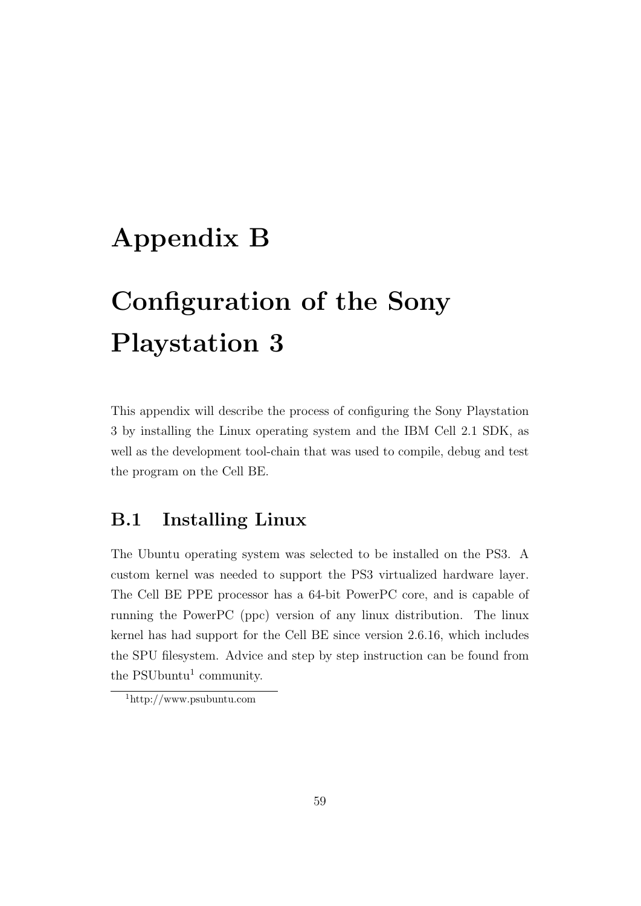# Appendix B

# Configuration of the Sony Playstation 3

This appendix will describe the process of configuring the Sony Playstation 3 by installing the Linux operating system and the IBM Cell 2.1 SDK, as well as the development tool-chain that was used to compile, debug and test the program on the Cell BE.

## B.1 Installing Linux

The Ubuntu operating system was selected to be installed on the PS3. A custom kernel was needed to support the PS3 virtualized hardware layer. The Cell BE PPE processor has a 64-bit PowerPC core, and is capable of running the PowerPC (ppc) version of any linux distribution. The linux kernel has had support for the Cell BE since version 2.6.16, which includes the SPU filesystem. Advice and step by step instruction can be found from the PSUbuntu[1] community.

[1] http://www.psubuntu.com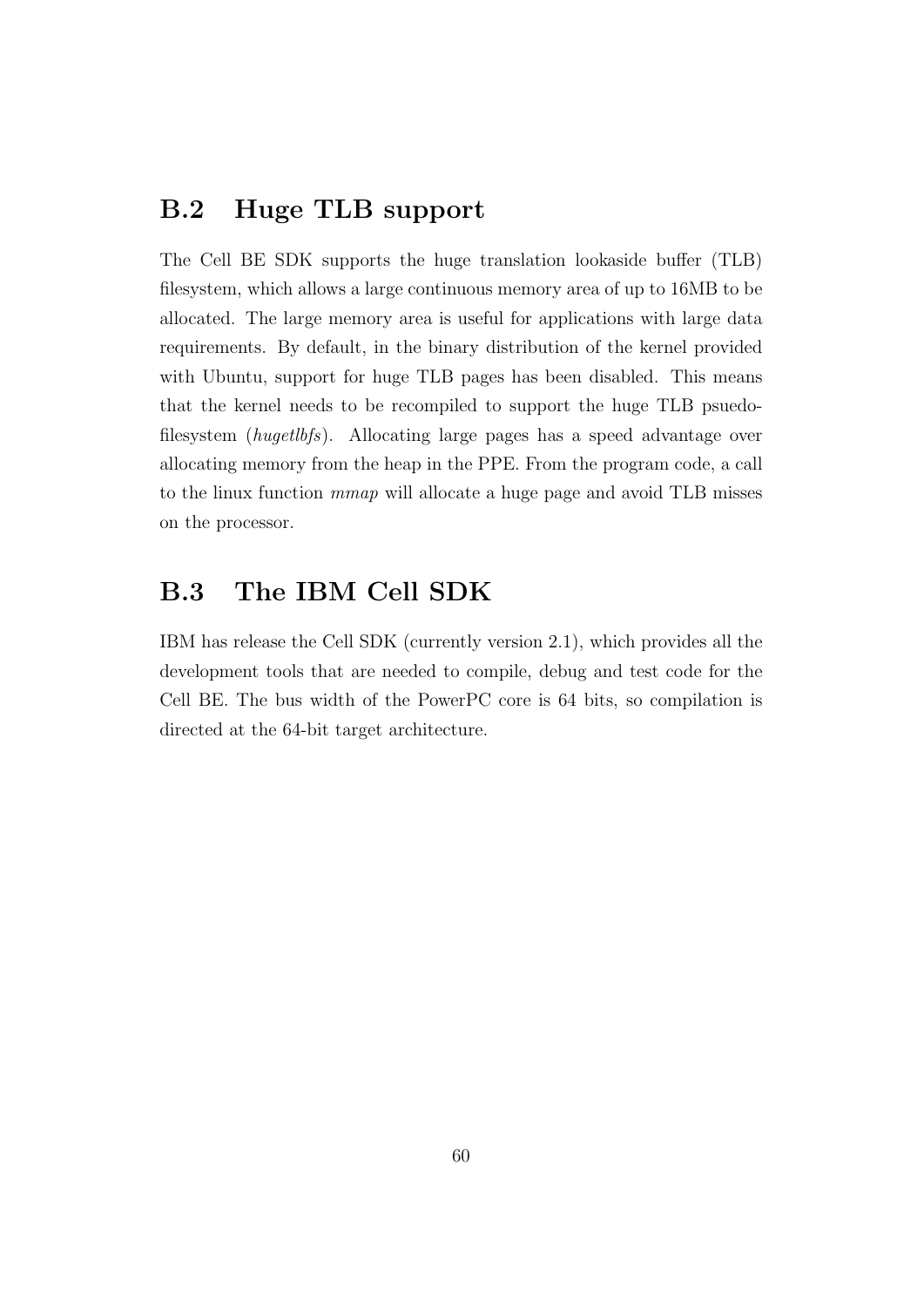## B.2 Huge TLB support

The Cell BE SDK supports the huge translation lookaside buffer (TLB) filesystem, which allows a large continuous memory area of up to 16MB to be allocated. The large memory area is useful for applications with large data requirements. By default, in the binary distribution of the kernel provided with Ubuntu, support for huge TLB pages has been disabled. This means that the kernel needs to be recompiled to support the huge TLB psuedo-filesystem (*hugetlbfs*). Allocating large pages has a speed advantage over allocating memory from the heap in the PPE. From the program code, a call to the linux function *mmap* will allocate a huge page and avoid TLB misses on the processor.

## B.3 The IBM Cell SDK

IBM has release the Cell SDK (currently version 2.1), which provides all the development tools that are needed to compile, debug and test code for the Cell BE. The bus width of the PowerPC core is 64 bits, so compilation is directed at the 64-bit target architecture.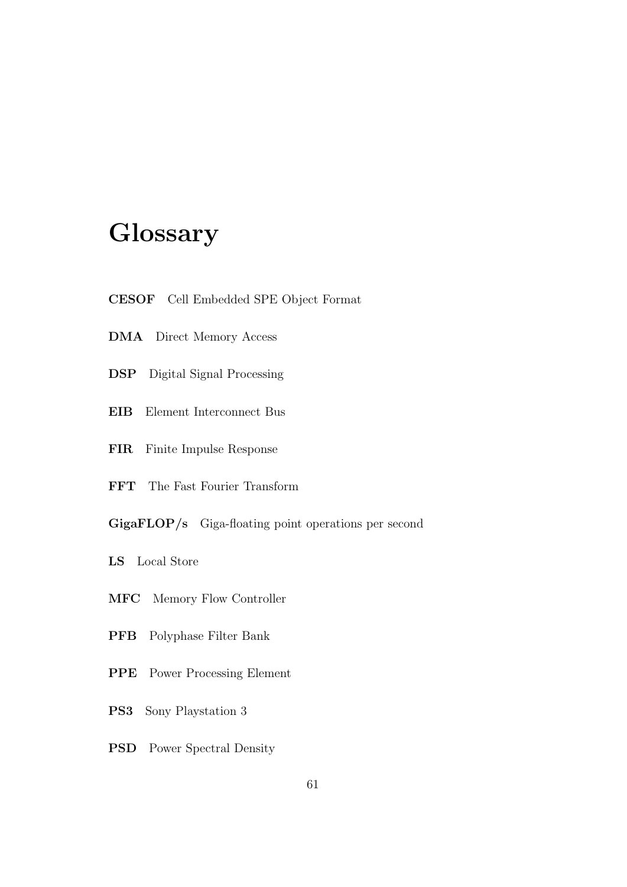# Glossary

**CESOF** Cell Embedded SPE Object Format

**DMA** Direct Memory Access

**DSP** Digital Signal Processing

**EIB** Element Interconnect Bus

**FIR** Finite Impulse Response

**FFT** The Fast Fourier Transform

**GigaFLOP/s** Giga-floating point operations per second

**LS** Local Store

**MFC** Memory Flow Controller

**PFB** Polyphase Filter Bank

**PPE** Power Processing Element

**PS3** Sony Playstation 3

**PSD** Power Spectral Density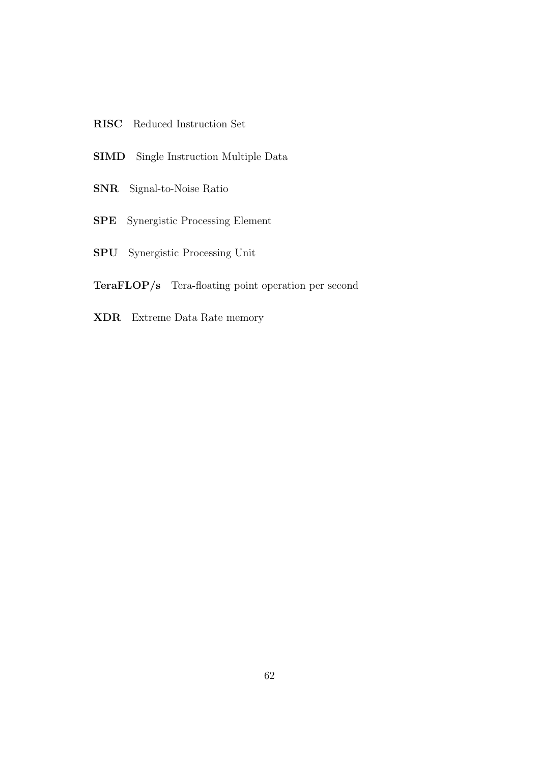**RISC** Reduced Instruction Set

**SIMD** Single Instruction Multiple Data

**SNR** Signal-to-Noise Ratio

**SPE** Synergistic Processing Element

**SPU** Synergistic Processing Unit

**TeraFLOP/s** Tera-floating point operation per second

**XDR** Extreme Data Rate memory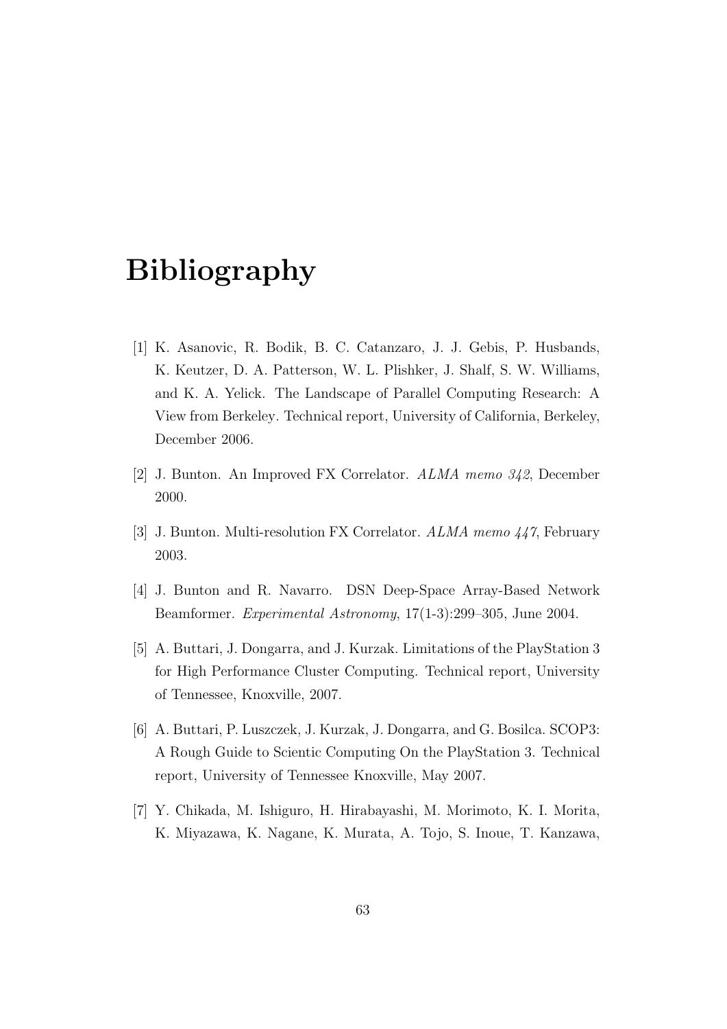# Bibliography

[1] K. Asanovic, R. Bodik, B. C. Catanzaro, J. J. Gebis, P. Husbands, K. Keutzer, D. A. Patterson, W. L. Plishker, J. Shalf, S. W. Williams, and K. A. Yelick. The Landscape of Parallel Computing Research: A View from Berkeley. Technical report, University of California, Berkeley, December 2006.

[2] J. Bunton. An Improved FX Correlator. *ALMA memo 342*, December 2000.

[3] J. Bunton. Multi-resolution FX Correlator. *ALMA memo 447*, February 2003.

[4] J. Bunton and R. Navarro. DSN Deep-Space Array-Based Network Beamformer. *Experimental Astronomy*, 17(1-3):299–305, June 2004.

[5] A. Buttari, J. Dongarra, and J. Kurzak. Limitations of the PlayStation 3 for High Performance Cluster Computing. Technical report, University of Tennessee, Knoxville, 2007.

[6] A. Buttari, P. Luszczek, J. Kurzak, J. Dongarra, and G. Bosilca. SCOP3: A Rough Guide to Scientic Computing On the PlayStation 3. Technical report, University of Tennessee Knoxville, May 2007.

[7] Y. Chikada, M. Ishiguro, H. Hirabayashi, M. Morimoto, K. I. Morita, K. Miyazawa, K. Nagane, K. Murata, A. Tojo, S. Inoue, T. Kanzawa,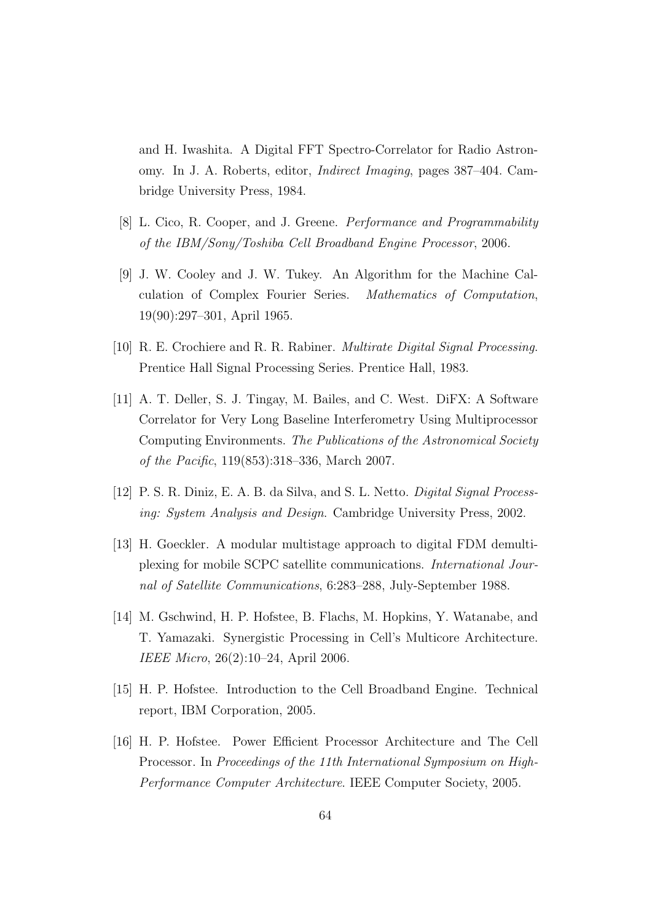and H. Iwashita. A Digital FFT Spectro-Correlator for Radio Astronomy. In J. A. Roberts, editor, *Indirect Imaging*, pages 387–404. Cambridge University Press, 1984.

[8] L. Cico, R. Cooper, and J. Greene. *Performance and Programmability of the IBM/Sony/Toshiba Cell Broadband Engine Processor*, 2006.

[9] J. W. Cooley and J. W. Tukey. An Algorithm for the Machine Calculation of Complex Fourier Series. *Mathematics of Computation*, 19(90):297–301, April 1965.

[10] R. E. Crochiere and R. R. Rabiner. *Multirate Digital Signal Processing*. Prentice Hall Signal Processing Series. Prentice Hall, 1983.

[11] A. T. Deller, S. J. Tingay, M. Bailes, and C. West. DiFX: A Software Correlator for Very Long Baseline Interferometry Using Multiprocessor Computing Environments. *The Publications of the Astronomical Society of the Pacific*, 119(853):318–336, March 2007.

[12] P. S. R. Diniz, E. A. B. da Silva, and S. L. Netto. *Digital Signal Processing: System Analysis and Design*. Cambridge University Press, 2002.

[13] H. Goeckler. A modular multistage approach to digital FDM demultiplexing for mobile SCPC satellite communications. *International Journal of Satellite Communications*, 6:283–288, July-September 1988.

[14] M. Gschwind, H. P. Hofstee, B. Flachs, M. Hopkins, Y. Watanabe, and T. Yamazaki. Synergistic Processing in Cell's Multicore Architecture. *IEEE Micro*, 26(2):10–24, April 2006.

[15] H. P. Hofstee. Introduction to the Cell Broadband Engine. Technical report, IBM Corporation, 2005.

[16] H. P. Hofstee. Power Efficient Processor Architecture and The Cell Processor. In *Proceedings of the 11th International Symposium on High-Performance Computer Architecture*. IEEE Computer Society, 2005.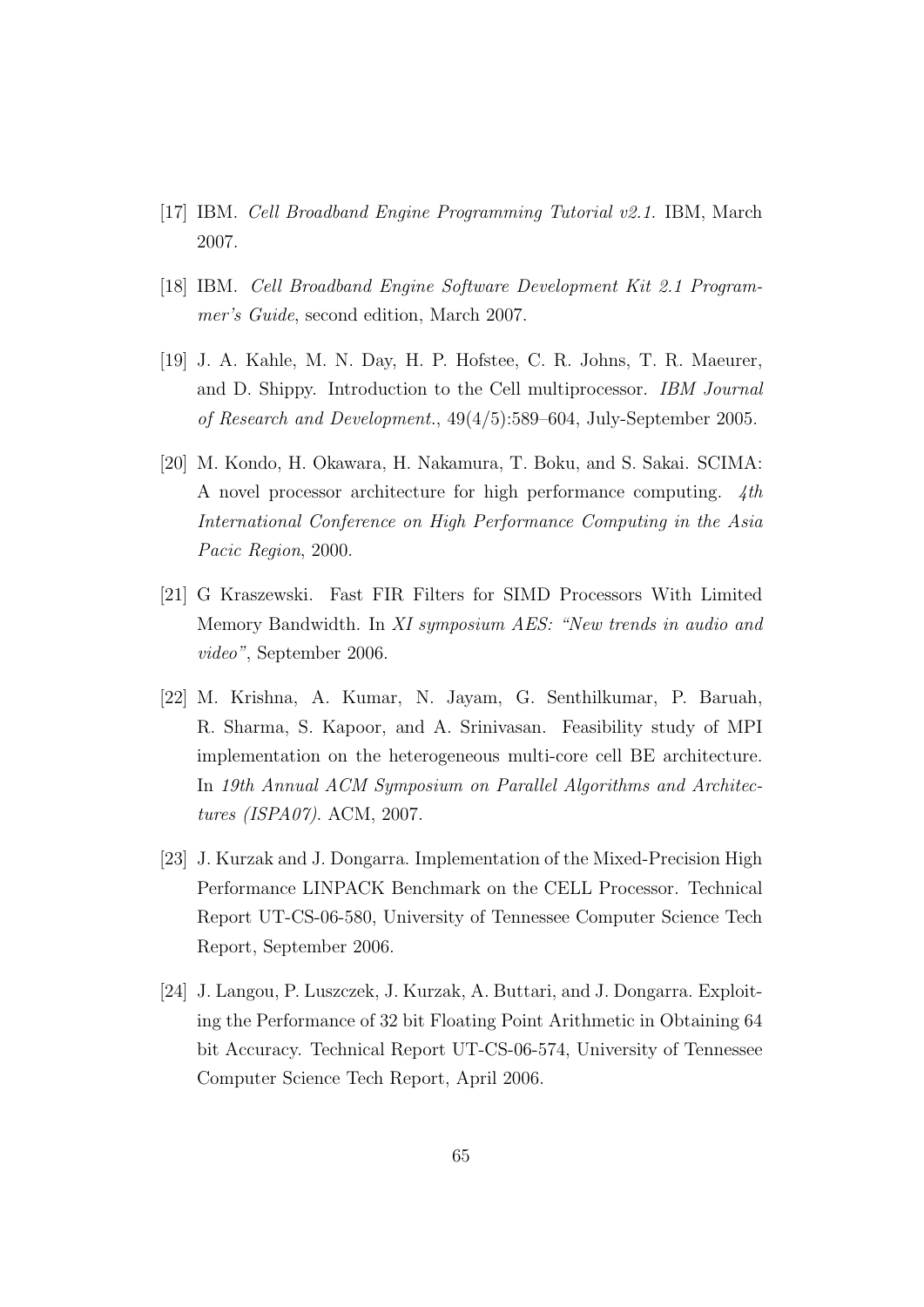[17] IBM. *Cell Broadband Engine Programming Tutorial v2.1*. IBM, March 2007.

[18] IBM. *Cell Broadband Engine Software Development Kit 2.1 Programmer's Guide*, second edition, March 2007.

[19] J. A. Kahle, M. N. Day, H. P. Hofstee, C. R. Johns, T. R. Maeurer, and D. Shippy. Introduction to the Cell multiprocessor. *IBM Journal of Research and Development.*, 49(4/5):589–604, July-September 2005.

[20] M. Kondo, H. Okawara, H. Nakamura, T. Boku, and S. Sakai. SCIMA: A novel processor architecture for high performance computing. *4th International Conference on High Performance Computing in the Asia Pacic Region*, 2000.

[21] G Kraszewski. Fast FIR Filters for SIMD Processors With Limited Memory Bandwidth. In *XI symposium AES: "New trends in audio and video"*, September 2006.

[22] M. Krishna, A. Kumar, N. Jayam, G. Senthilkumar, P. Baruah, R. Sharma, S. Kapoor, and A. Srinivasan. Feasibility study of MPI implementation on the heterogeneous multi-core cell BE architecture. In *19th Annual ACM Symposium on Parallel Algorithms and Architectures (ISPA07)*. ACM, 2007.

[23] J. Kurzak and J. Dongarra. Implementation of the Mixed-Precision High Performance LINPACK Benchmark on the CELL Processor. Technical Report UT-CS-06-580, University of Tennessee Computer Science Tech Report, September 2006.

[24] J. Langou, P. Luszczek, J. Kurzak, A. Buttari, and J. Dongarra. Exploiting the Performance of 32 bit Floating Point Arithmetic in Obtaining 64 bit Accuracy. Technical Report UT-CS-06-574, University of Tennessee Computer Science Tech Report, April 2006.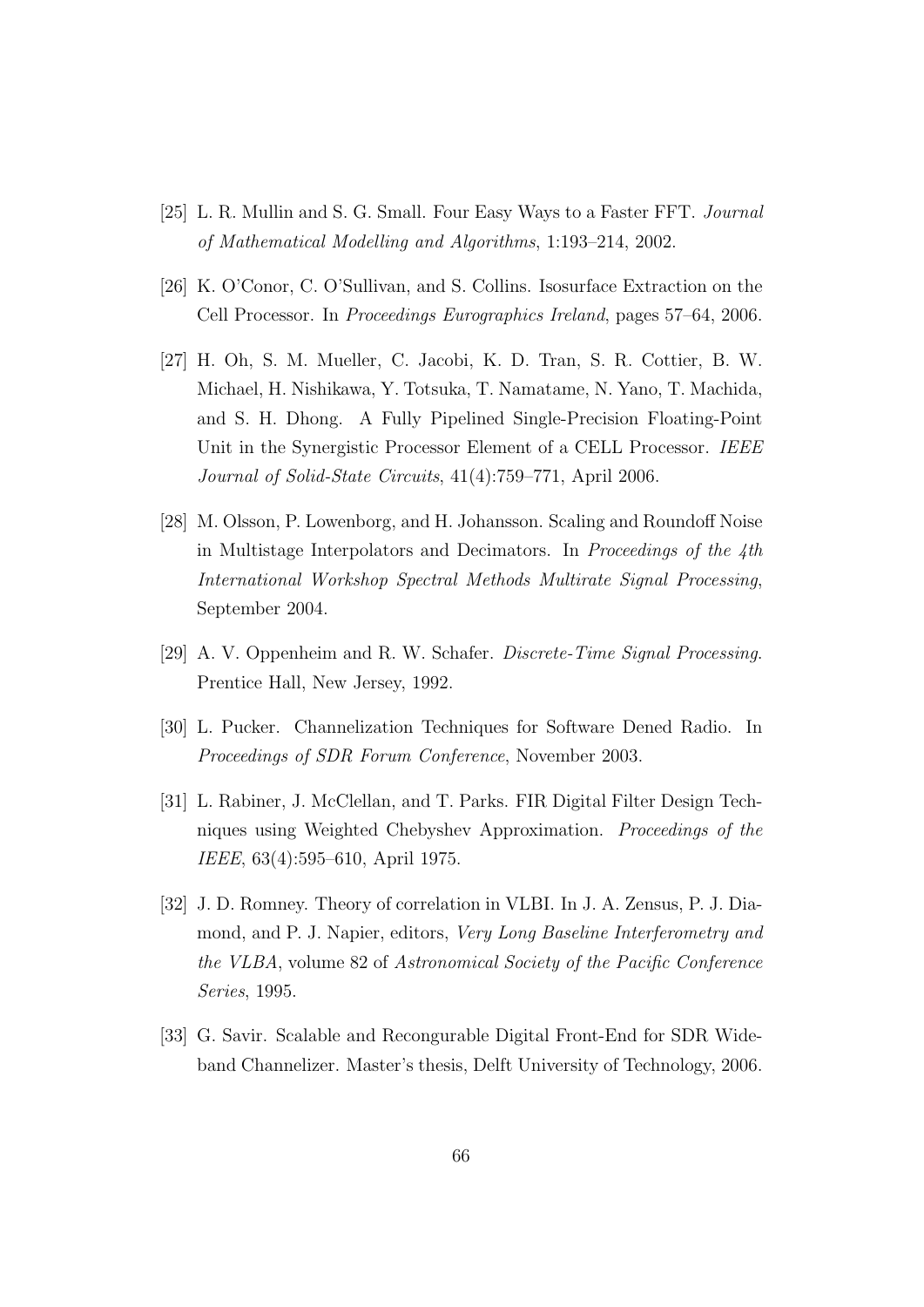[25] L. R. Mullin and S. G. Small. Four Easy Ways to a Faster FFT. *Journal of Mathematical Modelling and Algorithms*, 1:193–214, 2002.

[26] K. O'Conor, C. O'Sullivan, and S. Collins. Isosurface Extraction on the Cell Processor. In *Proceedings Eurographics Ireland*, pages 57–64, 2006.

[27] H. Oh, S. M. Mueller, C. Jacobi, K. D. Tran, S. R. Cottier, B. W. Michael, H. Nishikawa, Y. Totsuka, T. Namatame, N. Yano, T. Machida, and S. H. Dhong. A Fully Pipelined Single-Precision Floating-Point Unit in the Synergistic Processor Element of a CELL Processor. *IEEE Journal of Solid-State Circuits*, 41(4):759–771, April 2006.

[28] M. Olsson, P. Lowenborg, and H. Johansson. Scaling and Roundoff Noise in Multistage Interpolators and Decimators. In *Proceedings of the 4th International Workshop Spectral Methods Multirate Signal Processing*, September 2004.

[29] A. V. Oppenheim and R. W. Schafer. *Discrete-Time Signal Processing*. Prentice Hall, New Jersey, 1992.

[30] L. Pucker. Channelization Techniques for Software Dened Radio. In *Proceedings of SDR Forum Conference*, November 2003.

[31] L. Rabiner, J. McClellan, and T. Parks. FIR Digital Filter Design Techniques using Weighted Chebyshev Approximation. *Proceedings of the IEEE*, 63(4):595–610, April 1975.

[32] J. D. Romney. Theory of correlation in VLBI. In J. A. Zensus, P. J. Diamond, and P. J. Napier, editors, *Very Long Baseline Interferometry and the VLBA*, volume 82 of *Astronomical Society of the Pacific Conference Series*, 1995.

[33] G. Savir. Scalable and Recongurable Digital Front-End for SDR Wideband Channelizer. Master's thesis, Delft University of Technology, 2006.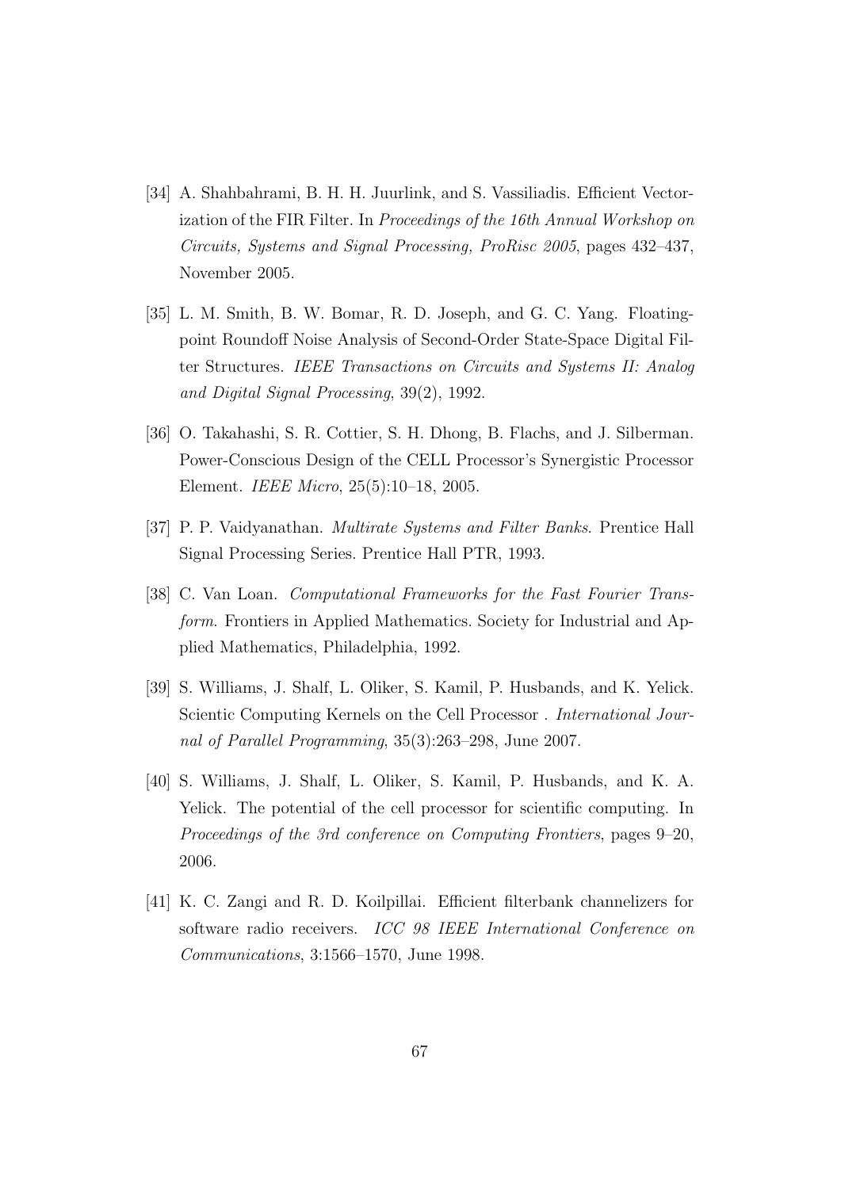[34] A. Shahbahrami, B. H. H. Juurlink, and S. Vassiliadis. Efficient Vectorization of the FIR Filter. In *Proceedings of the 16th Annual Workshop on Circuits, Systems and Signal Processing, ProRisc 2005*, pages 432–437, November 2005.

[35] L. M. Smith, B. W. Bomar, R. D. Joseph, and G. C. Yang. Floating-point Roundoff Noise Analysis of Second-Order State-Space Digital Filter Structures. *IEEE Transactions on Circuits and Systems II: Analog and Digital Signal Processing*, 39(2), 1992.

[36] O. Takahashi, S. R. Cottier, S. H. Dhong, B. Flachs, and J. Silberman. Power-Conscious Design of the CELL Processor's Synergistic Processor Element. *IEEE Micro*, 25(5):10–18, 2005.

[37] P. P. Vaidyanathan. *Multirate Systems and Filter Banks*. Prentice Hall Signal Processing Series. Prentice Hall PTR, 1993.

[38] C. Van Loan. *Computational Frameworks for the Fast Fourier Transform*. Frontiers in Applied Mathematics. Society for Industrial and Applied Mathematics, Philadelphia, 1992.

[39] S. Williams, J. Shalf, L. Oliker, S. Kamil, P. Husbands, and K. Yelick. Scientic Computing Kernels on the Cell Processor . *International Journal of Parallel Programming*, 35(3):263–298, June 2007.

[40] S. Williams, J. Shalf, L. Oliker, S. Kamil, P. Husbands, and K. A. Yelick. The potential of the cell processor for scientific computing. In *Proceedings of the 3rd conference on Computing Frontiers*, pages 9–20, 2006.

[41] K. C. Zangi and R. D. Koilpillai. Efficient filterbank channelizers for software radio receivers. *ICC 98 IEEE International Conference on Communications*, 3:1566–1570, June 1998.